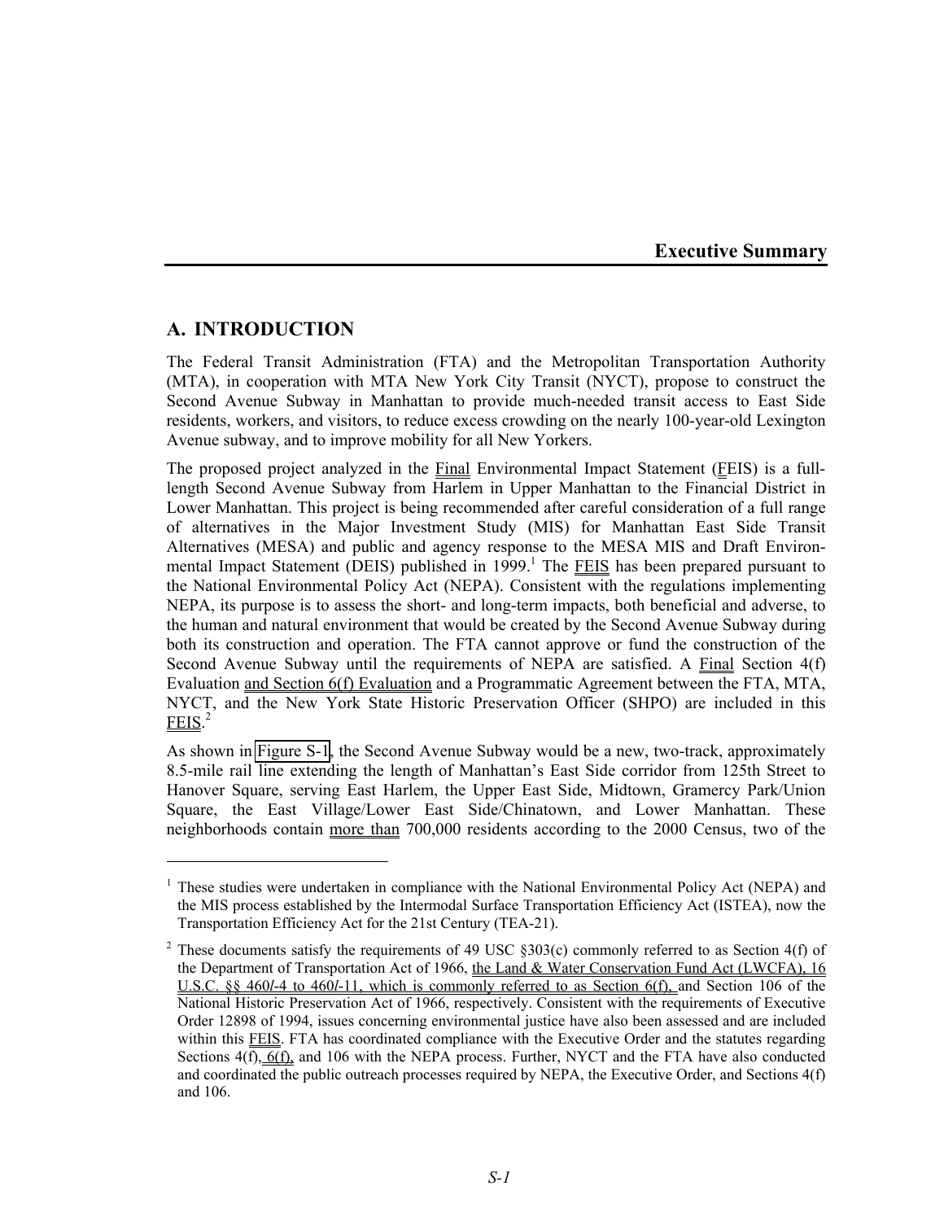# Executive Summary

## A. INTRODUCTION

The Federal Transit Administration (FTA) and the Metropolitan Transportation Authority (MTA), in cooperation with MTA New York City Transit (NYCT), propose to construct the Second Avenue Subway in Manhattan to provide much-needed transit access to East Side residents, workers, and visitors, to reduce excess crowding on the nearly 100-year-old Lexington Avenue subway, and to improve mobility for all New Yorkers.

The proposed project analyzed in the Final Environmental Impact Statement (FEIS) is a full-length Second Avenue Subway from Harlem in Upper Manhattan to the Financial District in Lower Manhattan. This project is being recommended after careful consideration of a full range of alternatives in the Major Investment Study (MIS) for Manhattan East Side Transit Alternatives (MESA) and public and agency response to the MESA MIS and Draft Environmental Impact Statement (DEIS) published in 1999.[1] The FEIS has been prepared pursuant to the National Environmental Policy Act (NEPA). Consistent with the regulations implementing NEPA, its purpose is to assess the short- and long-term impacts, both beneficial and adverse, to the human and natural environment that would be created by the Second Avenue Subway during both its construction and operation. The FTA cannot approve or fund the construction of the Second Avenue Subway until the requirements of NEPA are satisfied. A Final Section 4(f) Evaluation and Section 6(f) Evaluation and a Programmatic Agreement between the FTA, MTA, NYCT, and the New York State Historic Preservation Officer (SHPO) are included in this FEIS.[2]

As shown in Figure S-1, the Second Avenue Subway would be a new, two-track, approximately 8.5-mile rail line extending the length of Manhattan's East Side corridor from 125th Street to Hanover Square, serving East Harlem, the Upper East Side, Midtown, Gramercy Park/Union Square, the East Village/Lower East Side/Chinatown, and Lower Manhattan. These neighborhoods contain more than 700,000 residents according to the 2000 Census, two of the

---

[1] These studies were undertaken in compliance with the National Environmental Policy Act (NEPA) and the MIS process established by the Intermodal Surface Transportation Efficiency Act (ISTEA), now the Transportation Efficiency Act for the 21st Century (TEA-21).

[2] These documents satisfy the requirements of 49 USC §303(c) commonly referred to as Section 4(f) of the Department of Transportation Act of 1966, the Land & Water Conservation Fund Act (LWCFA), 16 U.S.C. §§ 460*l*-4 to 460*l*-11, which is commonly referred to as Section 6(f), and Section 106 of the National Historic Preservation Act of 1966, respectively. Consistent with the requirements of Executive Order 12898 of 1994, issues concerning environmental justice have also been assessed and are included within this FEIS. FTA has coordinated compliance with the Executive Order and the statutes regarding Sections 4(f), 6(f), and 106 with the NEPA process. Further, NYCT and the FTA have also conducted and coordinated the public outreach processes required by NEPA, the Executive Order, and Sections 4(f) and 106.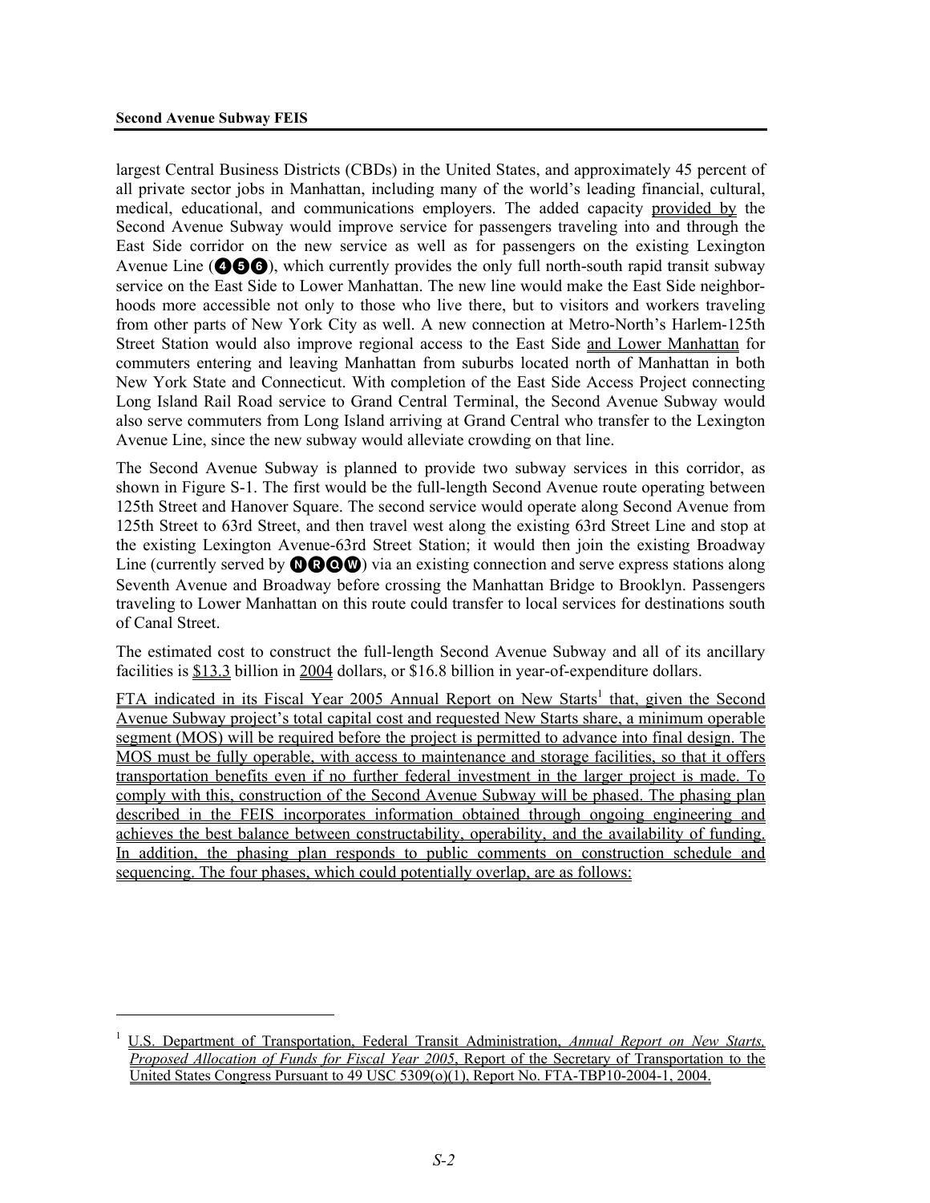largest Central Business Districts (CBDs) in the United States, and approximately 45 percent of all private sector jobs in Manhattan, including many of the world's leading financial, cultural, medical, educational, and communications employers. The added capacity provided by the Second Avenue Subway would improve service for passengers traveling into and through the East Side corridor on the new service as well as for passengers on the existing Lexington Avenue Line (4 5 6), which currently provides the only full north-south rapid transit subway service on the East Side to Lower Manhattan. The new line would make the East Side neighborhoods more accessible not only to those who live there, but to visitors and workers traveling from other parts of New York City as well. A new connection at Metro-North's Harlem-125th Street Station would also improve regional access to the East Side and Lower Manhattan for commuters entering and leaving Manhattan from suburbs located north of Manhattan in both New York State and Connecticut. With completion of the East Side Access Project connecting Long Island Rail Road service to Grand Central Terminal, the Second Avenue Subway would also serve commuters from Long Island arriving at Grand Central who transfer to the Lexington Avenue Line, since the new subway would alleviate crowding on that line.

The Second Avenue Subway is planned to provide two subway services in this corridor, as shown in Figure S-1. The first would be the full-length Second Avenue route operating between 125th Street and Hanover Square. The second service would operate along Second Avenue from 125th Street to 63rd Street, and then travel west along the existing 63rd Street Line and stop at the existing Lexington Avenue-63rd Street Station; it would then join the existing Broadway Line (currently served by N R Q W) via an existing connection and serve express stations along Seventh Avenue and Broadway before crossing the Manhattan Bridge to Brooklyn. Passengers traveling to Lower Manhattan on this route could transfer to local services for destinations south of Canal Street.

The estimated cost to construct the full-length Second Avenue Subway and all of its ancillary facilities is $13.3 billion in 2004 dollars, or $16.8 billion in year-of-expenditure dollars.

FTA indicated in its Fiscal Year 2005 Annual Report on New Starts[1] that, given the Second Avenue Subway project's total capital cost and requested New Starts share, a minimum operable segment (MOS) will be required before the project is permitted to advance into final design. The MOS must be fully operable, with access to maintenance and storage facilities, so that it offers transportation benefits even if no further federal investment in the larger project is made. To comply with this, construction of the Second Avenue Subway will be phased. The phasing plan described in the FEIS incorporates information obtained through ongoing engineering and achieves the best balance between constructability, operability, and the availability of funding. In addition, the phasing plan responds to public comments on construction schedule and sequencing. The four phases, which could potentially overlap, are as follows:

[1] U.S. Department of Transportation, Federal Transit Administration, *Annual Report on New Starts, Proposed Allocation of Funds for Fiscal Year 2005*, Report of the Secretary of Transportation to the United States Congress Pursuant to 49 USC 5309(o)(1), Report No. FTA-TBP10-2004-1, 2004.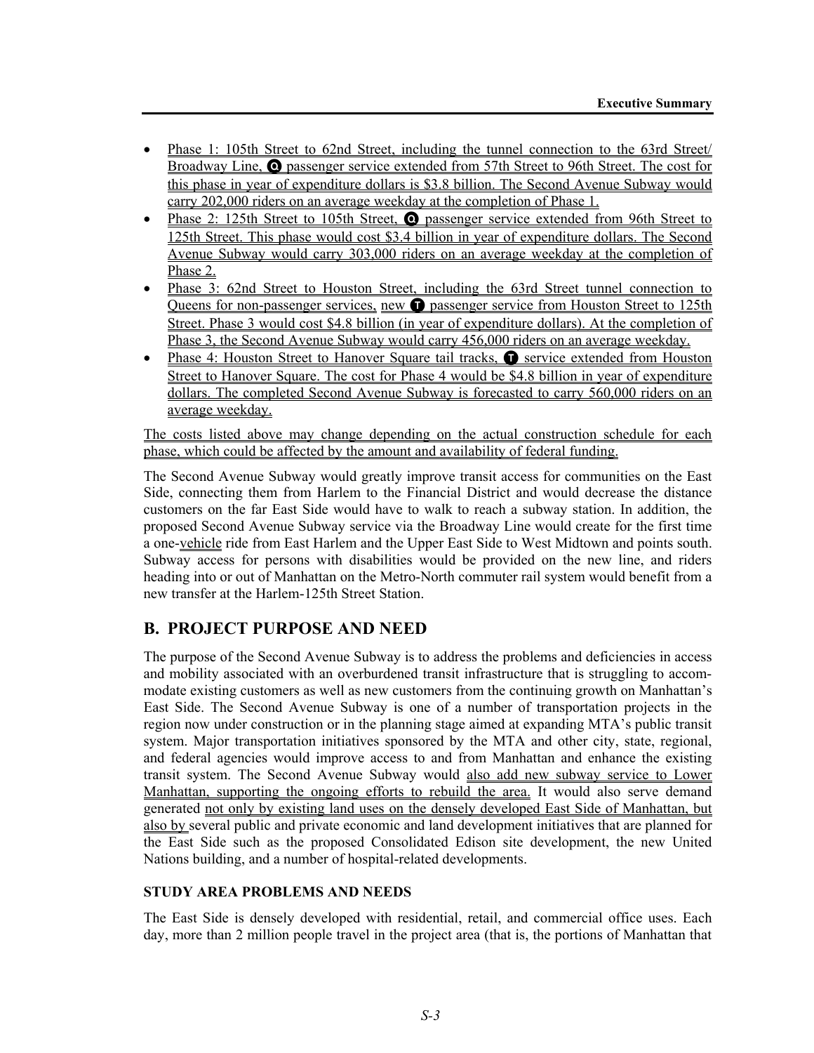- Phase 1: 105th Street to 62nd Street, including the tunnel connection to the 63rd Street/ Broadway Line, Q passenger service extended from 57th Street to 96th Street. The cost for this phase in year of expenditure dollars is $3.8 billion. The Second Avenue Subway would carry 202,000 riders on an average weekday at the completion of Phase 1.
- Phase 2: 125th Street to 105th Street, Q passenger service extended from 96th Street to 125th Street. This phase would cost $3.4 billion in year of expenditure dollars. The Second Avenue Subway would carry 303,000 riders on an average weekday at the completion of Phase 2.
- Phase 3: 62nd Street to Houston Street, including the 63rd Street tunnel connection to Queens for non-passenger services, new T passenger service from Houston Street to 125th Street. Phase 3 would cost $4.8 billion (in year of expenditure dollars). At the completion of Phase 3, the Second Avenue Subway would carry 456,000 riders on an average weekday.
- Phase 4: Houston Street to Hanover Square tail tracks, T service extended from Houston Street to Hanover Square. The cost for Phase 4 would be $4.8 billion in year of expenditure dollars. The completed Second Avenue Subway is forecasted to carry 560,000 riders on an average weekday.

The costs listed above may change depending on the actual construction schedule for each phase, which could be affected by the amount and availability of federal funding.

The Second Avenue Subway would greatly improve transit access for communities on the East Side, connecting them from Harlem to the Financial District and would decrease the distance customers on the far East Side would have to walk to reach a subway station. In addition, the proposed Second Avenue Subway service via the Broadway Line would create for the first time a one-vehicle ride from East Harlem and the Upper East Side to West Midtown and points south. Subway access for persons with disabilities would be provided on the new line, and riders heading into or out of Manhattan on the Metro-North commuter rail system would benefit from a new transfer at the Harlem-125th Street Station.

## B. PROJECT PURPOSE AND NEED

The purpose of the Second Avenue Subway is to address the problems and deficiencies in access and mobility associated with an overburdened transit infrastructure that is struggling to accommodate existing customers as well as new customers from the continuing growth on Manhattan's East Side. The Second Avenue Subway is one of a number of transportation projects in the region now under construction or in the planning stage aimed at expanding MTA's public transit system. Major transportation initiatives sponsored by the MTA and other city, state, regional, and federal agencies would improve access to and from Manhattan and enhance the existing transit system. The Second Avenue Subway would also add new subway service to Lower Manhattan, supporting the ongoing efforts to rebuild the area. It would also serve demand generated not only by existing land uses on the densely developed East Side of Manhattan, but also by several public and private economic and land development initiatives that are planned for the East Side such as the proposed Consolidated Edison site development, the new United Nations building, and a number of hospital-related developments.

### STUDY AREA PROBLEMS AND NEEDS

The East Side is densely developed with residential, retail, and commercial office uses. Each day, more than 2 million people travel in the project area (that is, the portions of Manhattan that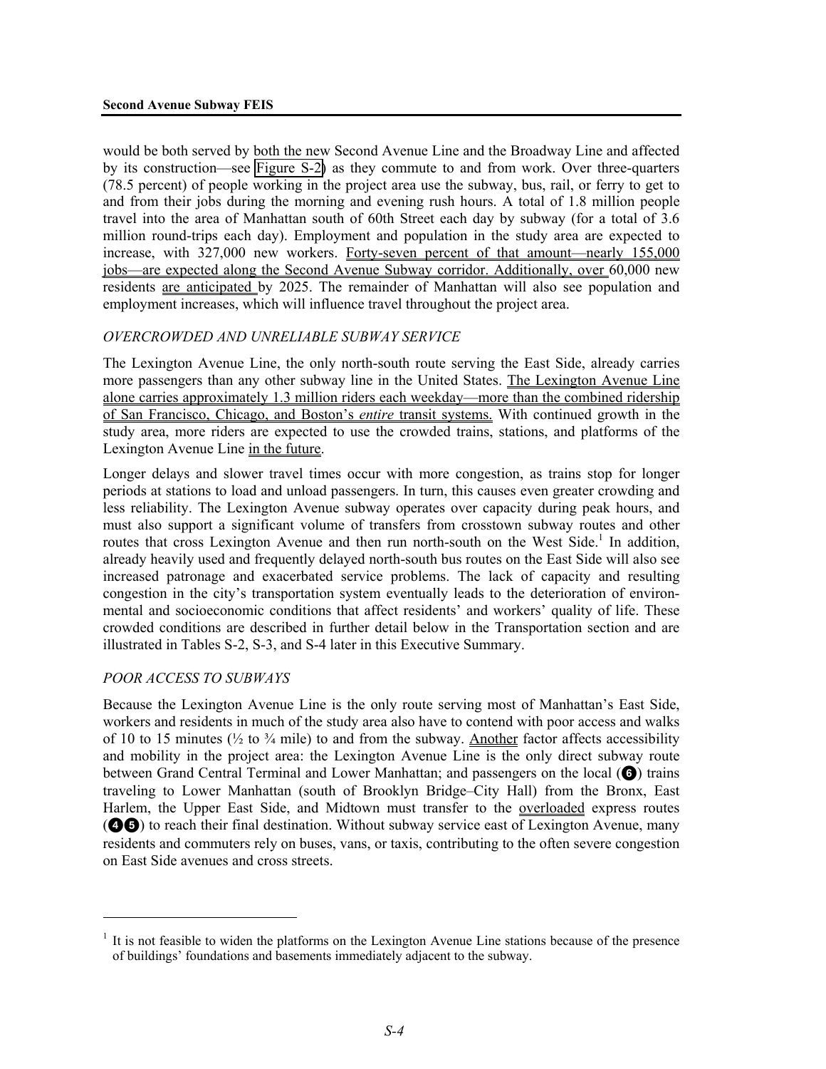would be both served by both the new Second Avenue Line and the Broadway Line and affected by its construction—see Figure S-2) as they commute to and from work. Over three-quarters (78.5 percent) of people working in the project area use the subway, bus, rail, or ferry to get to and from their jobs during the morning and evening rush hours. A total of 1.8 million people travel into the area of Manhattan south of 60th Street each day by subway (for a total of 3.6 million round-trips each day). Employment and population in the study area are expected to increase, with 327,000 new workers. Forty-seven percent of that amount—nearly 155,000 jobs—are expected along the Second Avenue Subway corridor. Additionally, over 60,000 new residents are anticipated by 2025. The remainder of Manhattan will also see population and employment increases, which will influence travel throughout the project area.

*OVERCROWDED AND UNRELIABLE SUBWAY SERVICE*

The Lexington Avenue Line, the only north-south route serving the East Side, already carries more passengers than any other subway line in the United States. The Lexington Avenue Line alone carries approximately 1.3 million riders each weekday—more than the combined ridership of San Francisco, Chicago, and Boston's *entire* transit systems. With continued growth in the study area, more riders are expected to use the crowded trains, stations, and platforms of the Lexington Avenue Line in the future.

Longer delays and slower travel times occur with more congestion, as trains stop for longer periods at stations to load and unload passengers. In turn, this causes even greater crowding and less reliability. The Lexington Avenue subway operates over capacity during peak hours, and must also support a significant volume of transfers from crosstown subway routes and other routes that cross Lexington Avenue and then run north-south on the West Side.[1] In addition, already heavily used and frequently delayed north-south bus routes on the East Side will also see increased patronage and exacerbated service problems. The lack of capacity and resulting congestion in the city's transportation system eventually leads to the deterioration of environmental and socioeconomic conditions that affect residents' and workers' quality of life. These crowded conditions are described in further detail below in the Transportation section and are illustrated in Tables S-2, S-3, and S-4 later in this Executive Summary.

*POOR ACCESS TO SUBWAYS*

Because the Lexington Avenue Line is the only route serving most of Manhattan's East Side, workers and residents in much of the study area also have to contend with poor access and walks of 10 to 15 minutes (½ to ¾ mile) to and from the subway. Another factor affects accessibility and mobility in the project area: the Lexington Avenue Line is the only direct subway route between Grand Central Terminal and Lower Manhattan; and passengers on the local (❻) trains traveling to Lower Manhattan (south of Brooklyn Bridge–City Hall) from the Bronx, East Harlem, the Upper East Side, and Midtown must transfer to the overloaded express routes (❹❺) to reach their final destination. Without subway service east of Lexington Avenue, many residents and commuters rely on buses, vans, or taxis, contributing to the often severe congestion on East Side avenues and cross streets.

---

[1] It is not feasible to widen the platforms on the Lexington Avenue Line stations because of the presence of buildings' foundations and basements immediately adjacent to the subway.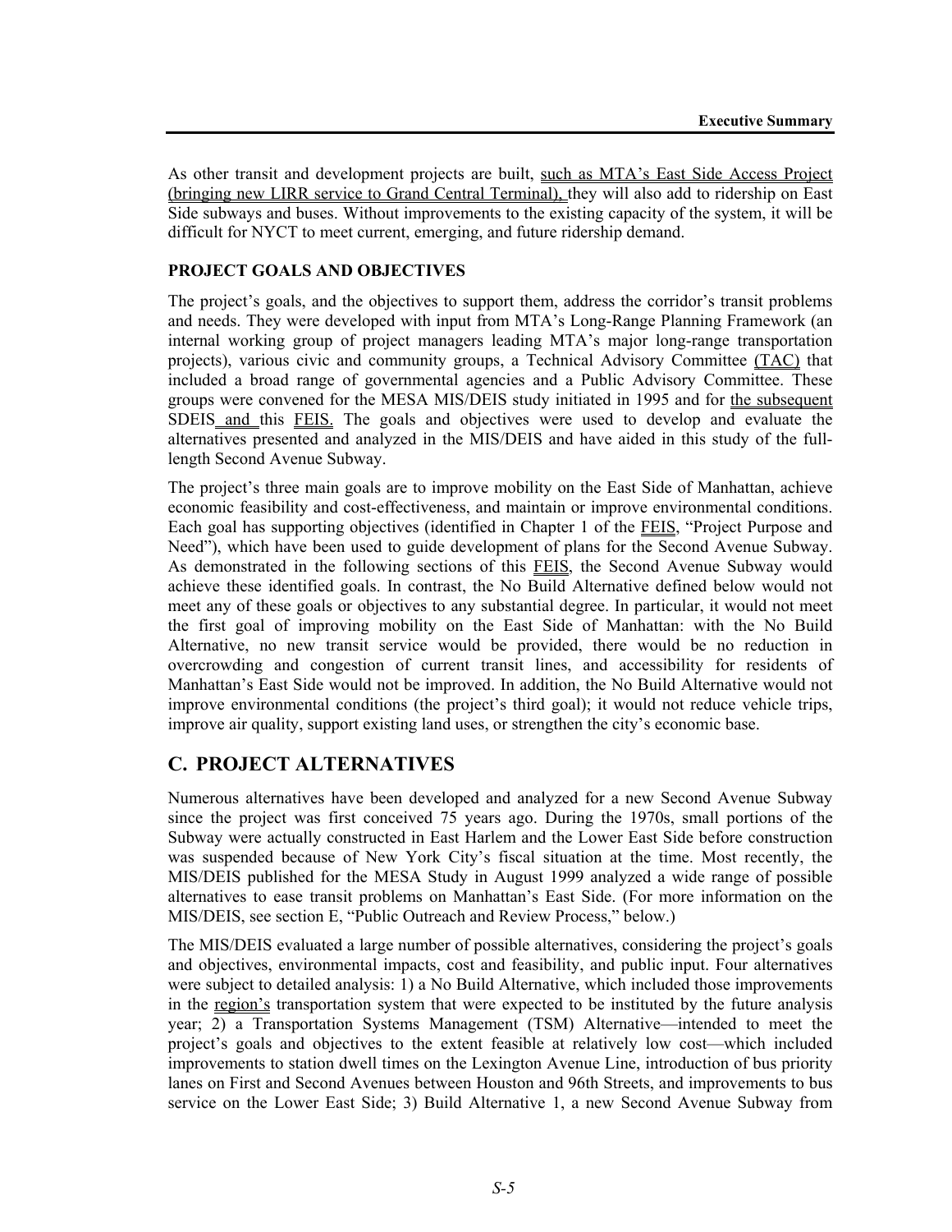As other transit and development projects are built, such as MTA's East Side Access Project (bringing new LIRR service to Grand Central Terminal), they will also add to ridership on East Side subways and buses. Without improvements to the existing capacity of the system, it will be difficult for NYCT to meet current, emerging, and future ridership demand.

### PROJECT GOALS AND OBJECTIVES

The project's goals, and the objectives to support them, address the corridor's transit problems and needs. They were developed with input from MTA's Long-Range Planning Framework (an internal working group of project managers leading MTA's major long-range transportation projects), various civic and community groups, a Technical Advisory Committee (TAC) that included a broad range of governmental agencies and a Public Advisory Committee. These groups were convened for the MESA MIS/DEIS study initiated in 1995 and for the subsequent SDEIS and this FEIS. The goals and objectives were used to develop and evaluate the alternatives presented and analyzed in the MIS/DEIS and have aided in this study of the full-length Second Avenue Subway.

The project's three main goals are to improve mobility on the East Side of Manhattan, achieve economic feasibility and cost-effectiveness, and maintain or improve environmental conditions. Each goal has supporting objectives (identified in Chapter 1 of the FEIS, "Project Purpose and Need"), which have been used to guide development of plans for the Second Avenue Subway. As demonstrated in the following sections of this FEIS, the Second Avenue Subway would achieve these identified goals. In contrast, the No Build Alternative defined below would not meet any of these goals or objectives to any substantial degree. In particular, it would not meet the first goal of improving mobility on the East Side of Manhattan: with the No Build Alternative, no new transit service would be provided, there would be no reduction in overcrowding and congestion of current transit lines, and accessibility for residents of Manhattan's East Side would not be improved. In addition, the No Build Alternative would not improve environmental conditions (the project's third goal); it would not reduce vehicle trips, improve air quality, support existing land uses, or strengthen the city's economic base.

## C. PROJECT ALTERNATIVES

Numerous alternatives have been developed and analyzed for a new Second Avenue Subway since the project was first conceived 75 years ago. During the 1970s, small portions of the Subway were actually constructed in East Harlem and the Lower East Side before construction was suspended because of New York City's fiscal situation at the time. Most recently, the MIS/DEIS published for the MESA Study in August 1999 analyzed a wide range of possible alternatives to ease transit problems on Manhattan's East Side. (For more information on the MIS/DEIS, see section E, "Public Outreach and Review Process," below.)

The MIS/DEIS evaluated a large number of possible alternatives, considering the project's goals and objectives, environmental impacts, cost and feasibility, and public input. Four alternatives were subject to detailed analysis: 1) a No Build Alternative, which included those improvements in the region's transportation system that were expected to be instituted by the future analysis year; 2) a Transportation Systems Management (TSM) Alternative—intended to meet the project's goals and objectives to the extent feasible at relatively low cost—which included improvements to station dwell times on the Lexington Avenue Line, introduction of bus priority lanes on First and Second Avenues between Houston and 96th Streets, and improvements to bus service on the Lower East Side; 3) Build Alternative 1, a new Second Avenue Subway from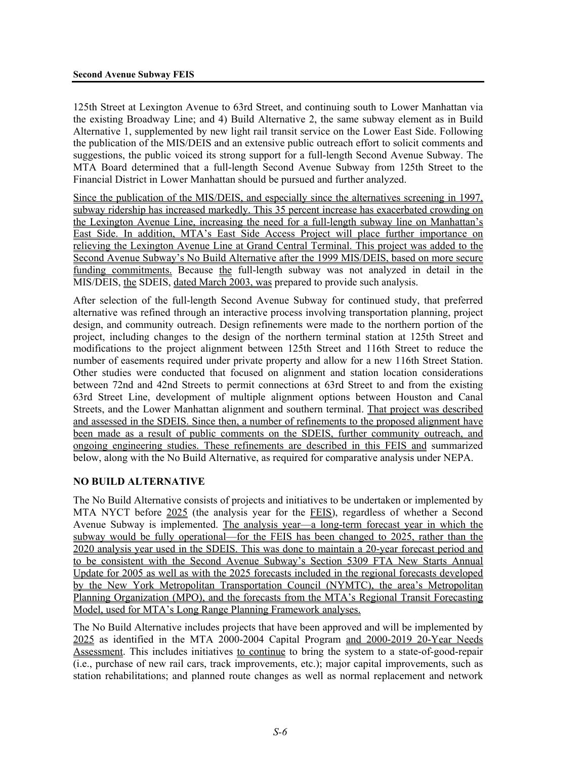125th Street at Lexington Avenue to 63rd Street, and continuing south to Lower Manhattan via the existing Broadway Line; and 4) Build Alternative 2, the same subway element as in Build Alternative 1, supplemented by new light rail transit service on the Lower East Side. Following the publication of the MIS/DEIS and an extensive public outreach effort to solicit comments and suggestions, the public voiced its strong support for a full-length Second Avenue Subway. The MTA Board determined that a full-length Second Avenue Subway from 125th Street to the Financial District in Lower Manhattan should be pursued and further analyzed.

Since the publication of the MIS/DEIS, and especially since the alternatives screening in 1997, subway ridership has increased markedly. This 35 percent increase has exacerbated crowding on the Lexington Avenue Line, increasing the need for a full-length subway line on Manhattan's East Side. In addition, MTA's East Side Access Project will place further importance on relieving the Lexington Avenue Line at Grand Central Terminal. This project was added to the Second Avenue Subway's No Build Alternative after the 1999 MIS/DEIS, based on more secure funding commitments. Because the full-length subway was not analyzed in detail in the MIS/DEIS, the SDEIS, dated March 2003, was prepared to provide such analysis.

After selection of the full-length Second Avenue Subway for continued study, that preferred alternative was refined through an interactive process involving transportation planning, project design, and community outreach. Design refinements were made to the northern portion of the project, including changes to the design of the northern terminal station at 125th Street and modifications to the project alignment between 125th Street and 116th Street to reduce the number of easements required under private property and allow for a new 116th Street Station. Other studies were conducted that focused on alignment and station location considerations between 72nd and 42nd Streets to permit connections at 63rd Street to and from the existing 63rd Street Line, development of multiple alignment options between Houston and Canal Streets, and the Lower Manhattan alignment and southern terminal. That project was described and assessed in the SDEIS. Since then, a number of refinements to the proposed alignment have been made as a result of public comments on the SDEIS, further community outreach, and ongoing engineering studies. These refinements are described in this FEIS and summarized below, along with the No Build Alternative, as required for comparative analysis under NEPA.

## NO BUILD ALTERNATIVE

The No Build Alternative consists of projects and initiatives to be undertaken or implemented by MTA NYCT before 2025 (the analysis year for the FEIS), regardless of whether a Second Avenue Subway is implemented. The analysis year—a long-term forecast year in which the subway would be fully operational—for the FEIS has been changed to 2025, rather than the 2020 analysis year used in the SDEIS. This was done to maintain a 20-year forecast period and to be consistent with the Second Avenue Subway's Section 5309 FTA New Starts Annual Update for 2005 as well as with the 2025 forecasts included in the regional forecasts developed by the New York Metropolitan Transportation Council (NYMTC), the area's Metropolitan Planning Organization (MPO), and the forecasts from the MTA's Regional Transit Forecasting Model, used for MTA's Long Range Planning Framework analyses.

The No Build Alternative includes projects that have been approved and will be implemented by 2025 as identified in the MTA 2000-2004 Capital Program and 2000-2019 20-Year Needs Assessment. This includes initiatives to continue to bring the system to a state-of-good-repair (i.e., purchase of new rail cars, track improvements, etc.); major capital improvements, such as station rehabilitations; and planned route changes as well as normal replacement and network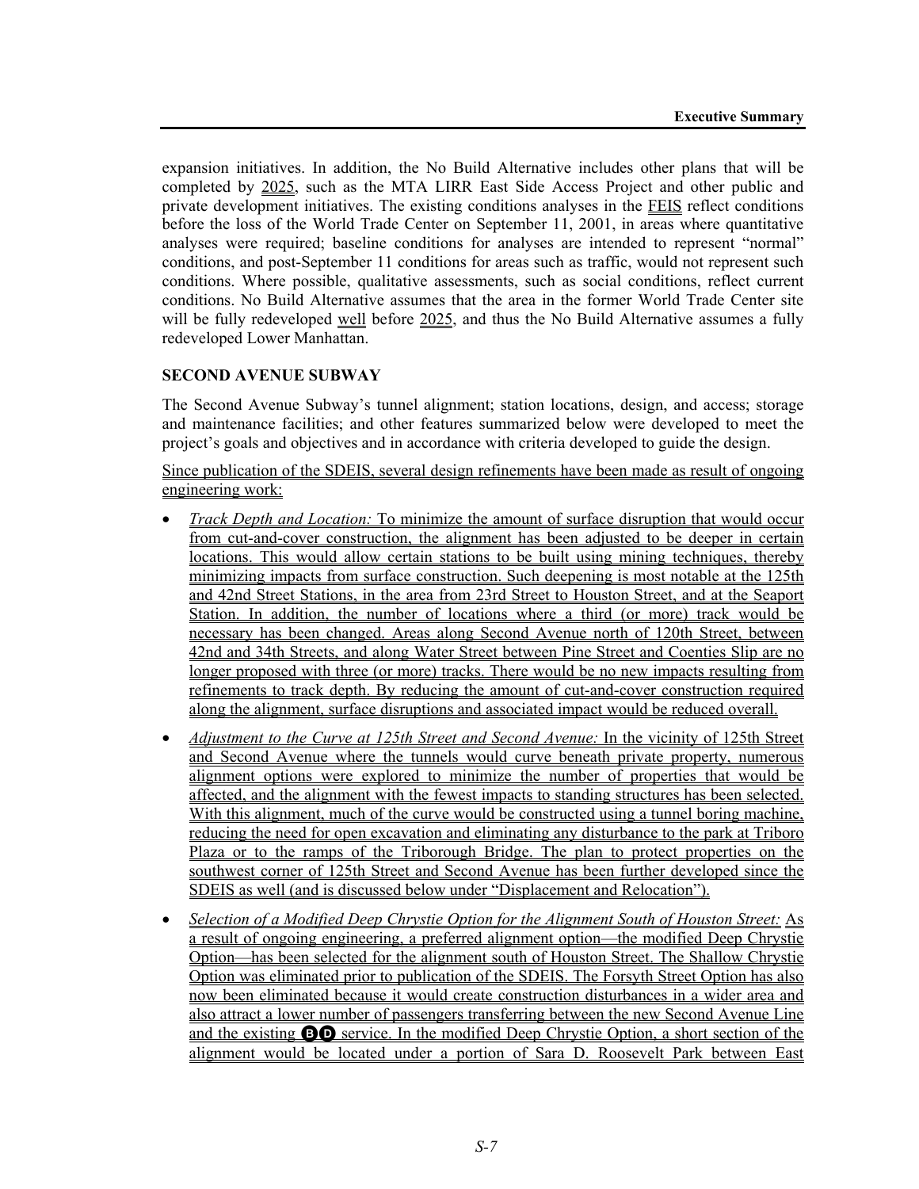expansion initiatives. In addition, the No Build Alternative includes other plans that will be completed by 2025, such as the MTA LIRR East Side Access Project and other public and private development initiatives. The existing conditions analyses in the FEIS reflect conditions before the loss of the World Trade Center on September 11, 2001, in areas where quantitative analyses were required; baseline conditions for analyses are intended to represent "normal" conditions, and post-September 11 conditions for areas such as traffic, would not represent such conditions. Where possible, qualitative assessments, such as social conditions, reflect current conditions. No Build Alternative assumes that the area in the former World Trade Center site will be fully redeveloped well before 2025, and thus the No Build Alternative assumes a fully redeveloped Lower Manhattan.

## SECOND AVENUE SUBWAY

The Second Avenue Subway's tunnel alignment; station locations, design, and access; storage and maintenance facilities; and other features summarized below were developed to meet the project's goals and objectives and in accordance with criteria developed to guide the design.

Since publication of the SDEIS, several design refinements have been made as result of ongoing engineering work:

- *Track Depth and Location:* To minimize the amount of surface disruption that would occur from cut-and-cover construction, the alignment has been adjusted to be deeper in certain locations. This would allow certain stations to be built using mining techniques, thereby minimizing impacts from surface construction. Such deepening is most notable at the 125th and 42nd Street Stations, in the area from 23rd Street to Houston Street, and at the Seaport Station. In addition, the number of locations where a third (or more) track would be necessary has been changed. Areas along Second Avenue north of 120th Street, between 42nd and 34th Streets, and along Water Street between Pine Street and Coenties Slip are no longer proposed with three (or more) tracks. There would be no new impacts resulting from refinements to track depth. By reducing the amount of cut-and-cover construction required along the alignment, surface disruptions and associated impact would be reduced overall.
- *Adjustment to the Curve at 125th Street and Second Avenue:* In the vicinity of 125th Street and Second Avenue where the tunnels would curve beneath private property, numerous alignment options were explored to minimize the number of properties that would be affected, and the alignment with the fewest impacts to standing structures has been selected. With this alignment, much of the curve would be constructed using a tunnel boring machine, reducing the need for open excavation and eliminating any disturbance to the park at Triboro Plaza or to the ramps of the Triborough Bridge. The plan to protect properties on the southwest corner of 125th Street and Second Avenue has been further developed since the SDEIS as well (and is discussed below under "Displacement and Relocation").
- *Selection of a Modified Deep Chrystie Option for the Alignment South of Houston Street:* As a result of ongoing engineering, a preferred alignment option—the modified Deep Chrystie Option—has been selected for the alignment south of Houston Street. The Shallow Chrystie Option was eliminated prior to publication of the SDEIS. The Forsyth Street Option has also now been eliminated because it would create construction disturbances in a wider area and also attract a lower number of passengers transferring between the new Second Avenue Line and the existing B D service. In the modified Deep Chrystie Option, a short section of the alignment would be located under a portion of Sara D. Roosevelt Park between East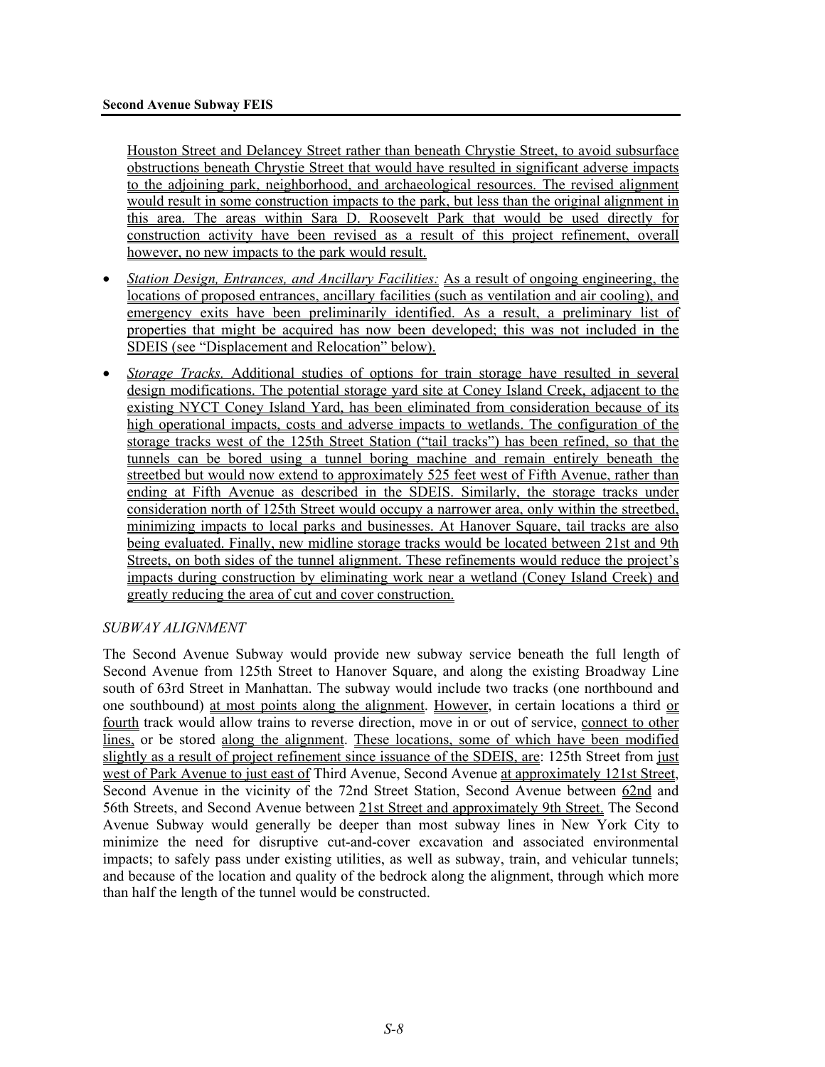Houston Street and Delancey Street rather than beneath Chrystie Street, to avoid subsurface obstructions beneath Chrystie Street that would have resulted in significant adverse impacts to the adjoining park, neighborhood, and archaeological resources. The revised alignment would result in some construction impacts to the park, but less than the original alignment in this area. The areas within Sara D. Roosevelt Park that would be used directly for construction activity have been revised as a result of this project refinement, overall however, no new impacts to the park would result.

- *Station Design, Entrances, and Ancillary Facilities:* As a result of ongoing engineering, the locations of proposed entrances, ancillary facilities (such as ventilation and air cooling), and emergency exits have been preliminarily identified. As a result, a preliminary list of properties that might be acquired has now been developed; this was not included in the SDEIS (see "Displacement and Relocation" below).
- *Storage Tracks.* Additional studies of options for train storage have resulted in several design modifications. The potential storage yard site at Coney Island Creek, adjacent to the existing NYCT Coney Island Yard, has been eliminated from consideration because of its high operational impacts, costs and adverse impacts to wetlands. The configuration of the storage tracks west of the 125th Street Station ("tail tracks") has been refined, so that the tunnels can be bored using a tunnel boring machine and remain entirely beneath the streetbed but would now extend to approximately 525 feet west of Fifth Avenue, rather than ending at Fifth Avenue as described in the SDEIS. Similarly, the storage tracks under consideration north of 125th Street would occupy a narrower area, only within the streetbed, minimizing impacts to local parks and businesses. At Hanover Square, tail tracks are also being evaluated. Finally, new midline storage tracks would be located between 21st and 9th Streets, on both sides of the tunnel alignment. These refinements would reduce the project's impacts during construction by eliminating work near a wetland (Coney Island Creek) and greatly reducing the area of cut and cover construction.

*SUBWAY ALIGNMENT*

The Second Avenue Subway would provide new subway service beneath the full length of Second Avenue from 125th Street to Hanover Square, and along the existing Broadway Line south of 63rd Street in Manhattan. The subway would include two tracks (one northbound and one southbound) at most points along the alignment. However, in certain locations a third or fourth track would allow trains to reverse direction, move in or out of service, connect to other lines, or be stored along the alignment. These locations, some of which have been modified slightly as a result of project refinement since issuance of the SDEIS, are: 125th Street from just west of Park Avenue to just east of Third Avenue, Second Avenue at approximately 121st Street, Second Avenue in the vicinity of the 72nd Street Station, Second Avenue between 62nd and 56th Streets, and Second Avenue between 21st Street and approximately 9th Street. The Second Avenue Subway would generally be deeper than most subway lines in New York City to minimize the need for disruptive cut-and-cover excavation and associated environmental impacts; to safely pass under existing utilities, as well as subway, train, and vehicular tunnels; and because of the location and quality of the bedrock along the alignment, through which more than half the length of the tunnel would be constructed.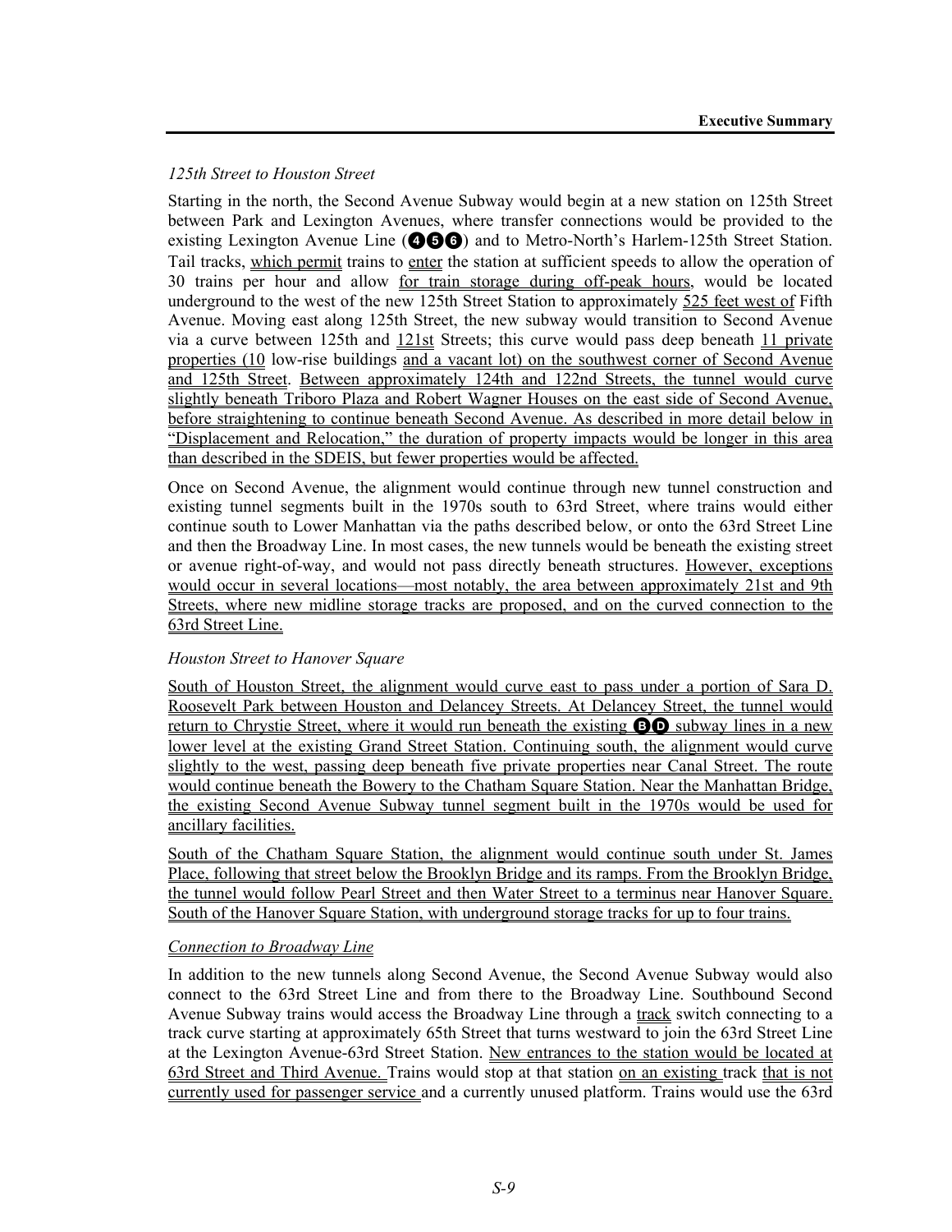*125th Street to Houston Street*

Starting in the north, the Second Avenue Subway would begin at a new station on 125th Street between Park and Lexington Avenues, where transfer connections would be provided to the existing Lexington Avenue Line (❹❺❻) and to Metro-North's Harlem-125th Street Station. Tail tracks, which permit trains to enter the station at sufficient speeds to allow the operation of 30 trains per hour and allow for train storage during off-peak hours, would be located underground to the west of the new 125th Street Station to approximately 525 feet west of Fifth Avenue. Moving east along 125th Street, the new subway would transition to Second Avenue via a curve between 125th and 121st Streets; this curve would pass deep beneath 11 private properties (10 low-rise buildings and a vacant lot) on the southwest corner of Second Avenue and 125th Street. Between approximately 124th and 122nd Streets, the tunnel would curve slightly beneath Triboro Plaza and Robert Wagner Houses on the east side of Second Avenue, before straightening to continue beneath Second Avenue. As described in more detail below in "Displacement and Relocation," the duration of property impacts would be longer in this area than described in the SDEIS, but fewer properties would be affected.

Once on Second Avenue, the alignment would continue through new tunnel construction and existing tunnel segments built in the 1970s south to 63rd Street, where trains would either continue south to Lower Manhattan via the paths described below, or onto the 63rd Street Line and then the Broadway Line. In most cases, the new tunnels would be beneath the existing street or avenue right-of-way, and would not pass directly beneath structures. However, exceptions would occur in several locations—most notably, the area between approximately 21st and 9th Streets, where new midline storage tracks are proposed, and on the curved connection to the 63rd Street Line.

*Houston Street to Hanover Square*

South of Houston Street, the alignment would curve east to pass under a portion of Sara D. Roosevelt Park between Houston and Delancey Streets. At Delancey Street, the tunnel would return to Chrystie Street, where it would run beneath the existing ⒷⒹ subway lines in a new lower level at the existing Grand Street Station. Continuing south, the alignment would curve slightly to the west, passing deep beneath five private properties near Canal Street. The route would continue beneath the Bowery to the Chatham Square Station. Near the Manhattan Bridge, the existing Second Avenue Subway tunnel segment built in the 1970s would be used for ancillary facilities.

South of the Chatham Square Station, the alignment would continue south under St. James Place, following that street below the Brooklyn Bridge and its ramps. From the Brooklyn Bridge, the tunnel would follow Pearl Street and then Water Street to a terminus near Hanover Square. South of the Hanover Square Station, with underground storage tracks for up to four trains.

*Connection to Broadway Line*

In addition to the new tunnels along Second Avenue, the Second Avenue Subway would also connect to the 63rd Street Line and from there to the Broadway Line. Southbound Second Avenue Subway trains would access the Broadway Line through a track switch connecting to a track curve starting at approximately 65th Street that turns westward to join the 63rd Street Line at the Lexington Avenue-63rd Street Station. New entrances to the station would be located at 63rd Street and Third Avenue. Trains would stop at that station on an existing track that is not currently used for passenger service and a currently unused platform. Trains would use the 63rd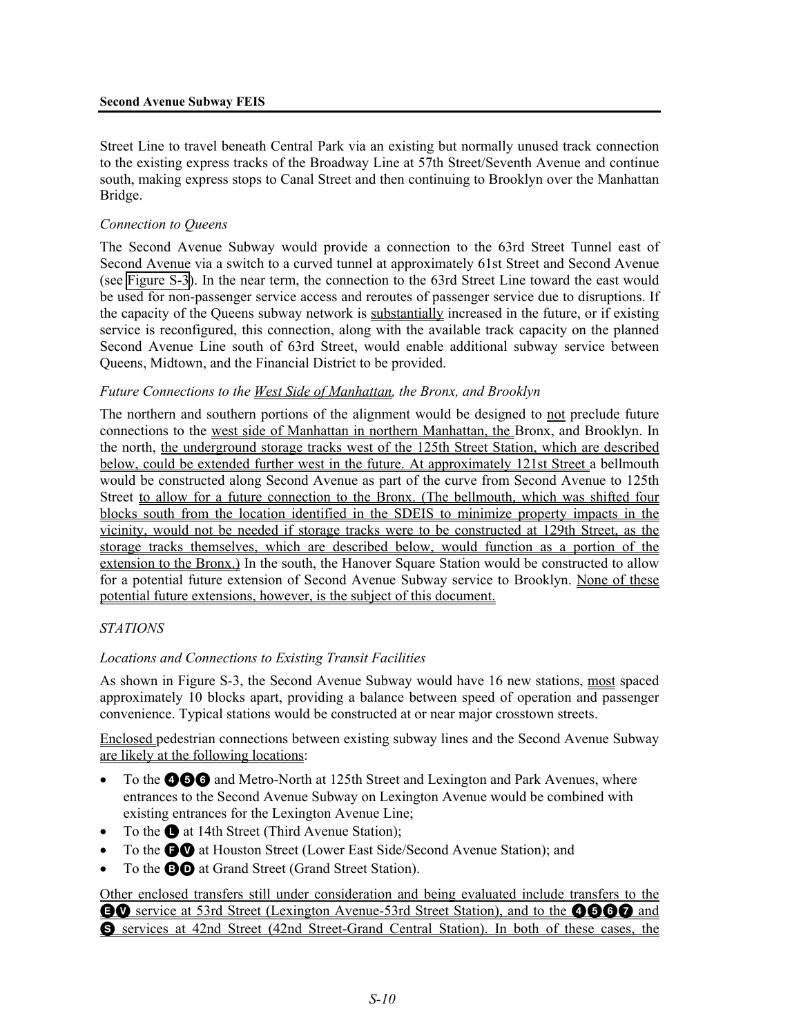Street Line to travel beneath Central Park via an existing but normally unused track connection to the existing express tracks of the Broadway Line at 57th Street/Seventh Avenue and continue south, making express stops to Canal Street and then continuing to Brooklyn over the Manhattan Bridge.

*Connection to Queens*

The Second Avenue Subway would provide a connection to the 63rd Street Tunnel east of Second Avenue via a switch to a curved tunnel at approximately 61st Street and Second Avenue (see Figure S-3). In the near term, the connection to the 63rd Street Line toward the east would be used for non-passenger service access and reroutes of passenger service due to disruptions. If the capacity of the Queens subway network is substantially increased in the future, or if existing service is reconfigured, this connection, along with the available track capacity on the planned Second Avenue Line south of 63rd Street, would enable additional subway service between Queens, Midtown, and the Financial District to be provided.

*Future Connections to the West Side of Manhattan, the Bronx, and Brooklyn*

The northern and southern portions of the alignment would be designed to not preclude future connections to the west side of Manhattan in northern Manhattan, the Bronx, and Brooklyn. In the north, the underground storage tracks west of the 125th Street Station, which are described below, could be extended further west in the future. At approximately 121st Street a bellmouth would be constructed along Second Avenue as part of the curve from Second Avenue to 125th Street to allow for a future connection to the Bronx. (The bellmouth, which was shifted four blocks south from the location identified in the SDEIS to minimize property impacts in the vicinity, would not be needed if storage tracks were to be constructed at 129th Street, as the storage tracks themselves, which are described below, would function as a portion of the extension to the Bronx.) In the south, the Hanover Square Station would be constructed to allow for a potential future extension of Second Avenue Subway service to Brooklyn. None of these potential future extensions, however, is the subject of this document.

*STATIONS*

*Locations and Connections to Existing Transit Facilities*

As shown in Figure S-3, the Second Avenue Subway would have 16 new stations, most spaced approximately 10 blocks apart, providing a balance between speed of operation and passenger convenience. Typical stations would be constructed at or near major crosstown streets.

Enclosed pedestrian connections between existing subway lines and the Second Avenue Subway are likely at the following locations:

- To the 4 5 6 and Metro-North at 125th Street and Lexington and Park Avenues, where entrances to the Second Avenue Subway on Lexington Avenue would be combined with existing entrances for the Lexington Avenue Line;
- To the L at 14th Street (Third Avenue Station);
- To the F V at Houston Street (Lower East Side/Second Avenue Station); and
- To the B D at Grand Street (Grand Street Station).

Other enclosed transfers still under consideration and being evaluated include transfers to the E V service at 53rd Street (Lexington Avenue-53rd Street Station), and to the 4 5 6 7 and S services at 42nd Street (42nd Street-Grand Central Station). In both of these cases, the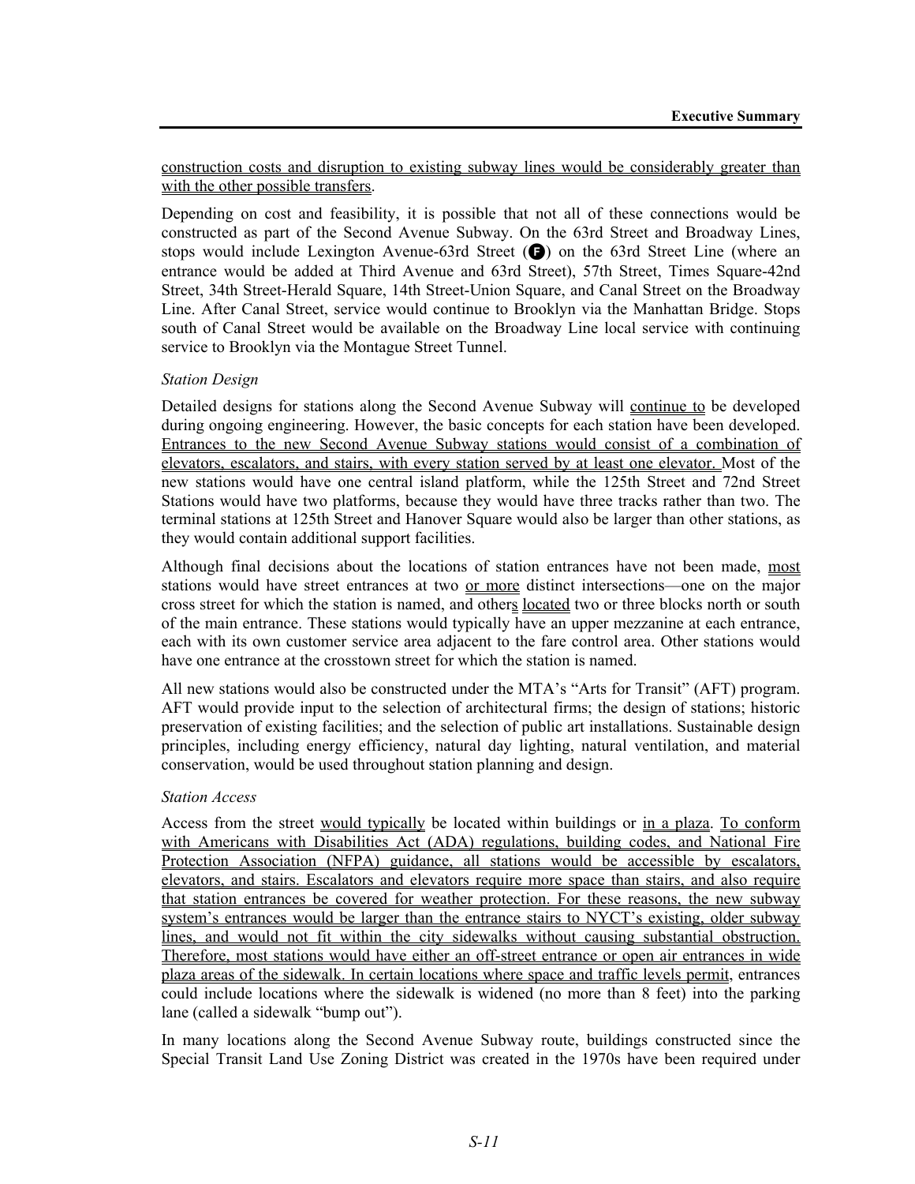construction costs and disruption to existing subway lines would be considerably greater than with the other possible transfers.

Depending on cost and feasibility, it is possible that not all of these connections would be constructed as part of the Second Avenue Subway. On the 63rd Street and Broadway Lines, stops would include Lexington Avenue-63rd Street (F) on the 63rd Street Line (where an entrance would be added at Third Avenue and 63rd Street), 57th Street, Times Square-42nd Street, 34th Street-Herald Square, 14th Street-Union Square, and Canal Street on the Broadway Line. After Canal Street, service would continue to Brooklyn via the Manhattan Bridge. Stops south of Canal Street would be available on the Broadway Line local service with continuing service to Brooklyn via the Montague Street Tunnel.

*Station Design*

Detailed designs for stations along the Second Avenue Subway will continue to be developed during ongoing engineering. However, the basic concepts for each station have been developed. Entrances to the new Second Avenue Subway stations would consist of a combination of elevators, escalators, and stairs, with every station served by at least one elevator. Most of the new stations would have one central island platform, while the 125th Street and 72nd Street Stations would have two platforms, because they would have three tracks rather than two. The terminal stations at 125th Street and Hanover Square would also be larger than other stations, as they would contain additional support facilities.

Although final decisions about the locations of station entrances have not been made, most stations would have street entrances at two or more distinct intersections—one on the major cross street for which the station is named, and others located two or three blocks north or south of the main entrance. These stations would typically have an upper mezzanine at each entrance, each with its own customer service area adjacent to the fare control area. Other stations would have one entrance at the crosstown street for which the station is named.

All new stations would also be constructed under the MTA's "Arts for Transit" (AFT) program. AFT would provide input to the selection of architectural firms; the design of stations; historic preservation of existing facilities; and the selection of public art installations. Sustainable design principles, including energy efficiency, natural day lighting, natural ventilation, and material conservation, would be used throughout station planning and design.

*Station Access*

Access from the street would typically be located within buildings or in a plaza. To conform with Americans with Disabilities Act (ADA) regulations, building codes, and National Fire Protection Association (NFPA) guidance, all stations would be accessible by escalators, elevators, and stairs. Escalators and elevators require more space than stairs, and also require that station entrances be covered for weather protection. For these reasons, the new subway system's entrances would be larger than the entrance stairs to NYCT's existing, older subway lines, and would not fit within the city sidewalks without causing substantial obstruction. Therefore, most stations would have either an off-street entrance or open air entrances in wide plaza areas of the sidewalk. In certain locations where space and traffic levels permit, entrances could include locations where the sidewalk is widened (no more than 8 feet) into the parking lane (called a sidewalk "bump out").

In many locations along the Second Avenue Subway route, buildings constructed since the Special Transit Land Use Zoning District was created in the 1970s have been required under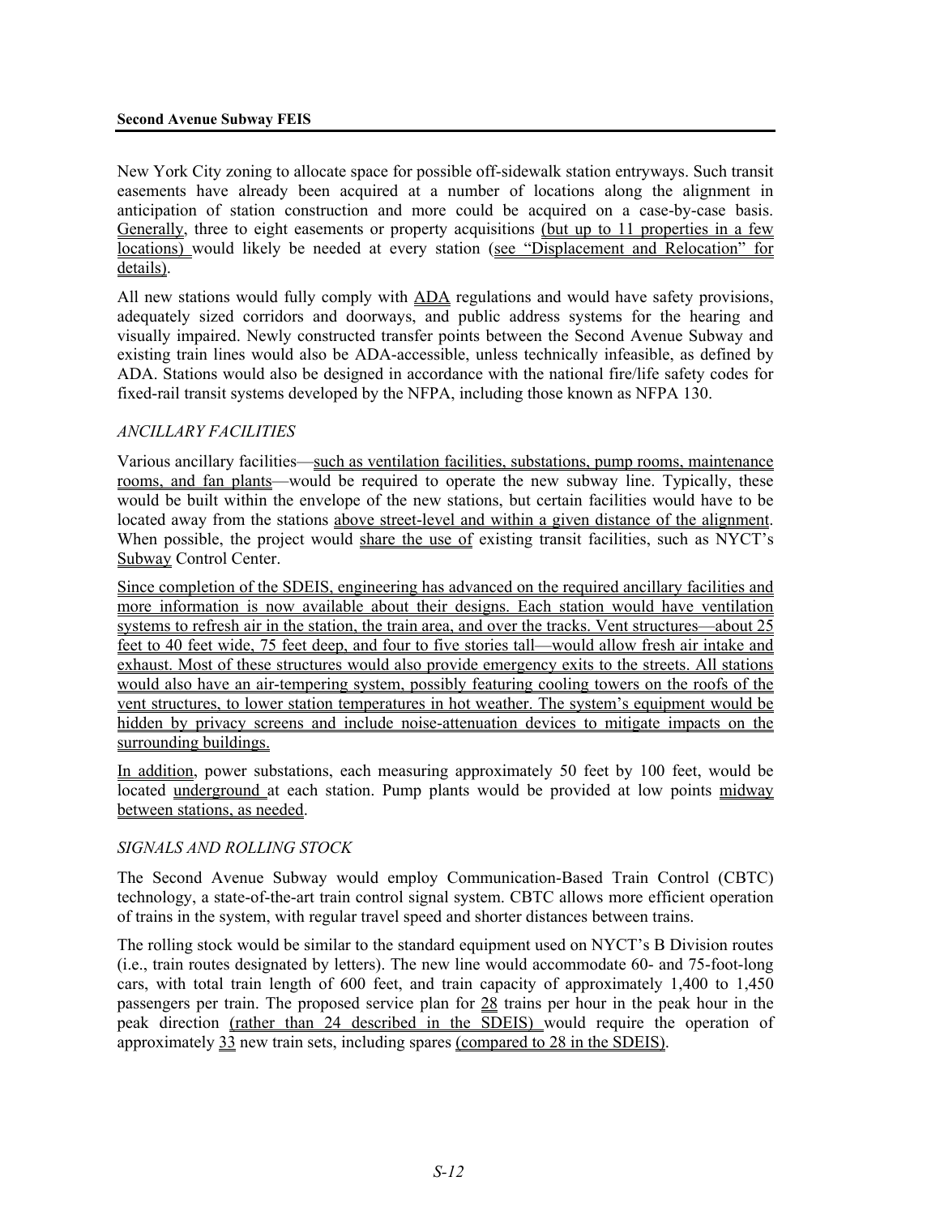New York City zoning to allocate space for possible off-sidewalk station entryways. Such transit easements have already been acquired at a number of locations along the alignment in anticipation of station construction and more could be acquired on a case-by-case basis. Generally, three to eight easements or property acquisitions (but up to 11 properties in a few locations) would likely be needed at every station (see "Displacement and Relocation" for details).

All new stations would fully comply with ADA regulations and would have safety provisions, adequately sized corridors and doorways, and public address systems for the hearing and visually impaired. Newly constructed transfer points between the Second Avenue Subway and existing train lines would also be ADA-accessible, unless technically infeasible, as defined by ADA. Stations would also be designed in accordance with the national fire/life safety codes for fixed-rail transit systems developed by the NFPA, including those known as NFPA 130.

*ANCILLARY FACILITIES*

Various ancillary facilities—such as ventilation facilities, substations, pump rooms, maintenance rooms, and fan plants—would be required to operate the new subway line. Typically, these would be built within the envelope of the new stations, but certain facilities would have to be located away from the stations above street-level and within a given distance of the alignment. When possible, the project would share the use of existing transit facilities, such as NYCT's Subway Control Center.

Since completion of the SDEIS, engineering has advanced on the required ancillary facilities and more information is now available about their designs. Each station would have ventilation systems to refresh air in the station, the train area, and over the tracks. Vent structures—about 25 feet to 40 feet wide, 75 feet deep, and four to five stories tall—would allow fresh air intake and exhaust. Most of these structures would also provide emergency exits to the streets. All stations would also have an air-tempering system, possibly featuring cooling towers on the roofs of the vent structures, to lower station temperatures in hot weather. The system's equipment would be hidden by privacy screens and include noise-attenuation devices to mitigate impacts on the surrounding buildings.

In addition, power substations, each measuring approximately 50 feet by 100 feet, would be located underground at each station. Pump plants would be provided at low points midway between stations, as needed.

*SIGNALS AND ROLLING STOCK*

The Second Avenue Subway would employ Communication-Based Train Control (CBTC) technology, a state-of-the-art train control signal system. CBTC allows more efficient operation of trains in the system, with regular travel speed and shorter distances between trains.

The rolling stock would be similar to the standard equipment used on NYCT's B Division routes (i.e., train routes designated by letters). The new line would accommodate 60- and 75-foot-long cars, with total train length of 600 feet, and train capacity of approximately 1,400 to 1,450 passengers per train. The proposed service plan for 28 trains per hour in the peak hour in the peak direction (rather than 24 described in the SDEIS) would require the operation of approximately 33 new train sets, including spares (compared to 28 in the SDEIS).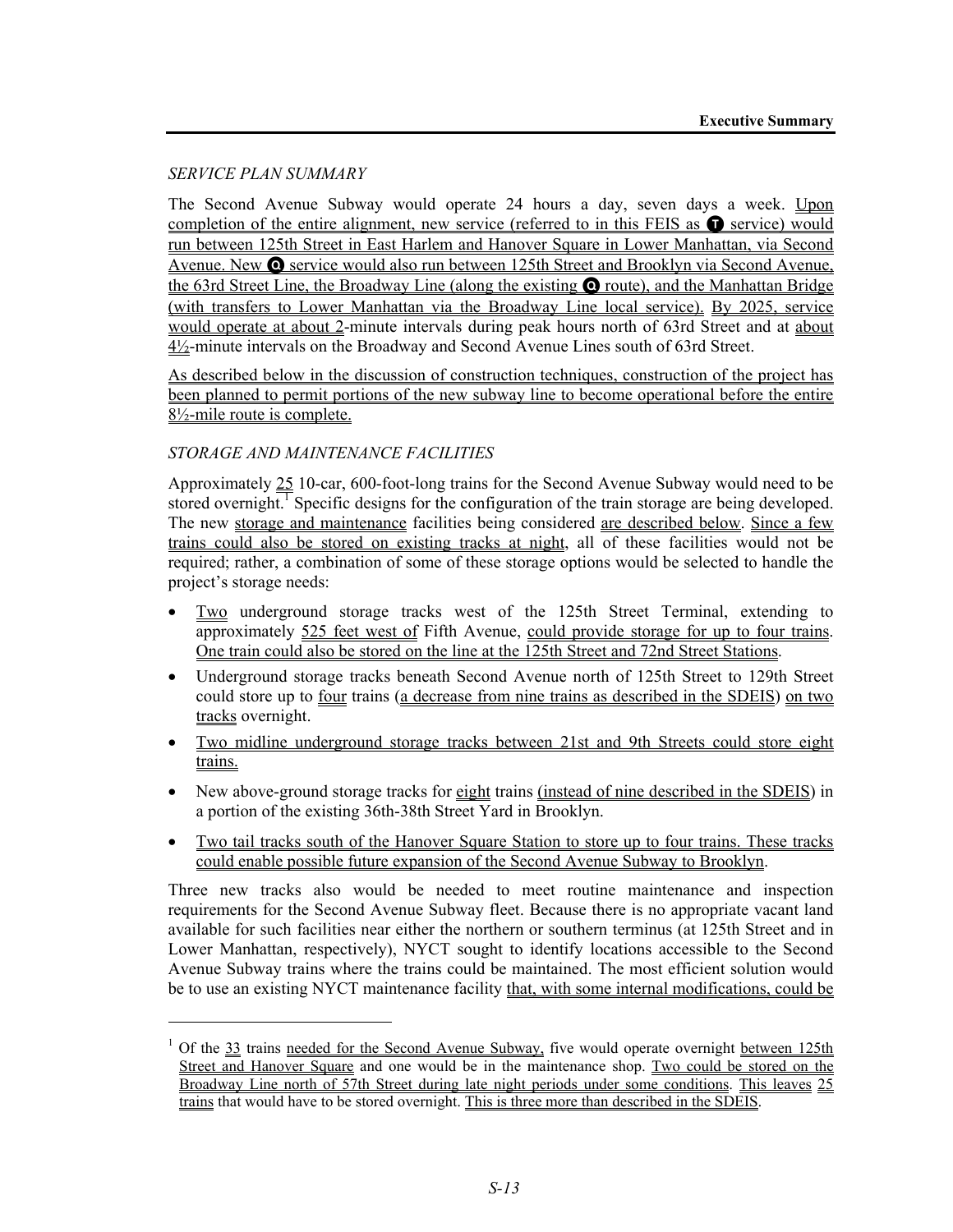*SERVICE PLAN SUMMARY*

The Second Avenue Subway would operate 24 hours a day, seven days a week. Upon completion of the entire alignment, new service (referred to in this FEIS as Ⓣ service) would run between 125th Street in East Harlem and Hanover Square in Lower Manhattan, via Second Avenue. New Ⓠ service would also run between 125th Street and Brooklyn via Second Avenue, the 63rd Street Line, the Broadway Line (along the existing Ⓠ route), and the Manhattan Bridge (with transfers to Lower Manhattan via the Broadway Line local service). By 2025, service would operate at about 2-minute intervals during peak hours north of 63rd Street and at about 4½-minute intervals on the Broadway and Second Avenue Lines south of 63rd Street.

As described below in the discussion of construction techniques, construction of the project has been planned to permit portions of the new subway line to become operational before the entire 8½-mile route is complete.

*STORAGE AND MAINTENANCE FACILITIES*

Approximately 25 10-car, 600-foot-long trains for the Second Avenue Subway would need to be stored overnight.[1] Specific designs for the configuration of the train storage are being developed. The new storage and maintenance facilities being considered are described below. Since a few trains could also be stored on existing tracks at night, all of these facilities would not be required; rather, a combination of some of these storage options would be selected to handle the project's storage needs:

- Two underground storage tracks west of the 125th Street Terminal, extending to approximately 525 feet west of Fifth Avenue, could provide storage for up to four trains. One train could also be stored on the line at the 125th Street and 72nd Street Stations.
- Underground storage tracks beneath Second Avenue north of 125th Street to 129th Street could store up to four trains (a decrease from nine trains as described in the SDEIS) on two tracks overnight.
- Two midline underground storage tracks between 21st and 9th Streets could store eight trains.
- New above-ground storage tracks for eight trains (instead of nine described in the SDEIS) in a portion of the existing 36th-38th Street Yard in Brooklyn.
- Two tail tracks south of the Hanover Square Station to store up to four trains. These tracks could enable possible future expansion of the Second Avenue Subway to Brooklyn.

Three new tracks also would be needed to meet routine maintenance and inspection requirements for the Second Avenue Subway fleet. Because there is no appropriate vacant land available for such facilities near either the northern or southern terminus (at 125th Street and in Lower Manhattan, respectively), NYCT sought to identify locations accessible to the Second Avenue Subway trains where the trains could be maintained. The most efficient solution would be to use an existing NYCT maintenance facility that, with some internal modifications, could be

---

[1] Of the 33 trains needed for the Second Avenue Subway, five would operate overnight between 125th Street and Hanover Square and one would be in the maintenance shop. Two could be stored on the Broadway Line north of 57th Street during late night periods under some conditions. This leaves 25 trains that would have to be stored overnight. This is three more than described in the SDEIS.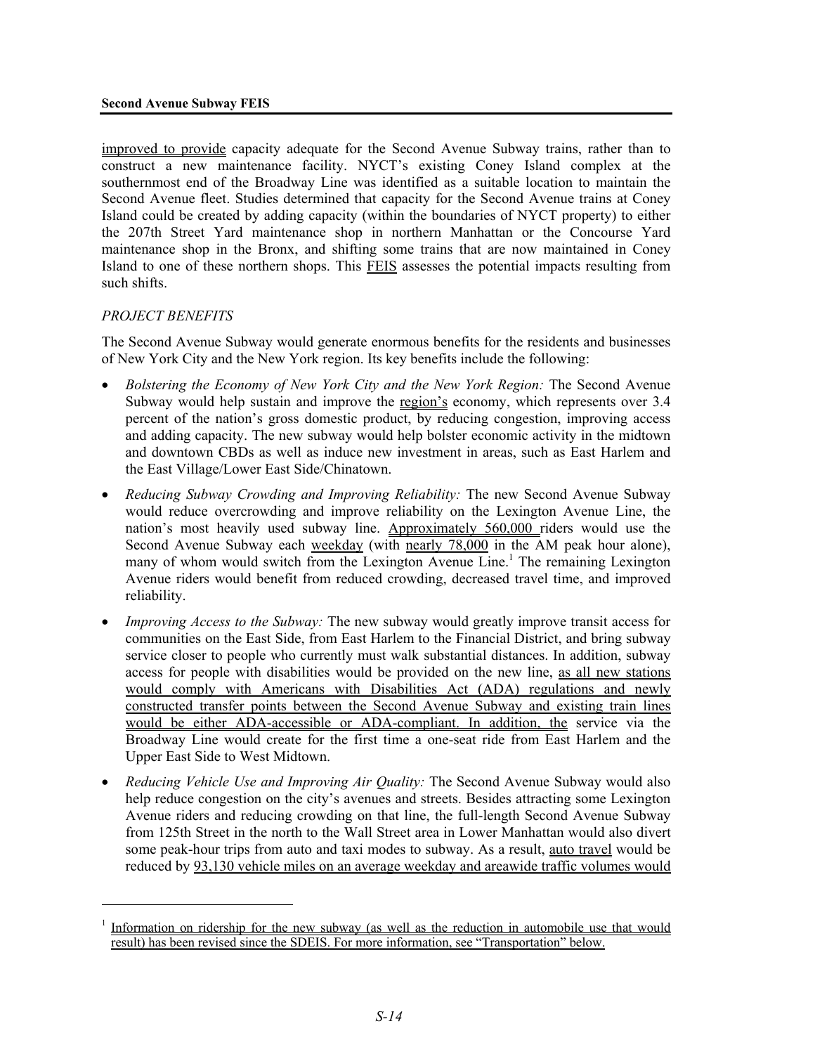improved to provide capacity adequate for the Second Avenue Subway trains, rather than to construct a new maintenance facility. NYCT's existing Coney Island complex at the southernmost end of the Broadway Line was identified as a suitable location to maintain the Second Avenue fleet. Studies determined that capacity for the Second Avenue trains at Coney Island could be created by adding capacity (within the boundaries of NYCT property) to either the 207th Street Yard maintenance shop in northern Manhattan or the Concourse Yard maintenance shop in the Bronx, and shifting some trains that are now maintained in Coney Island to one of these northern shops. This FEIS assesses the potential impacts resulting from such shifts.

*PROJECT BENEFITS*

The Second Avenue Subway would generate enormous benefits for the residents and businesses of New York City and the New York region. Its key benefits include the following:

- *Bolstering the Economy of New York City and the New York Region:* The Second Avenue Subway would help sustain and improve the region's economy, which represents over 3.4 percent of the nation's gross domestic product, by reducing congestion, improving access and adding capacity. The new subway would help bolster economic activity in the midtown and downtown CBDs as well as induce new investment in areas, such as East Harlem and the East Village/Lower East Side/Chinatown.
- *Reducing Subway Crowding and Improving Reliability:* The new Second Avenue Subway would reduce overcrowding and improve reliability on the Lexington Avenue Line, the nation's most heavily used subway line. Approximately 560,000 riders would use the Second Avenue Subway each weekday (with nearly 78,000 in the AM peak hour alone), many of whom would switch from the Lexington Avenue Line.[1] The remaining Lexington Avenue riders would benefit from reduced crowding, decreased travel time, and improved reliability.
- *Improving Access to the Subway:* The new subway would greatly improve transit access for communities on the East Side, from East Harlem to the Financial District, and bring subway service closer to people who currently must walk substantial distances. In addition, subway access for people with disabilities would be provided on the new line, as all new stations would comply with Americans with Disabilities Act (ADA) regulations and newly constructed transfer points between the Second Avenue Subway and existing train lines would be either ADA-accessible or ADA-compliant. In addition, the service via the Broadway Line would create for the first time a one-seat ride from East Harlem and the Upper East Side to West Midtown.
- *Reducing Vehicle Use and Improving Air Quality:* The Second Avenue Subway would also help reduce congestion on the city's avenues and streets. Besides attracting some Lexington Avenue riders and reducing crowding on that line, the full-length Second Avenue Subway from 125th Street in the north to the Wall Street area in Lower Manhattan would also divert some peak-hour trips from auto and taxi modes to subway. As a result, auto travel would be reduced by 93,130 vehicle miles on an average weekday and areawide traffic volumes would

[1] Information on ridership for the new subway (as well as the reduction in automobile use that would result) has been revised since the SDEIS. For more information, see "Transportation" below.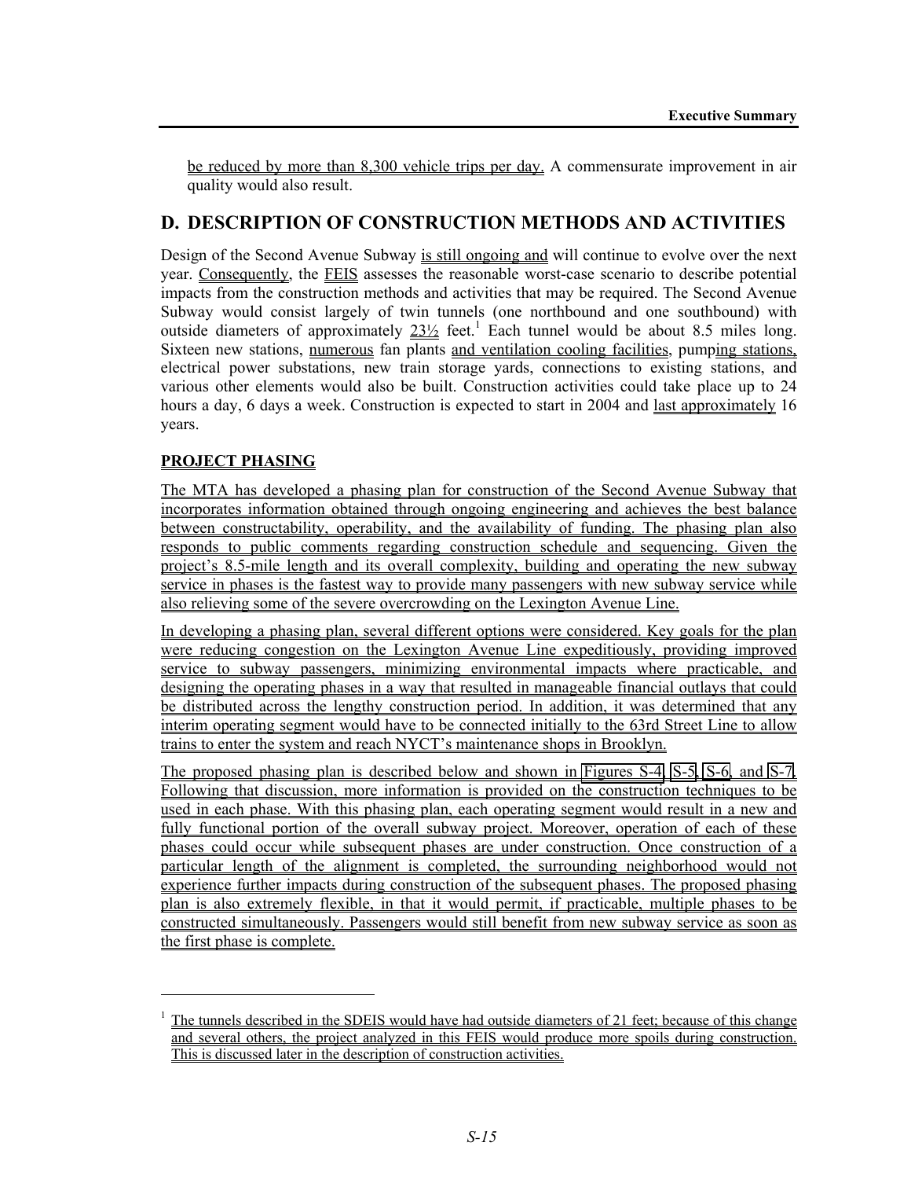be reduced by more than 8,300 vehicle trips per day. A commensurate improvement in air quality would also result.

## D. DESCRIPTION OF CONSTRUCTION METHODS AND ACTIVITIES

Design of the Second Avenue Subway is still ongoing and will continue to evolve over the next year. Consequently, the FEIS assesses the reasonable worst-case scenario to describe potential impacts from the construction methods and activities that may be required. The Second Avenue Subway would consist largely of twin tunnels (one northbound and one southbound) with outside diameters of approximately 23½ feet.[1] Each tunnel would be about 8.5 miles long. Sixteen new stations, numerous fan plants and ventilation cooling facilities, pumping stations, electrical power substations, new train storage yards, connections to existing stations, and various other elements would also be built. Construction activities could take place up to 24 hours a day, 6 days a week. Construction is expected to start in 2004 and last approximately 16 years.

### PROJECT PHASING

The MTA has developed a phasing plan for construction of the Second Avenue Subway that incorporates information obtained through ongoing engineering and achieves the best balance between constructability, operability, and the availability of funding. The phasing plan also responds to public comments regarding construction schedule and sequencing. Given the project's 8.5-mile length and its overall complexity, building and operating the new subway service in phases is the fastest way to provide many passengers with new subway service while also relieving some of the severe overcrowding on the Lexington Avenue Line.

In developing a phasing plan, several different options were considered. Key goals for the plan were reducing congestion on the Lexington Avenue Line expeditiously, providing improved service to subway passengers, minimizing environmental impacts where practicable, and designing the operating phases in a way that resulted in manageable financial outlays that could be distributed across the lengthy construction period. In addition, it was determined that any interim operating segment would have to be connected initially to the 63rd Street Line to allow trains to enter the system and reach NYCT's maintenance shops in Brooklyn.

The proposed phasing plan is described below and shown in Figures S-4, S-5, S-6, and S-7. Following that discussion, more information is provided on the construction techniques to be used in each phase. With this phasing plan, each operating segment would result in a new and fully functional portion of the overall subway project. Moreover, operation of each of these phases could occur while subsequent phases are under construction. Once construction of a particular length of the alignment is completed, the surrounding neighborhood would not experience further impacts during construction of the subsequent phases. The proposed phasing plan is also extremely flexible, in that it would permit, if practicable, multiple phases to be constructed simultaneously. Passengers would still benefit from new subway service as soon as the first phase is complete.

---

[1] The tunnels described in the SDEIS would have had outside diameters of 21 feet; because of this change and several others, the project analyzed in this FEIS would produce more spoils during construction. This is discussed later in the description of construction activities.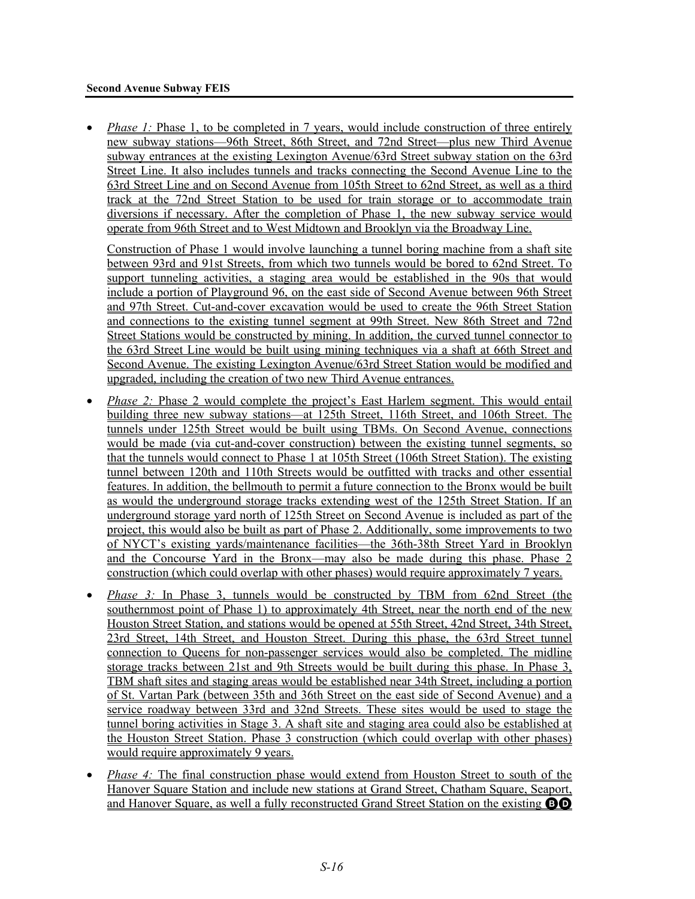- *Phase 1:* Phase 1, to be completed in 7 years, would include construction of three entirely new subway stations—96th Street, 86th Street, and 72nd Street—plus new Third Avenue subway entrances at the existing Lexington Avenue/63rd Street subway station on the 63rd Street Line. It also includes tunnels and tracks connecting the Second Avenue Line to the 63rd Street Line and on Second Avenue from 105th Street to 62nd Street, as well as a third track at the 72nd Street Station to be used for train storage or to accommodate train diversions if necessary. After the completion of Phase 1, the new subway service would operate from 96th Street and to West Midtown and Brooklyn via the Broadway Line.

  Construction of Phase 1 would involve launching a tunnel boring machine from a shaft site between 93rd and 91st Streets, from which two tunnels would be bored to 62nd Street. To support tunneling activities, a staging area would be established in the 90s that would include a portion of Playground 96, on the east side of Second Avenue between 96th Street and 97th Street. Cut-and-cover excavation would be used to create the 96th Street Station and connections to the existing tunnel segment at 99th Street. New 86th Street and 72nd Street Stations would be constructed by mining. In addition, the curved tunnel connector to the 63rd Street Line would be built using mining techniques via a shaft at 66th Street and Second Avenue. The existing Lexington Avenue/63rd Street Station would be modified and upgraded, including the creation of two new Third Avenue entrances.

- *Phase 2:* Phase 2 would complete the project's East Harlem segment. This would entail building three new subway stations—at 125th Street, 116th Street, and 106th Street. The tunnels under 125th Street would be built using TBMs. On Second Avenue, connections would be made (via cut-and-cover construction) between the existing tunnel segments, so that the tunnels would connect to Phase 1 at 105th Street (106th Street Station). The existing tunnel between 120th and 110th Streets would be outfitted with tracks and other essential features. In addition, the bellmouth to permit a future connection to the Bronx would be built as would the underground storage tracks extending west of the 125th Street Station. If an underground storage yard north of 125th Street on Second Avenue is included as part of the project, this would also be built as part of Phase 2. Additionally, some improvements to two of NYCT's existing yards/maintenance facilities—the 36th-38th Street Yard in Brooklyn and the Concourse Yard in the Bronx—may also be made during this phase. Phase 2 construction (which could overlap with other phases) would require approximately 7 years.

- *Phase 3:* In Phase 3, tunnels would be constructed by TBM from 62nd Street (the southernmost point of Phase 1) to approximately 4th Street, near the north end of the new Houston Street Station, and stations would be opened at 55th Street, 42nd Street, 34th Street, 23rd Street, 14th Street, and Houston Street. During this phase, the 63rd Street tunnel connection to Queens for non-passenger services would also be completed. The midline storage tracks between 21st and 9th Streets would be built during this phase. In Phase 3, TBM shaft sites and staging areas would be established near 34th Street, including a portion of St. Vartan Park (between 35th and 36th Street on the east side of Second Avenue) and a service roadway between 33rd and 32nd Streets. These sites would be used to stage the tunnel boring activities in Stage 3. A shaft site and staging area could also be established at the Houston Street Station. Phase 3 construction (which could overlap with other phases) would require approximately 9 years.

- *Phase 4:* The final construction phase would extend from Houston Street to south of the Hanover Square Station and include new stations at Grand Street, Chatham Square, Seaport, and Hanover Square, as well a fully reconstructed Grand Street Station on the existing B D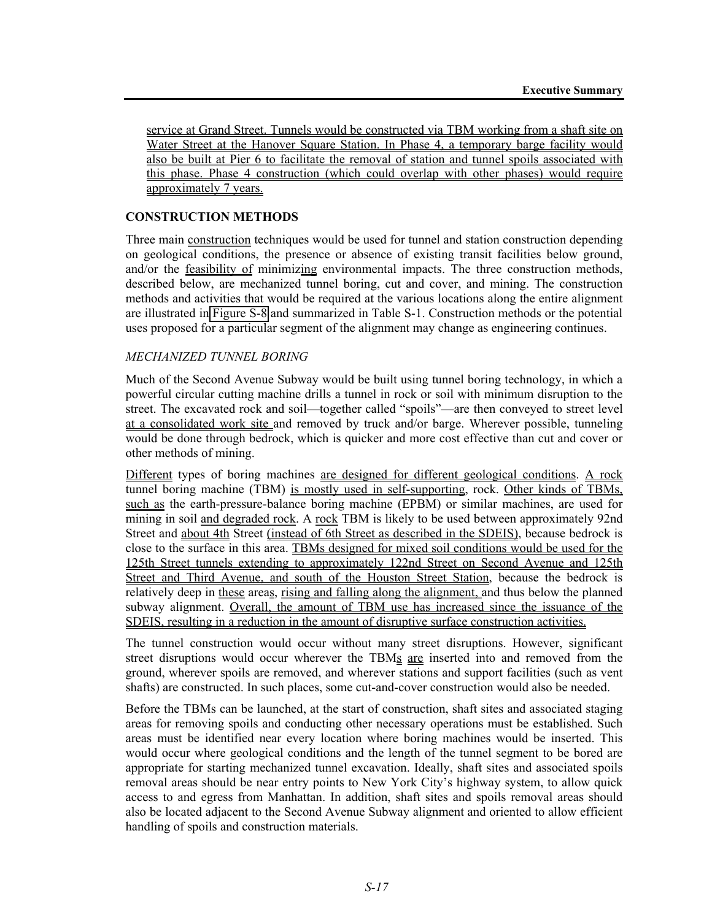service at Grand Street. Tunnels would be constructed via TBM working from a shaft site on Water Street at the Hanover Square Station. In Phase 4, a temporary barge facility would also be built at Pier 6 to facilitate the removal of station and tunnel spoils associated with this phase. Phase 4 construction (which could overlap with other phases) would require approximately 7 years.

## CONSTRUCTION METHODS

Three main construction techniques would be used for tunnel and station construction depending on geological conditions, the presence or absence of existing transit facilities below ground, and/or the feasibility of minimizing environmental impacts. The three construction methods, described below, are mechanized tunnel boring, cut and cover, and mining. The construction methods and activities that would be required at the various locations along the entire alignment are illustrated in Figure S-8 and summarized in Table S-1. Construction methods or the potential uses proposed for a particular segment of the alignment may change as engineering continues.

### *MECHANIZED TUNNEL BORING*

Much of the Second Avenue Subway would be built using tunnel boring technology, in which a powerful circular cutting machine drills a tunnel in rock or soil with minimum disruption to the street. The excavated rock and soil—together called "spoils"—are then conveyed to street level at a consolidated work site and removed by truck and/or barge. Wherever possible, tunneling would be done through bedrock, which is quicker and more cost effective than cut and cover or other methods of mining.

Different types of boring machines are designed for different geological conditions. A rock tunnel boring machine (TBM) is mostly used in self-supporting, rock. Other kinds of TBMs, such as the earth-pressure-balance boring machine (EPBM) or similar machines, are used for mining in soil and degraded rock. A rock TBM is likely to be used between approximately 92nd Street and about 4th Street (instead of 6th Street as described in the SDEIS), because bedrock is close to the surface in this area. TBMs designed for mixed soil conditions would be used for the 125th Street tunnels extending to approximately 122nd Street on Second Avenue and 125th Street and Third Avenue, and south of the Houston Street Station, because the bedrock is relatively deep in these areas, rising and falling along the alignment, and thus below the planned subway alignment. Overall, the amount of TBM use has increased since the issuance of the SDEIS, resulting in a reduction in the amount of disruptive surface construction activities.

The tunnel construction would occur without many street disruptions. However, significant street disruptions would occur wherever the TBMs are inserted into and removed from the ground, wherever spoils are removed, and wherever stations and support facilities (such as vent shafts) are constructed. In such places, some cut-and-cover construction would also be needed.

Before the TBMs can be launched, at the start of construction, shaft sites and associated staging areas for removing spoils and conducting other necessary operations must be established. Such areas must be identified near every location where boring machines would be inserted. This would occur where geological conditions and the length of the tunnel segment to be bored are appropriate for starting mechanized tunnel excavation. Ideally, shaft sites and associated spoils removal areas should be near entry points to New York City's highway system, to allow quick access to and egress from Manhattan. In addition, shaft sites and spoils removal areas should also be located adjacent to the Second Avenue Subway alignment and oriented to allow efficient handling of spoils and construction materials.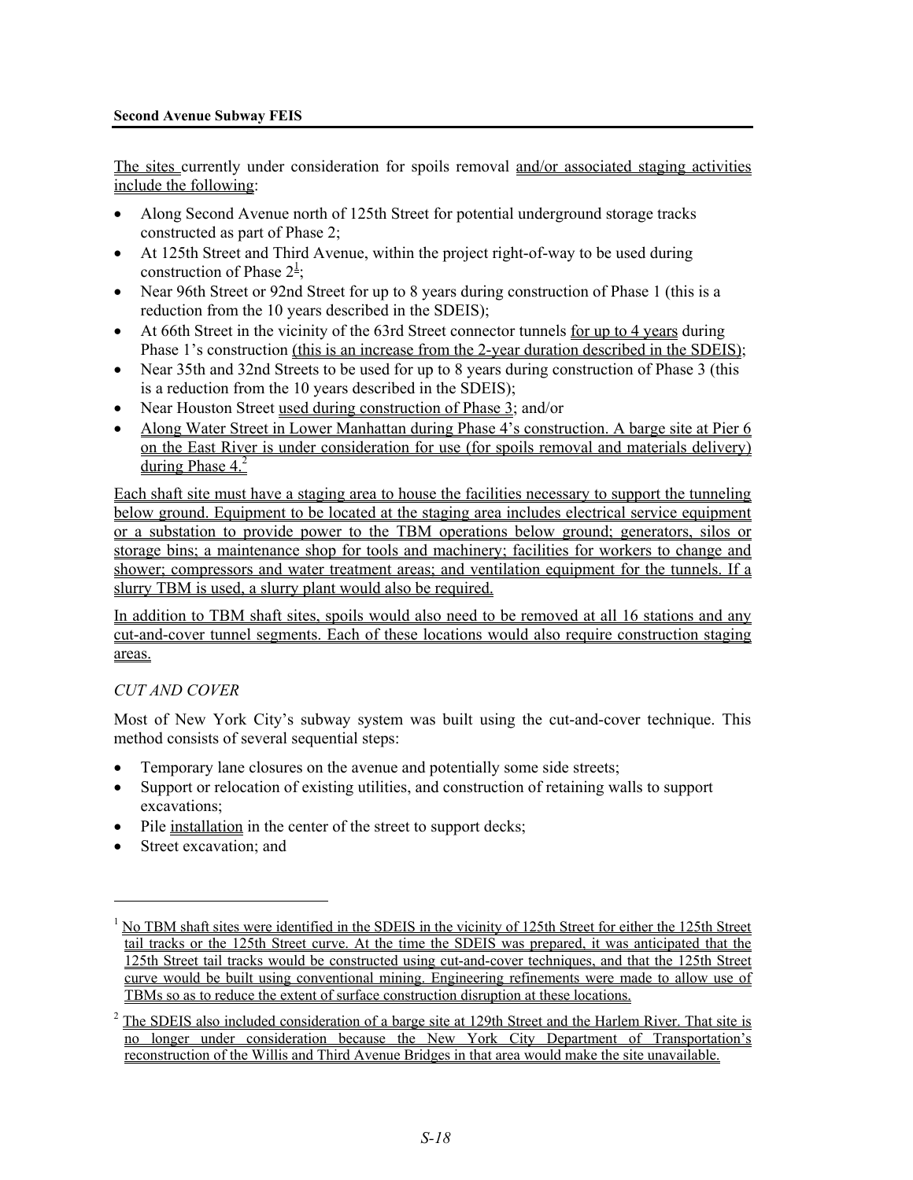The sites currently under consideration for spoils removal and/or associated staging activities include the following:

- Along Second Avenue north of 125th Street for potential underground storage tracks constructed as part of Phase 2;
- At 125th Street and Third Avenue, within the project right-of-way to be used during construction of Phase 2[1];
- Near 96th Street or 92nd Street for up to 8 years during construction of Phase 1 (this is a reduction from the 10 years described in the SDEIS);
- At 66th Street in the vicinity of the 63rd Street connector tunnels for up to 4 years during Phase 1's construction (this is an increase from the 2-year duration described in the SDEIS);
- Near 35th and 32nd Streets to be used for up to 8 years during construction of Phase 3 (this is a reduction from the 10 years described in the SDEIS);
- Near Houston Street used during construction of Phase 3; and/or
- Along Water Street in Lower Manhattan during Phase 4's construction. A barge site at Pier 6 on the East River is under consideration for use (for spoils removal and materials delivery) during Phase 4.[2]

Each shaft site must have a staging area to house the facilities necessary to support the tunneling below ground. Equipment to be located at the staging area includes electrical service equipment or a substation to provide power to the TBM operations below ground; generators, silos or storage bins; a maintenance shop for tools and machinery; facilities for workers to change and shower; compressors and water treatment areas; and ventilation equipment for the tunnels. If a slurry TBM is used, a slurry plant would also be required.

In addition to TBM shaft sites, spoils would also need to be removed at all 16 stations and any cut-and-cover tunnel segments. Each of these locations would also require construction staging areas.

*CUT AND COVER*

Most of New York City's subway system was built using the cut-and-cover technique. This method consists of several sequential steps:

- Temporary lane closures on the avenue and potentially some side streets;
- Support or relocation of existing utilities, and construction of retaining walls to support excavations;
- Pile installation in the center of the street to support decks;
- Street excavation; and

---

[1] No TBM shaft sites were identified in the SDEIS in the vicinity of 125th Street for either the 125th Street tail tracks or the 125th Street curve. At the time the SDEIS was prepared, it was anticipated that the 125th Street tail tracks would be constructed using cut-and-cover techniques, and that the 125th Street curve would be built using conventional mining. Engineering refinements were made to allow use of TBMs so as to reduce the extent of surface construction disruption at these locations.

[2] The SDEIS also included consideration of a barge site at 129th Street and the Harlem River. That site is no longer under consideration because the New York City Department of Transportation's reconstruction of the Willis and Third Avenue Bridges in that area would make the site unavailable.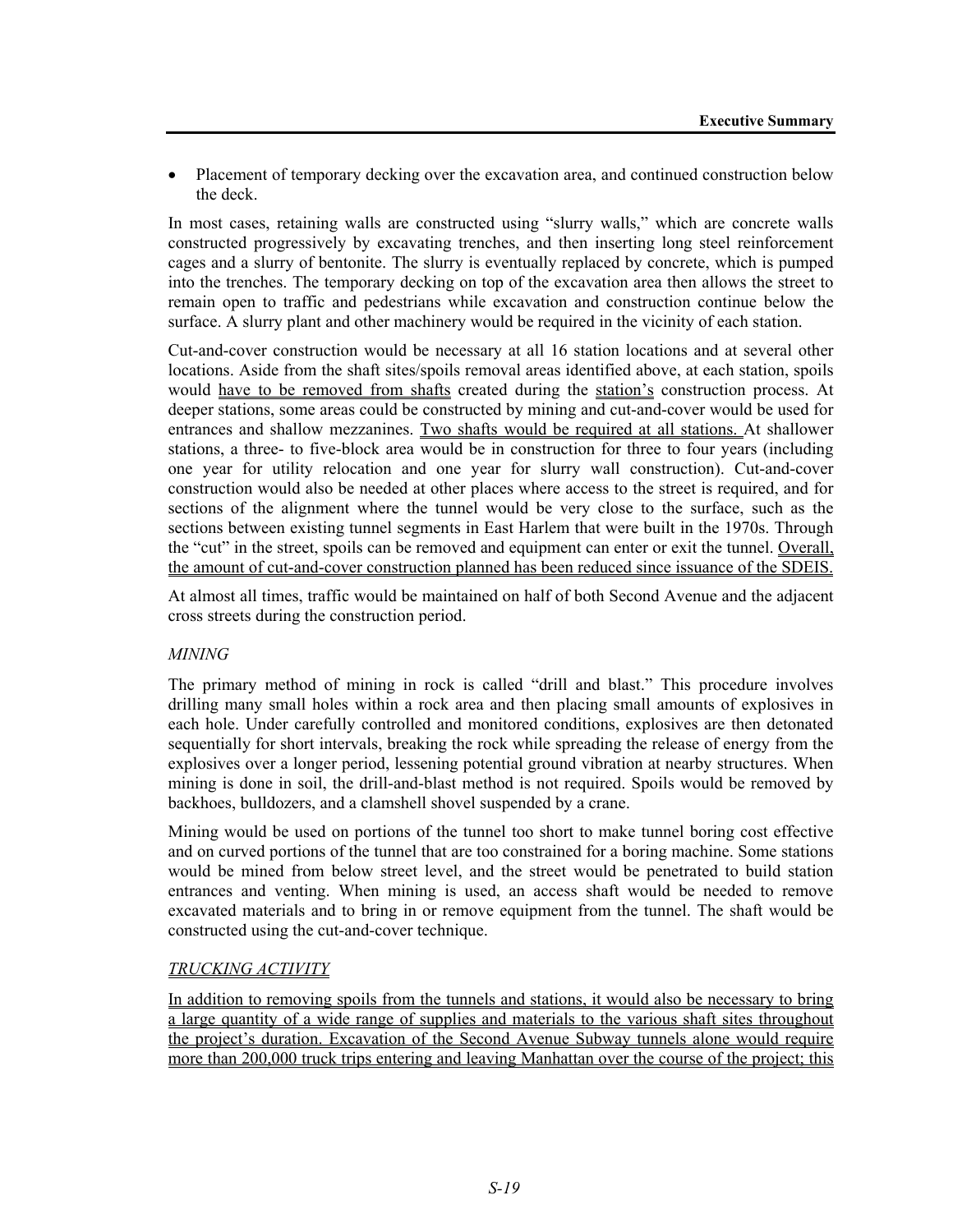- Placement of temporary decking over the excavation area, and continued construction below the deck.

In most cases, retaining walls are constructed using "slurry walls," which are concrete walls constructed progressively by excavating trenches, and then inserting long steel reinforcement cages and a slurry of bentonite. The slurry is eventually replaced by concrete, which is pumped into the trenches. The temporary decking on top of the excavation area then allows the street to remain open to traffic and pedestrians while excavation and construction continue below the surface. A slurry plant and other machinery would be required in the vicinity of each station.

Cut-and-cover construction would be necessary at all 16 station locations and at several other locations. Aside from the shaft sites/spoils removal areas identified above, at each station, spoils would have to be removed from shafts created during the station's construction process. At deeper stations, some areas could be constructed by mining and cut-and-cover would be used for entrances and shallow mezzanines. Two shafts would be required at all stations. At shallower stations, a three- to five-block area would be in construction for three to four years (including one year for utility relocation and one year for slurry wall construction). Cut-and-cover construction would also be needed at other places where access to the street is required, and for sections of the alignment where the tunnel would be very close to the surface, such as the sections between existing tunnel segments in East Harlem that were built in the 1970s. Through the "cut" in the street, spoils can be removed and equipment can enter or exit the tunnel. Overall, the amount of cut-and-cover construction planned has been reduced since issuance of the SDEIS.

At almost all times, traffic would be maintained on half of both Second Avenue and the adjacent cross streets during the construction period.

*MINING*

The primary method of mining in rock is called "drill and blast." This procedure involves drilling many small holes within a rock area and then placing small amounts of explosives in each hole. Under carefully controlled and monitored conditions, explosives are then detonated sequentially for short intervals, breaking the rock while spreading the release of energy from the explosives over a longer period, lessening potential ground vibration at nearby structures. When mining is done in soil, the drill-and-blast method is not required. Spoils would be removed by backhoes, bulldozers, and a clamshell shovel suspended by a crane.

Mining would be used on portions of the tunnel too short to make tunnel boring cost effective and on curved portions of the tunnel that are too constrained for a boring machine. Some stations would be mined from below street level, and the street would be penetrated to build station entrances and venting. When mining is used, an access shaft would be needed to remove excavated materials and to bring in or remove equipment from the tunnel. The shaft would be constructed using the cut-and-cover technique.

*TRUCKING ACTIVITY*

In addition to removing spoils from the tunnels and stations, it would also be necessary to bring a large quantity of a wide range of supplies and materials to the various shaft sites throughout the project's duration. Excavation of the Second Avenue Subway tunnels alone would require more than 200,000 truck trips entering and leaving Manhattan over the course of the project; this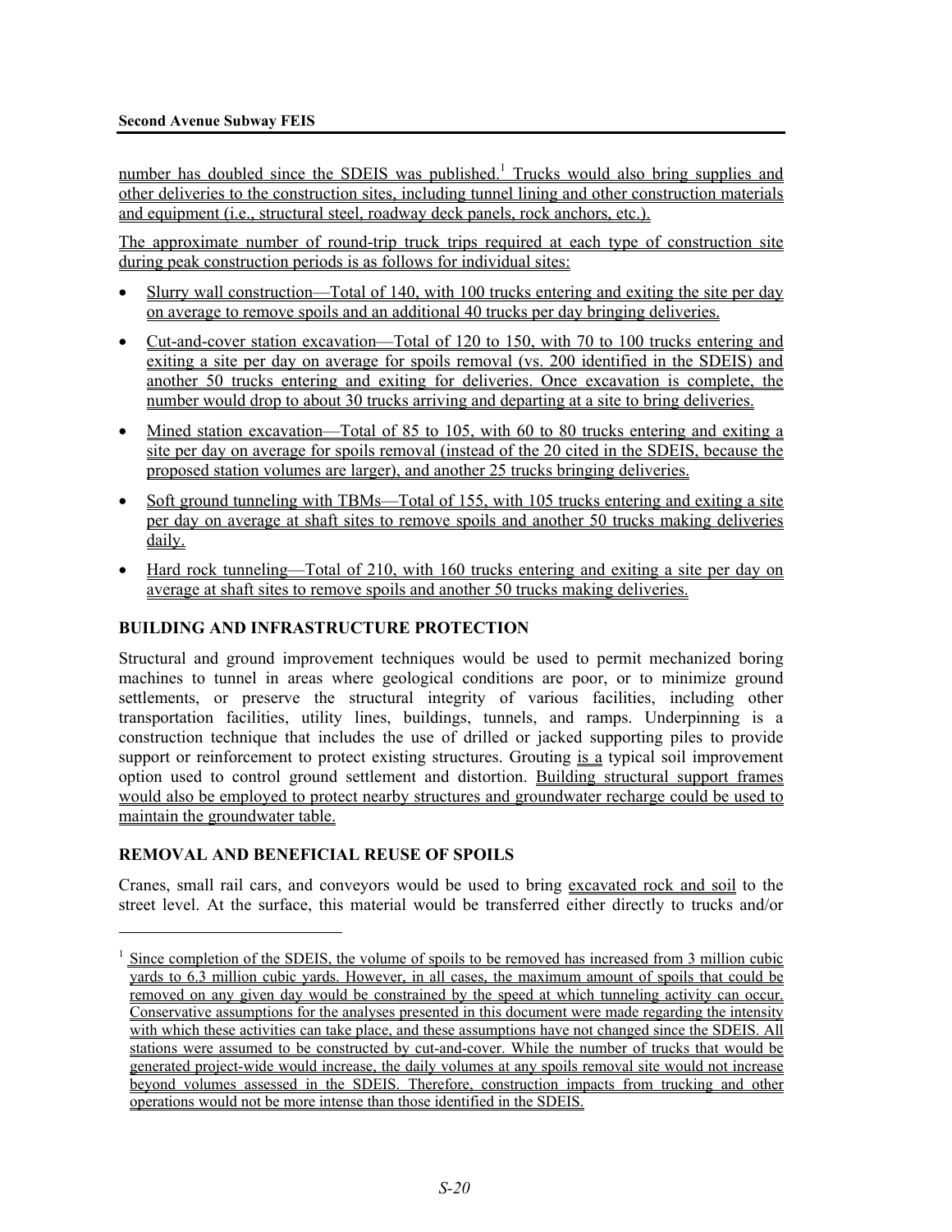number has doubled since the SDEIS was published.[1] Trucks would also bring supplies and other deliveries to the construction sites, including tunnel lining and other construction materials and equipment (i.e., structural steel, roadway deck panels, rock anchors, etc.).

The approximate number of round-trip truck trips required at each type of construction site during peak construction periods is as follows for individual sites:

- Slurry wall construction—Total of 140, with 100 trucks entering and exiting the site per day on average to remove spoils and an additional 40 trucks per day bringing deliveries.
- Cut-and-cover station excavation—Total of 120 to 150, with 70 to 100 trucks entering and exiting a site per day on average for spoils removal (vs. 200 identified in the SDEIS) and another 50 trucks entering and exiting for deliveries. Once excavation is complete, the number would drop to about 30 trucks arriving and departing at a site to bring deliveries.
- Mined station excavation—Total of 85 to 105, with 60 to 80 trucks entering and exiting a site per day on average for spoils removal (instead of the 20 cited in the SDEIS, because the proposed station volumes are larger), and another 25 trucks bringing deliveries.
- Soft ground tunneling with TBMs—Total of 155, with 105 trucks entering and exiting a site per day on average at shaft sites to remove spoils and another 50 trucks making deliveries daily.
- Hard rock tunneling—Total of 210, with 160 trucks entering and exiting a site per day on average at shaft sites to remove spoils and another 50 trucks making deliveries.

### BUILDING AND INFRASTRUCTURE PROTECTION

Structural and ground improvement techniques would be used to permit mechanized boring machines to tunnel in areas where geological conditions are poor, or to minimize ground settlements, or preserve the structural integrity of various facilities, including other transportation facilities, utility lines, buildings, tunnels, and ramps. Underpinning is a construction technique that includes the use of drilled or jacked supporting piles to provide support or reinforcement to protect existing structures. Grouting is a typical soil improvement option used to control ground settlement and distortion. Building structural support frames would also be employed to protect nearby structures and groundwater recharge could be used to maintain the groundwater table.

### REMOVAL AND BENEFICIAL REUSE OF SPOILS

Cranes, small rail cars, and conveyors would be used to bring excavated rock and soil to the street level. At the surface, this material would be transferred either directly to trucks and/or

[1] Since completion of the SDEIS, the volume of spoils to be removed has increased from 3 million cubic yards to 6.3 million cubic yards. However, in all cases, the maximum amount of spoils that could be removed on any given day would be constrained by the speed at which tunneling activity can occur. Conservative assumptions for the analyses presented in this document were made regarding the intensity with which these activities can take place, and these assumptions have not changed since the SDEIS. All stations were assumed to be constructed by cut-and-cover. While the number of trucks that would be generated project-wide would increase, the daily volumes at any spoils removal site would not increase beyond volumes assessed in the SDEIS. Therefore, construction impacts from trucking and other operations would not be more intense than those identified in the SDEIS.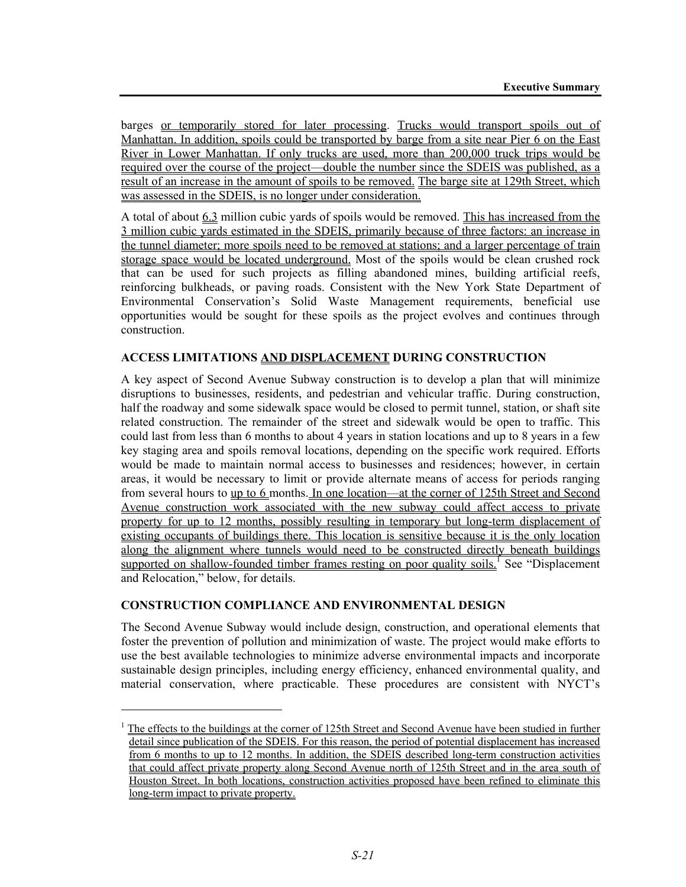barges or temporarily stored for later processing. Trucks would transport spoils out of Manhattan. In addition, spoils could be transported by barge from a site near Pier 6 on the East River in Lower Manhattan. If only trucks are used, more than 200,000 truck trips would be required over the course of the project—double the number since the SDEIS was published, as a result of an increase in the amount of spoils to be removed. The barge site at 129th Street, which was assessed in the SDEIS, is no longer under consideration.

A total of about 6.3 million cubic yards of spoils would be removed. This has increased from the 3 million cubic yards estimated in the SDEIS, primarily because of three factors: an increase in the tunnel diameter; more spoils need to be removed at stations; and a larger percentage of train storage space would be located underground. Most of the spoils would be clean crushed rock that can be used for such projects as filling abandoned mines, building artificial reefs, reinforcing bulkheads, or paving roads. Consistent with the New York State Department of Environmental Conservation's Solid Waste Management requirements, beneficial use opportunities would be sought for these spoils as the project evolves and continues through construction.

### ACCESS LIMITATIONS AND DISPLACEMENT DURING CONSTRUCTION

A key aspect of Second Avenue Subway construction is to develop a plan that will minimize disruptions to businesses, residents, and pedestrian and vehicular traffic. During construction, half the roadway and some sidewalk space would be closed to permit tunnel, station, or shaft site related construction. The remainder of the street and sidewalk would be open to traffic. This could last from less than 6 months to about 4 years in station locations and up to 8 years in a few key staging area and spoils removal locations, depending on the specific work required. Efforts would be made to maintain normal access to businesses and residences; however, in certain areas, it would be necessary to limit or provide alternate means of access for periods ranging from several hours to up to 6 months. In one location—at the corner of 125th Street and Second Avenue construction work associated with the new subway could affect access to private property for up to 12 months, possibly resulting in temporary but long-term displacement of existing occupants of buildings there. This location is sensitive because it is the only location along the alignment where tunnels would need to be constructed directly beneath buildings supported on shallow-founded timber frames resting on poor quality soils.[1] See "Displacement and Relocation," below, for details.

### CONSTRUCTION COMPLIANCE AND ENVIRONMENTAL DESIGN

The Second Avenue Subway would include design, construction, and operational elements that foster the prevention of pollution and minimization of waste. The project would make efforts to use the best available technologies to minimize adverse environmental impacts and incorporate sustainable design principles, including energy efficiency, enhanced environmental quality, and material conservation, where practicable. These procedures are consistent with NYCT's

---

[1] The effects to the buildings at the corner of 125th Street and Second Avenue have been studied in further detail since publication of the SDEIS. For this reason, the period of potential displacement has increased from 6 months to up to 12 months. In addition, the SDEIS described long-term construction activities that could affect private property along Second Avenue north of 125th Street and in the area south of Houston Street. In both locations, construction activities proposed have been refined to eliminate this long-term impact to private property.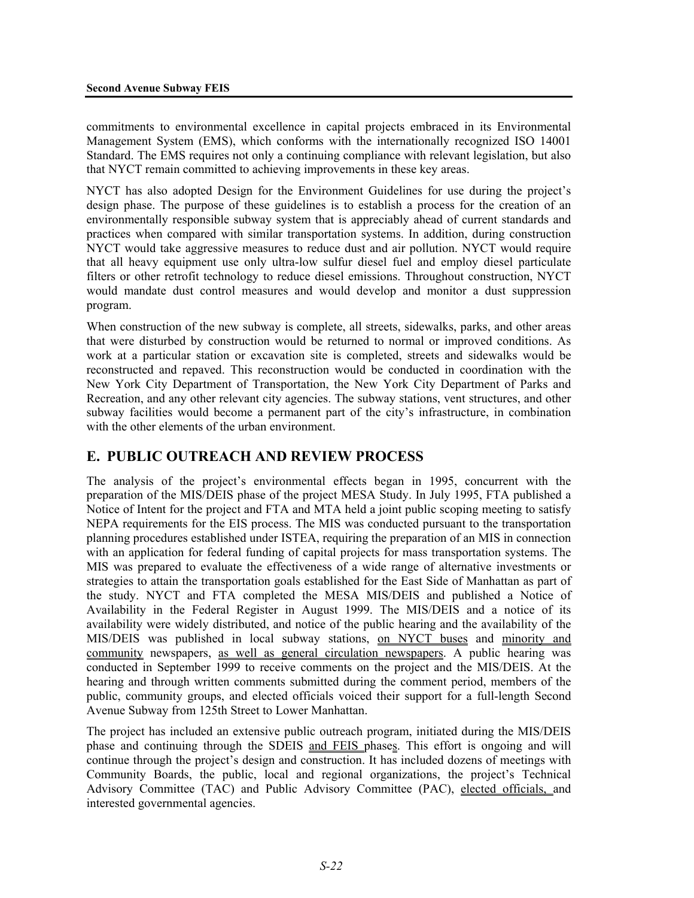commitments to environmental excellence in capital projects embraced in its Environmental Management System (EMS), which conforms with the internationally recognized ISO 14001 Standard. The EMS requires not only a continuing compliance with relevant legislation, but also that NYCT remain committed to achieving improvements in these key areas.

NYCT has also adopted Design for the Environment Guidelines for use during the project's design phase. The purpose of these guidelines is to establish a process for the creation of an environmentally responsible subway system that is appreciably ahead of current standards and practices when compared with similar transportation systems. In addition, during construction NYCT would take aggressive measures to reduce dust and air pollution. NYCT would require that all heavy equipment use only ultra-low sulfur diesel fuel and employ diesel particulate filters or other retrofit technology to reduce diesel emissions. Throughout construction, NYCT would mandate dust control measures and would develop and monitor a dust suppression program.

When construction of the new subway is complete, all streets, sidewalks, parks, and other areas that were disturbed by construction would be returned to normal or improved conditions. As work at a particular station or excavation site is completed, streets and sidewalks would be reconstructed and repaved. This reconstruction would be conducted in coordination with the New York City Department of Transportation, the New York City Department of Parks and Recreation, and any other relevant city agencies. The subway stations, vent structures, and other subway facilities would become a permanent part of the city's infrastructure, in combination with the other elements of the urban environment.

## E. PUBLIC OUTREACH AND REVIEW PROCESS

The analysis of the project's environmental effects began in 1995, concurrent with the preparation of the MIS/DEIS phase of the project MESA Study. In July 1995, FTA published a Notice of Intent for the project and FTA and MTA held a joint public scoping meeting to satisfy NEPA requirements for the EIS process. The MIS was conducted pursuant to the transportation planning procedures established under ISTEA, requiring the preparation of an MIS in connection with an application for federal funding of capital projects for mass transportation systems. The MIS was prepared to evaluate the effectiveness of a wide range of alternative investments or strategies to attain the transportation goals established for the East Side of Manhattan as part of the study. NYCT and FTA completed the MESA MIS/DEIS and published a Notice of Availability in the Federal Register in August 1999. The MIS/DEIS and a notice of its availability were widely distributed, and notice of the public hearing and the availability of the MIS/DEIS was published in local subway stations, on NYCT buses and minority and community newspapers, as well as general circulation newspapers. A public hearing was conducted in September 1999 to receive comments on the project and the MIS/DEIS. At the hearing and through written comments submitted during the comment period, members of the public, community groups, and elected officials voiced their support for a full-length Second Avenue Subway from 125th Street to Lower Manhattan.

The project has included an extensive public outreach program, initiated during the MIS/DEIS phase and continuing through the SDEIS and FEIS phases. This effort is ongoing and will continue through the project's design and construction. It has included dozens of meetings with Community Boards, the public, local and regional organizations, the project's Technical Advisory Committee (TAC) and Public Advisory Committee (PAC), elected officials, and interested governmental agencies.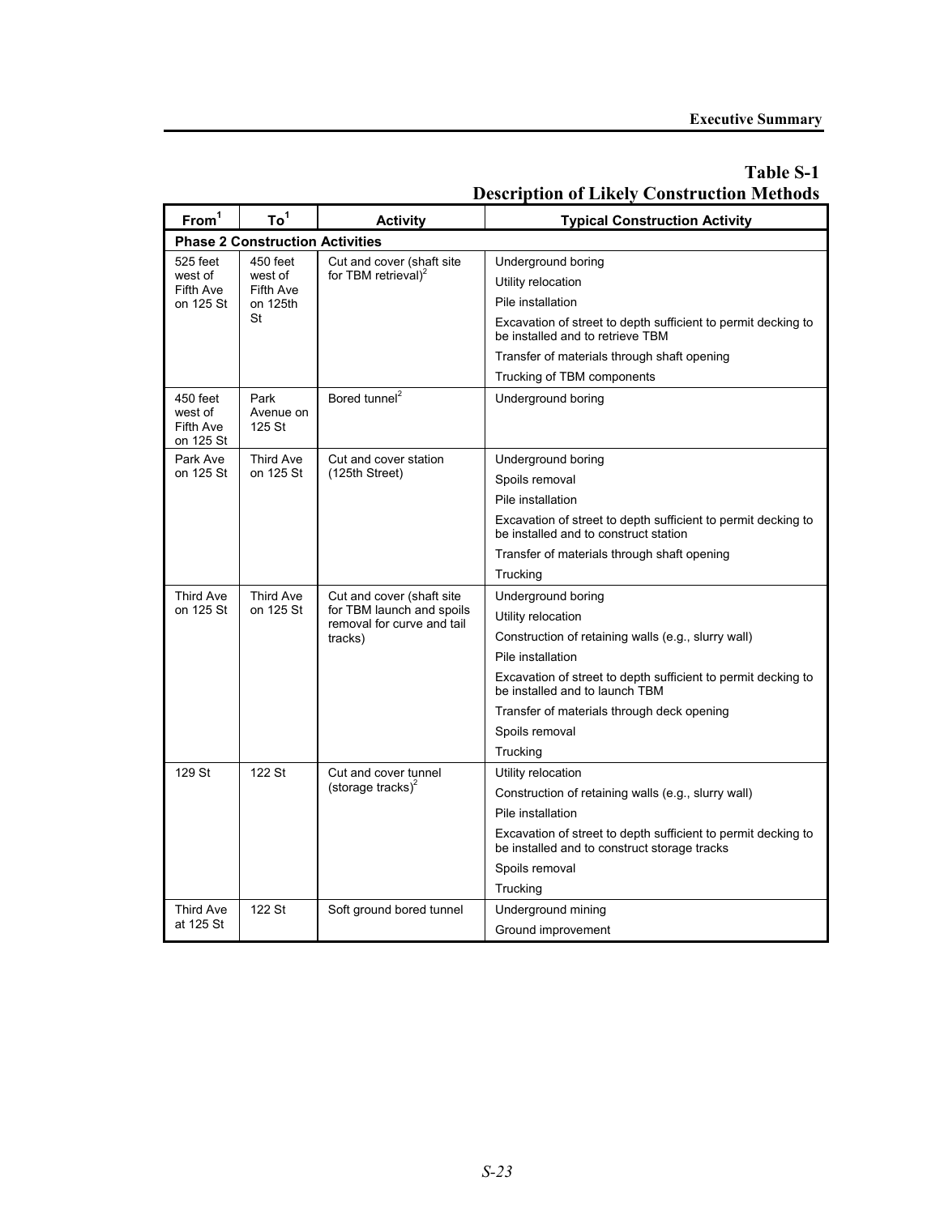## Table S-1
## Description of Likely Construction Methods

| From[1] | To[1] | Activity | Typical Construction Activity |
|---|---|---|---|
| **Phase 2 Construction Activities** | | | |
| 525 feet west of Fifth Ave on 125 St | 450 feet west of Fifth Ave on 125th St | Cut and cover (shaft site for TBM retrieval)[2] | Underground boring |
| | | | Utility relocation |
| | | | Pile installation |
| | | | Excavation of street to depth sufficient to permit decking to be installed and to retrieve TBM |
| | | | Transfer of materials through shaft opening |
| | | | Trucking of TBM components |
| 450 feet west of Fifth Ave on 125 St | Park Avenue on 125 St | Bored tunnel[2] | Underground boring |
| Park Ave on 125 St | Third Ave on 125 St | Cut and cover station (125th Street) | Underground boring |
| | | | Spoils removal |
| | | | Pile installation |
| | | | Excavation of street to depth sufficient to permit decking to be installed and to construct station |
| | | | Transfer of materials through shaft opening |
| | | | Trucking |
| Third Ave on 125 St | Third Ave on 125 St | Cut and cover (shaft site for TBM launch and spoils removal for curve and tail tracks) | Underground boring |
| | | | Utility relocation |
| | | | Construction of retaining walls (e.g., slurry wall) |
| | | | Pile installation |
| | | | Excavation of street to depth sufficient to permit decking to be installed and to launch TBM |
| | | | Transfer of materials through deck opening |
| | | | Spoils removal |
| | | | Trucking |
| 129 St | 122 St | Cut and cover tunnel (storage tracks)[2] | Utility relocation |
| | | | Construction of retaining walls (e.g., slurry wall) |
| | | | Pile installation |
| | | | Excavation of street to depth sufficient to permit decking to be installed and to construct storage tracks |
| | | | Spoils removal |
| | | | Trucking |
| Third Ave at 125 St | 122 St | Soft ground bored tunnel | Underground mining |
| | | | Ground improvement |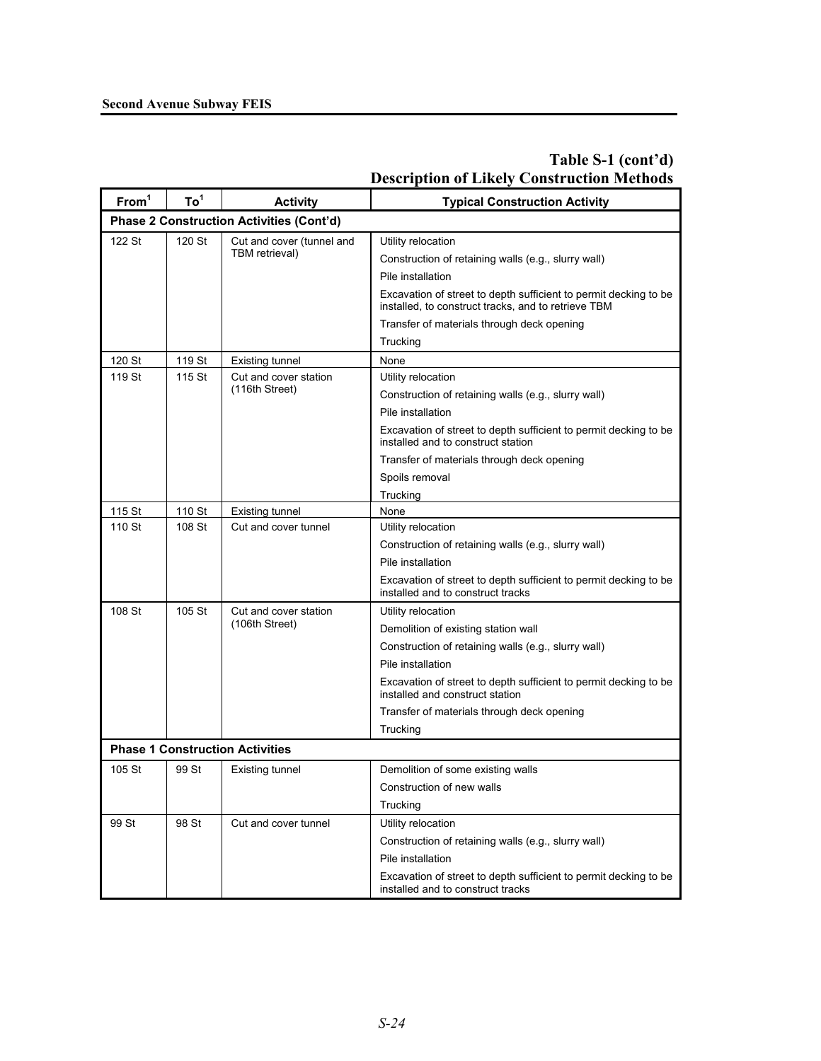## Table S-1 (cont'd)
## Description of Likely Construction Methods

| From[1] | To[1] | Activity | Typical Construction Activity |
|---|---|---|---|
| **Phase 2 Construction Activities (Cont'd)** | | | |
| 122 St | 120 St | Cut and cover (tunnel and TBM retrieval) | Utility relocation |
| | | | Construction of retaining walls (e.g., slurry wall) |
| | | | Pile installation |
| | | | Excavation of street to depth sufficient to permit decking to be installed, to construct tracks, and to retrieve TBM |
| | | | Transfer of materials through deck opening |
| | | | Trucking |
| 120 St | 119 St | Existing tunnel | None |
| 119 St | 115 St | Cut and cover station (116th Street) | Utility relocation |
| | | | Construction of retaining walls (e.g., slurry wall) |
| | | | Pile installation |
| | | | Excavation of street to depth sufficient to permit decking to be installed and to construct station |
| | | | Transfer of materials through deck opening |
| | | | Spoils removal |
| | | | Trucking |
| 115 St | 110 St | Existing tunnel | None |
| 110 St | 108 St | Cut and cover tunnel | Utility relocation |
| | | | Construction of retaining walls (e.g., slurry wall) |
| | | | Pile installation |
| | | | Excavation of street to depth sufficient to permit decking to be installed and to construct tracks |
| 108 St | 105 St | Cut and cover station (106th Street) | Utility relocation |
| | | | Demolition of existing station wall |
| | | | Construction of retaining walls (e.g., slurry wall) |
| | | | Pile installation |
| | | | Excavation of street to depth sufficient to permit decking to be installed and construct station |
| | | | Transfer of materials through deck opening |
| | | | Trucking |
| **Phase 1 Construction Activities** | | | |
| 105 St | 99 St | Existing tunnel | Demolition of some existing walls |
| | | | Construction of new walls |
| | | | Trucking |
| 99 St | 98 St | Cut and cover tunnel | Utility relocation |
| | | | Construction of retaining walls (e.g., slurry wall) |
| | | | Pile installation |
| | | | Excavation of street to depth sufficient to permit decking to be installed and to construct tracks |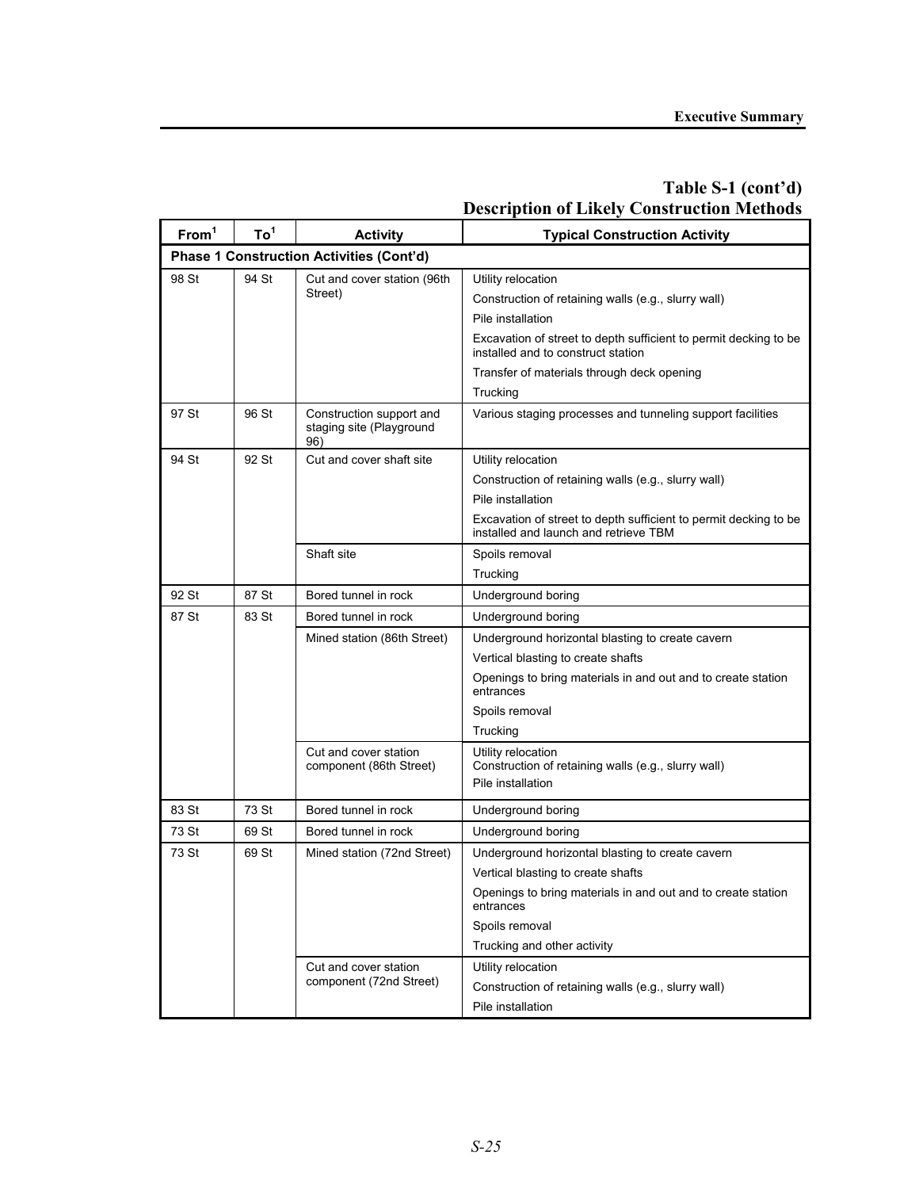## Table S-1 (cont'd)
## Description of Likely Construction Methods

| From[1] | To[1] | Activity | Typical Construction Activity |
|---|---|---|---|
| **Phase 1 Construction Activities (Cont'd)** | | | |
| 98 St | 94 St | Cut and cover station (96th Street) | Utility relocation |
| | | | Construction of retaining walls (e.g., slurry wall) |
| | | | Pile installation |
| | | | Excavation of street to depth sufficient to permit decking to be installed and to construct station |
| | | | Transfer of materials through deck opening |
| | | | Trucking |
| 97 St | 96 St | Construction support and staging site (Playground 96) | Various staging processes and tunneling support facilities |
| 94 St | 92 St | Cut and cover shaft site | Utility relocation |
| | | | Construction of retaining walls (e.g., slurry wall) |
| | | | Pile installation |
| | | | Excavation of street to depth sufficient to permit decking to be installed and launch and retrieve TBM |
| | | Shaft site | Spoils removal |
| | | | Trucking |
| 92 St | 87 St | Bored tunnel in rock | Underground boring |
| 87 St | 83 St | Bored tunnel in rock | Underground boring |
| | | Mined station (86th Street) | Underground horizontal blasting to create cavern |
| | | | Vertical blasting to create shafts |
| | | | Openings to bring materials in and out and to create station entrances |
| | | | Spoils removal |
| | | | Trucking |
| | | Cut and cover station component (86th Street) | Utility relocation |
| | | | Construction of retaining walls (e.g., slurry wall) |
| | | | Pile installation |
| 83 St | 73 St | Bored tunnel in rock | Underground boring |
| 73 St | 69 St | Bored tunnel in rock | Underground boring |
| 73 St | 69 St | Mined station (72nd Street) | Underground horizontal blasting to create cavern |
| | | | Vertical blasting to create shafts |
| | | | Openings to bring materials in and out and to create station entrances |
| | | | Spoils removal |
| | | | Trucking and other activity |
| | | Cut and cover station component (72nd Street) | Utility relocation |
| | | | Construction of retaining walls (e.g., slurry wall) |
| | | | Pile installation |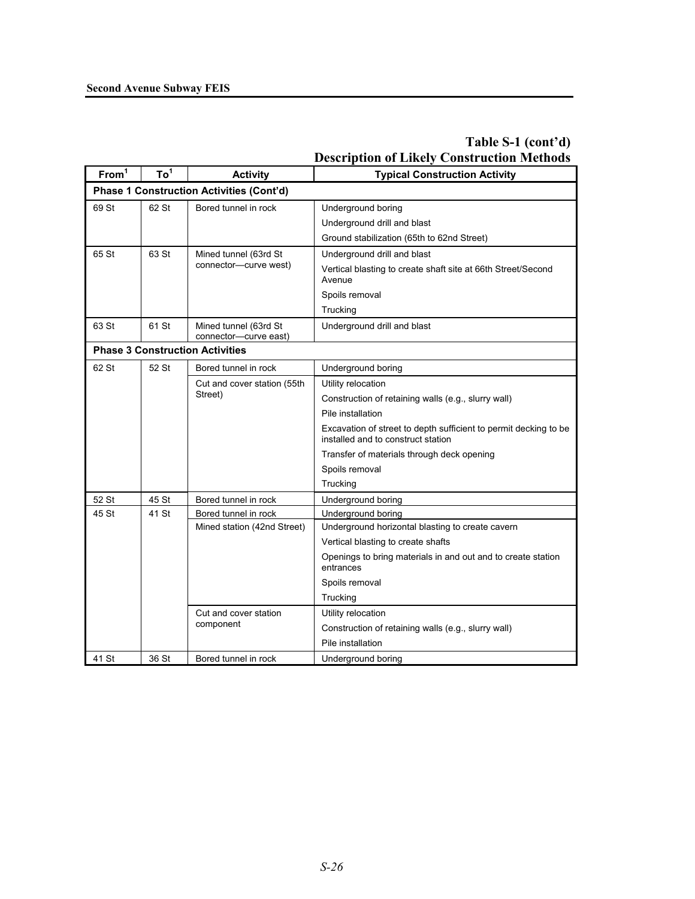## Table S-1 (cont'd)
## Description of Likely Construction Methods

| From[1] | To[1] | Activity | Typical Construction Activity |
|---|---|---|---|
| **Phase 1 Construction Activities (Cont'd)** | | | |
| 69 St | 62 St | Bored tunnel in rock | Underground boring |
| | | | Underground drill and blast |
| | | | Ground stabilization (65th to 62nd Street) |
| 65 St | 63 St | Mined tunnel (63rd St connector—curve west) | Underground drill and blast |
| | | | Vertical blasting to create shaft site at 66th Street/Second Avenue |
| | | | Spoils removal |
| | | | Trucking |
| 63 St | 61 St | Mined tunnel (63rd St connector—curve east) | Underground drill and blast |
| **Phase 3 Construction Activities** | | | |
| 62 St | 52 St | Bored tunnel in rock | Underground boring |
| | | Cut and cover station (55th Street) | Utility relocation |
| | | | Construction of retaining walls (e.g., slurry wall) |
| | | | Pile installation |
| | | | Excavation of street to depth sufficient to permit decking to be installed and to construct station |
| | | | Transfer of materials through deck opening |
| | | | Spoils removal |
| | | | Trucking |
| 52 St | 45 St | Bored tunnel in rock | Underground boring |
| 45 St | 41 St | Bored tunnel in rock | Underground boring |
| | | Mined station (42nd Street) | Underground horizontal blasting to create cavern |
| | | | Vertical blasting to create shafts |
| | | | Openings to bring materials in and out and to create station entrances |
| | | | Spoils removal |
| | | | Trucking |
| | | Cut and cover station component | Utility relocation |
| | | | Construction of retaining walls (e.g., slurry wall) |
| | | | Pile installation |
| 41 St | 36 St | Bored tunnel in rock | Underground boring |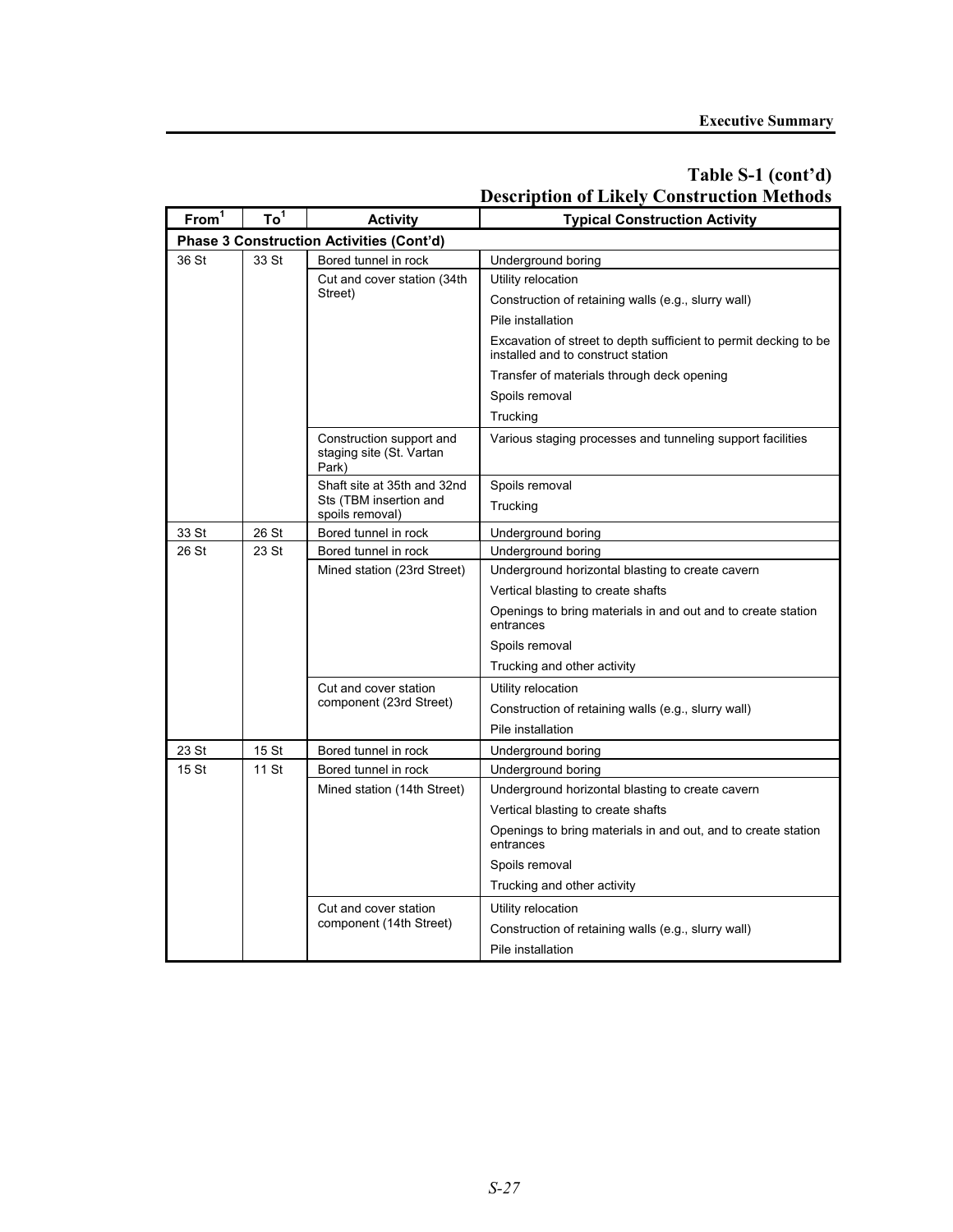## Table S-1 (cont'd)
## Description of Likely Construction Methods

| From[1] | To[1] | Activity | Typical Construction Activity |
|---|---|---|---|
| **Phase 3 Construction Activities (Cont'd)** | | | |
| 36 St | 33 St | Bored tunnel in rock | Underground boring |
| | | Cut and cover station (34th Street) | Utility relocation |
| | | | Construction of retaining walls (e.g., slurry wall) |
| | | | Pile installation |
| | | | Excavation of street to depth sufficient to permit decking to be installed and to construct station |
| | | | Transfer of materials through deck opening |
| | | | Spoils removal |
| | | | Trucking |
| | | Construction support and staging site (St. Vartan Park) | Various staging processes and tunneling support facilities |
| | | Shaft site at 35th and 32nd Sts (TBM insertion and spoils removal) | Spoils removal |
| | | | Trucking |
| 33 St | 26 St | Bored tunnel in rock | Underground boring |
| 26 St | 23 St | Bored tunnel in rock | Underground boring |
| | | Mined station (23rd Street) | Underground horizontal blasting to create cavern |
| | | | Vertical blasting to create shafts |
| | | | Openings to bring materials in and out and to create station entrances |
| | | | Spoils removal |
| | | | Trucking and other activity |
| | | Cut and cover station component (23rd Street) | Utility relocation |
| | | | Construction of retaining walls (e.g., slurry wall) |
| | | | Pile installation |
| 23 St | 15 St | Bored tunnel in rock | Underground boring |
| 15 St | 11 St | Bored tunnel in rock | Underground boring |
| | | Mined station (14th Street) | Underground horizontal blasting to create cavern |
| | | | Vertical blasting to create shafts |
| | | | Openings to bring materials in and out, and to create station entrances |
| | | | Spoils removal |
| | | | Trucking and other activity |
| | | Cut and cover station component (14th Street) | Utility relocation |
| | | | Construction of retaining walls (e.g., slurry wall) |
| | | | Pile installation |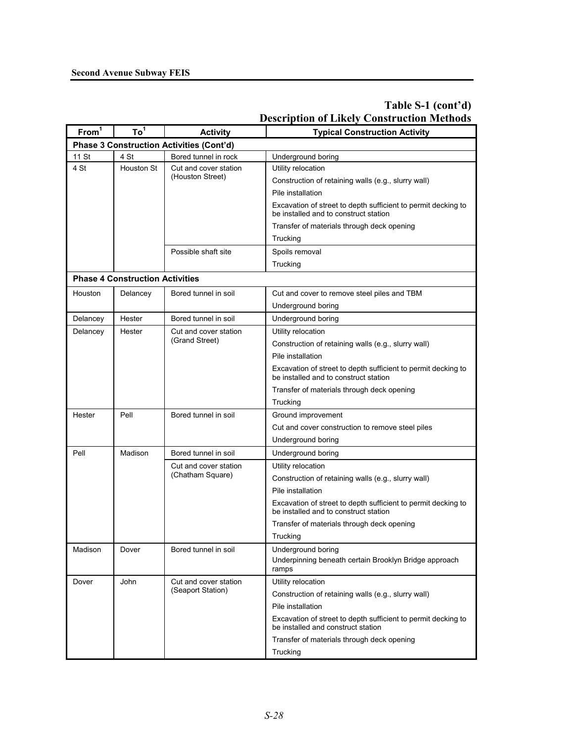## Table S-1 (cont'd)
## Description of Likely Construction Methods

| From[1] | To[1] | Activity | Typical Construction Activity |
|---|---|---|---|
| **Phase 3 Construction Activities (Cont'd)** | | | |
| 11 St | 4 St | Bored tunnel in rock | Underground boring |
| 4 St | Houston St | Cut and cover station (Houston Street) | Utility relocation |
| | | | Construction of retaining walls (e.g., slurry wall) |
| | | | Pile installation |
| | | | Excavation of street to depth sufficient to permit decking to be installed and to construct station |
| | | | Transfer of materials through deck opening |
| | | | Trucking |
| | | Possible shaft site | Spoils removal |
| | | | Trucking |
| **Phase 4 Construction Activities** | | | |
| Houston | Delancey | Bored tunnel in soil | Cut and cover to remove steel piles and TBM |
| | | | Underground boring |
| Delancey | Hester | Bored tunnel in soil | Underground boring |
| Delancey | Hester | Cut and cover station (Grand Street) | Utility relocation |
| | | | Construction of retaining walls (e.g., slurry wall) |
| | | | Pile installation |
| | | | Excavation of street to depth sufficient to permit decking to be installed and to construct station |
| | | | Transfer of materials through deck opening |
| | | | Trucking |
| Hester | Pell | Bored tunnel in soil | Ground improvement |
| | | | Cut and cover construction to remove steel piles |
| | | | Underground boring |
| Pell | Madison | Bored tunnel in soil | Underground boring |
| | | Cut and cover station (Chatham Square) | Utility relocation |
| | | | Construction of retaining walls (e.g., slurry wall) |
| | | | Pile installation |
| | | | Excavation of street to depth sufficient to permit decking to be installed and to construct station |
| | | | Transfer of materials through deck opening |
| | | | Trucking |
| Madison | Dover | Bored tunnel in soil | Underground boring |
| | | | Underpinning beneath certain Brooklyn Bridge approach ramps |
| Dover | John | Cut and cover station (Seaport Station) | Utility relocation |
| | | | Construction of retaining walls (e.g., slurry wall) |
| | | | Pile installation |
| | | | Excavation of street to depth sufficient to permit decking to be installed and construct station |
| | | | Transfer of materials through deck opening |
| | | | Trucking |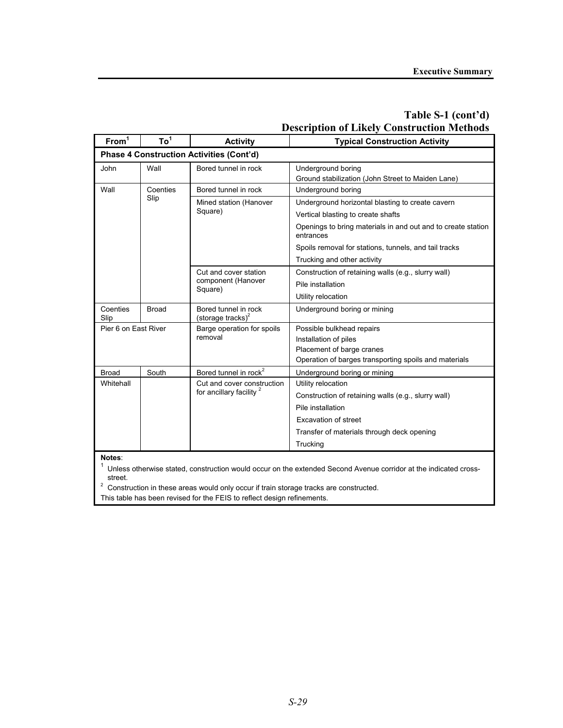## Table S-1 (cont'd)
## Description of Likely Construction Methods

| From[1] | To[1] | Activity | Typical Construction Activity |
|---|---|---|---|
| **Phase 4 Construction Activities (Cont'd)** | | | |
| John | Wall | Bored tunnel in rock | Underground boring<br>Ground stabilization (John Street to Maiden Lane) |
| Wall | Coenties Slip | Bored tunnel in rock | Underground boring |
| | | Mined station (Hanover Square) | Underground horizontal blasting to create cavern<br>Vertical blasting to create shafts<br>Openings to bring materials in and out and to create station entrances<br>Spoils removal for stations, tunnels, and tail tracks<br>Trucking and other activity |
| | | Cut and cover station component (Hanover Square) | Construction of retaining walls (e.g., slurry wall)<br>Pile installation<br>Utility relocation |
| Coenties Slip | Broad | Bored tunnel in rock (storage tracks)[2] | Underground boring or mining |
| Pier 6 on East River | | Barge operation for spoils removal | Possible bulkhead repairs<br>Installation of piles<br>Placement of barge cranes<br>Operation of barges transporting spoils and materials |
| Broad | South | Bored tunnel in rock[2] | Underground boring or mining |
| Whitehall | | Cut and cover construction for ancillary facility [2] | Utility relocation<br>Construction of retaining walls (e.g., slurry wall)<br>Pile installation<br>Excavation of street<br>Transfer of materials through deck opening<br>Trucking |

**Notes**:

[1] Unless otherwise stated, construction would occur on the extended Second Avenue corridor at the indicated cross-street.

[2] Construction in these areas would only occur if train storage tracks are constructed.

This table has been revised for the FEIS to reflect design refinements.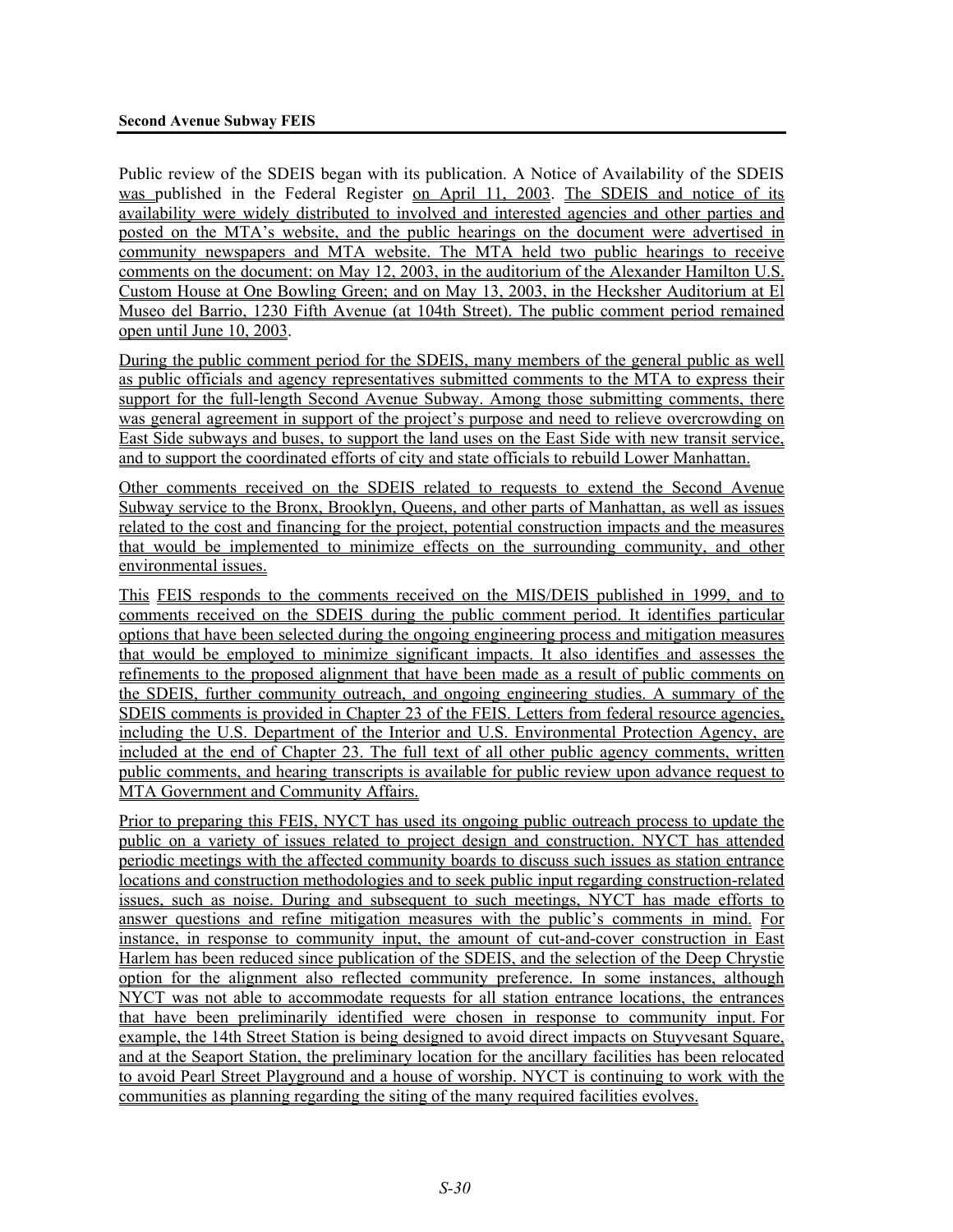Public review of the SDEIS began with its publication. A Notice of Availability of the SDEIS was published in the Federal Register on April 11, 2003. The SDEIS and notice of its availability were widely distributed to involved and interested agencies and other parties and posted on the MTA's website, and the public hearings on the document were advertised in community newspapers and MTA website. The MTA held two public hearings to receive comments on the document: on May 12, 2003, in the auditorium of the Alexander Hamilton U.S. Custom House at One Bowling Green; and on May 13, 2003, in the Hecksher Auditorium at El Museo del Barrio, 1230 Fifth Avenue (at 104th Street). The public comment period remained open until June 10, 2003.

During the public comment period for the SDEIS, many members of the general public as well as public officials and agency representatives submitted comments to the MTA to express their support for the full-length Second Avenue Subway. Among those submitting comments, there was general agreement in support of the project's purpose and need to relieve overcrowding on East Side subways and buses, to support the land uses on the East Side with new transit service, and to support the coordinated efforts of city and state officials to rebuild Lower Manhattan.

Other comments received on the SDEIS related to requests to extend the Second Avenue Subway service to the Bronx, Brooklyn, Queens, and other parts of Manhattan, as well as issues related to the cost and financing for the project, potential construction impacts and the measures that would be implemented to minimize effects on the surrounding community, and other environmental issues.

This FEIS responds to the comments received on the MIS/DEIS published in 1999, and to comments received on the SDEIS during the public comment period. It identifies particular options that have been selected during the ongoing engineering process and mitigation measures that would be employed to minimize significant impacts. It also identifies and assesses the refinements to the proposed alignment that have been made as a result of public comments on the SDEIS, further community outreach, and ongoing engineering studies. A summary of the SDEIS comments is provided in Chapter 23 of the FEIS. Letters from federal resource agencies, including the U.S. Department of the Interior and U.S. Environmental Protection Agency, are included at the end of Chapter 23. The full text of all other public agency comments, written public comments, and hearing transcripts is available for public review upon advance request to MTA Government and Community Affairs.

Prior to preparing this FEIS, NYCT has used its ongoing public outreach process to update the public on a variety of issues related to project design and construction. NYCT has attended periodic meetings with the affected community boards to discuss such issues as station entrance locations and construction methodologies and to seek public input regarding construction-related issues, such as noise. During and subsequent to such meetings, NYCT has made efforts to answer questions and refine mitigation measures with the public's comments in mind. For instance, in response to community input, the amount of cut-and-cover construction in East Harlem has been reduced since publication of the SDEIS, and the selection of the Deep Chrystie option for the alignment also reflected community preference. In some instances, although NYCT was not able to accommodate requests for all station entrance locations, the entrances that have been preliminarily identified were chosen in response to community input. For example, the 14th Street Station is being designed to avoid direct impacts on Stuyvesant Square, and at the Seaport Station, the preliminary location for the ancillary facilities has been relocated to avoid Pearl Street Playground and a house of worship. NYCT is continuing to work with the communities as planning regarding the siting of the many required facilities evolves.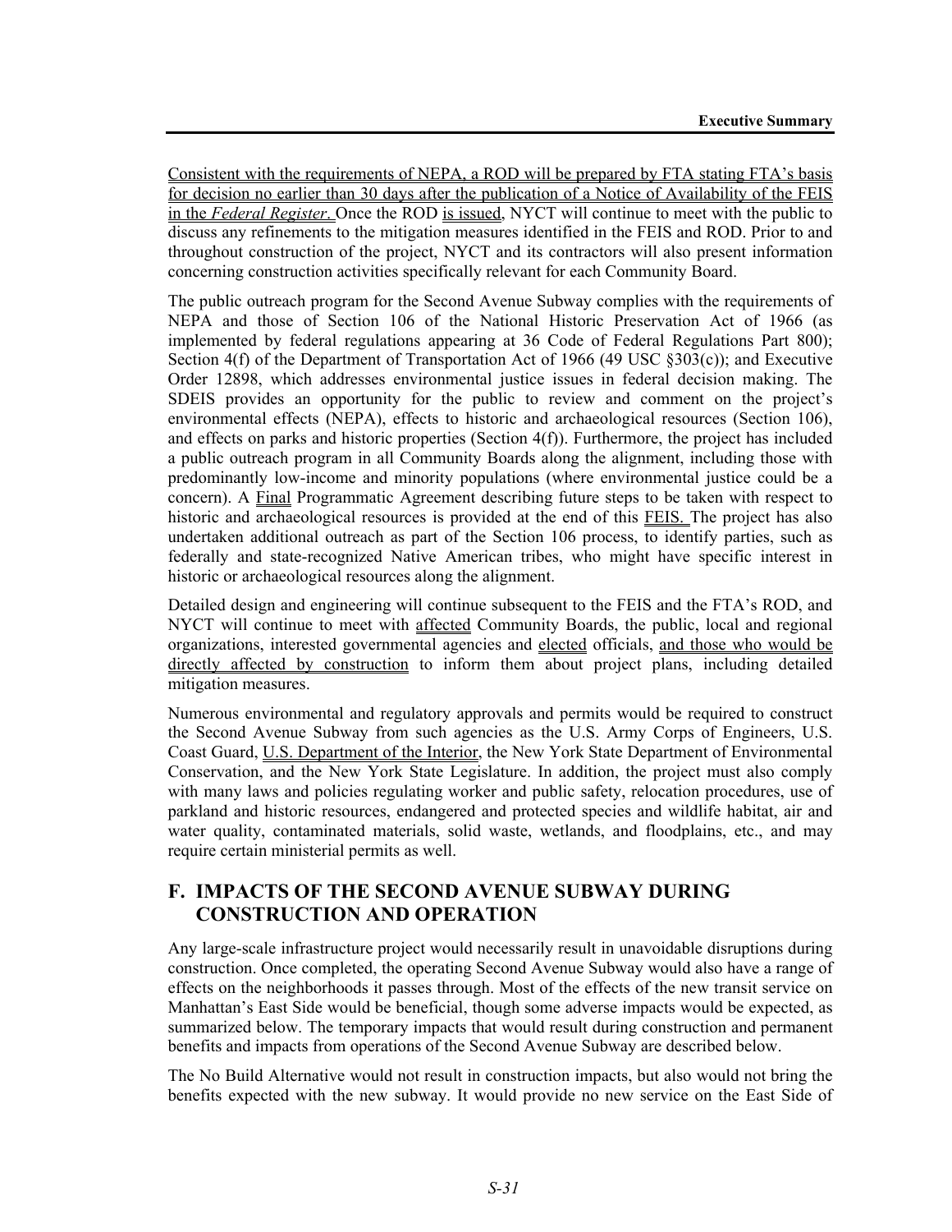Consistent with the requirements of NEPA, a ROD will be prepared by FTA stating FTA's basis for decision no earlier than 30 days after the publication of a Notice of Availability of the FEIS in the *Federal Register*. Once the ROD is issued, NYCT will continue to meet with the public to discuss any refinements to the mitigation measures identified in the FEIS and ROD. Prior to and throughout construction of the project, NYCT and its contractors will also present information concerning construction activities specifically relevant for each Community Board.

The public outreach program for the Second Avenue Subway complies with the requirements of NEPA and those of Section 106 of the National Historic Preservation Act of 1966 (as implemented by federal regulations appearing at 36 Code of Federal Regulations Part 800); Section 4(f) of the Department of Transportation Act of 1966 (49 USC §303(c)); and Executive Order 12898, which addresses environmental justice issues in federal decision making. The SDEIS provides an opportunity for the public to review and comment on the project's environmental effects (NEPA), effects to historic and archaeological resources (Section 106), and effects on parks and historic properties (Section 4(f)). Furthermore, the project has included a public outreach program in all Community Boards along the alignment, including those with predominantly low-income and minority populations (where environmental justice could be a concern). A Final Programmatic Agreement describing future steps to be taken with respect to historic and archaeological resources is provided at the end of this FEIS. The project has also undertaken additional outreach as part of the Section 106 process, to identify parties, such as federally and state-recognized Native American tribes, who might have specific interest in historic or archaeological resources along the alignment.

Detailed design and engineering will continue subsequent to the FEIS and the FTA's ROD, and NYCT will continue to meet with affected Community Boards, the public, local and regional organizations, interested governmental agencies and elected officials, and those who would be directly affected by construction to inform them about project plans, including detailed mitigation measures.

Numerous environmental and regulatory approvals and permits would be required to construct the Second Avenue Subway from such agencies as the U.S. Army Corps of Engineers, U.S. Coast Guard, U.S. Department of the Interior, the New York State Department of Environmental Conservation, and the New York State Legislature. In addition, the project must also comply with many laws and policies regulating worker and public safety, relocation procedures, use of parkland and historic resources, endangered and protected species and wildlife habitat, air and water quality, contaminated materials, solid waste, wetlands, and floodplains, etc., and may require certain ministerial permits as well.

## F. IMPACTS OF THE SECOND AVENUE SUBWAY DURING CONSTRUCTION AND OPERATION

Any large-scale infrastructure project would necessarily result in unavoidable disruptions during construction. Once completed, the operating Second Avenue Subway would also have a range of effects on the neighborhoods it passes through. Most of the effects of the new transit service on Manhattan's East Side would be beneficial, though some adverse impacts would be expected, as summarized below. The temporary impacts that would result during construction and permanent benefits and impacts from operations of the Second Avenue Subway are described below.

The No Build Alternative would not result in construction impacts, but also would not bring the benefits expected with the new subway. It would provide no new service on the East Side of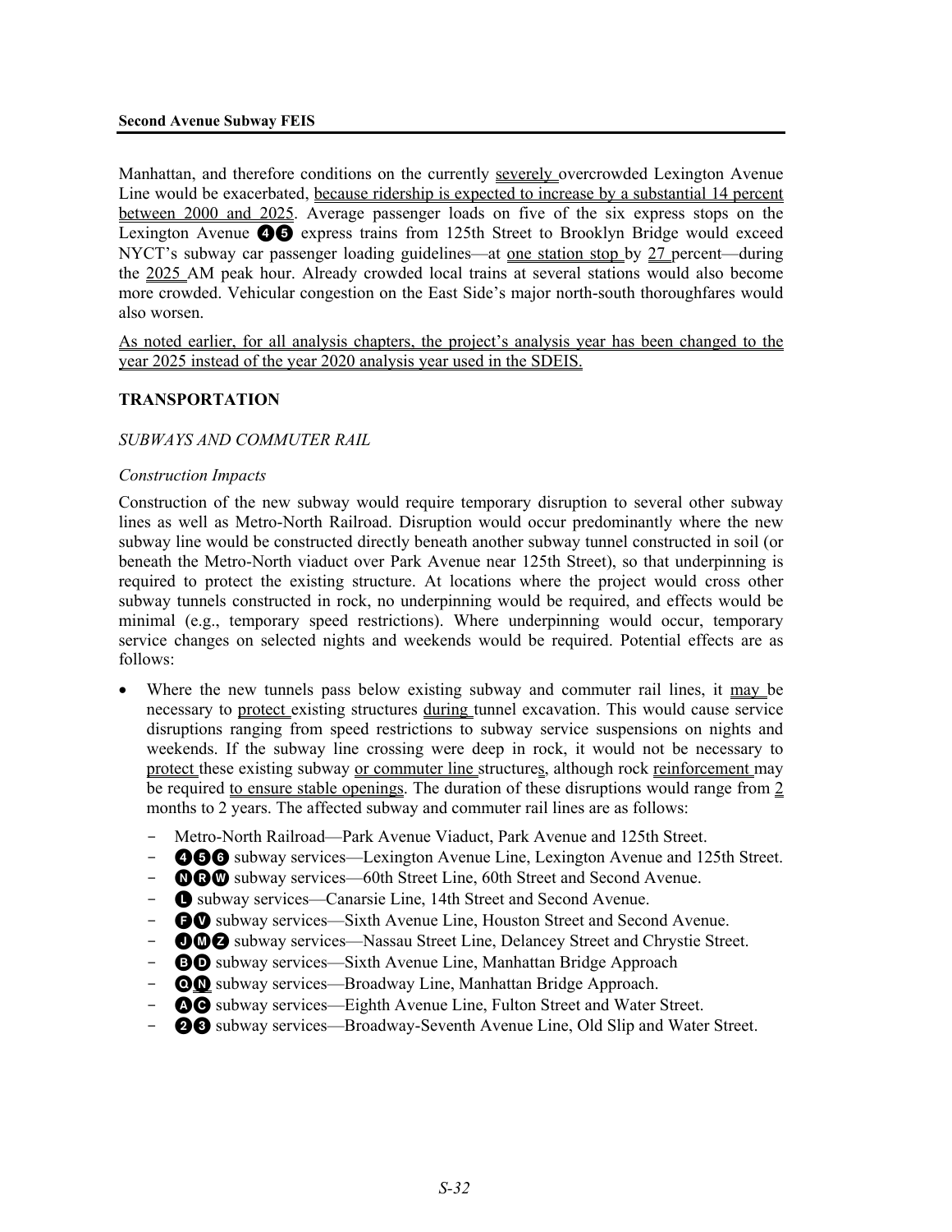Manhattan, and therefore conditions on the currently severely overcrowded Lexington Avenue Line would be exacerbated, because ridership is expected to increase by a substantial 14 percent between 2000 and 2025. Average passenger loads on five of the six express stops on the Lexington Avenue ❹❺ express trains from 125th Street to Brooklyn Bridge would exceed NYCT's subway car passenger loading guidelines—at one station stop by 27 percent—during the 2025 AM peak hour. Already crowded local trains at several stations would also become more crowded. Vehicular congestion on the East Side's major north-south thoroughfares would also worsen.

As noted earlier, for all analysis chapters, the project's analysis year has been changed to the year 2025 instead of the year 2020 analysis year used in the SDEIS.

### TRANSPORTATION

#### *SUBWAYS AND COMMUTER RAIL*

##### *Construction Impacts*

Construction of the new subway would require temporary disruption to several other subway lines as well as Metro-North Railroad. Disruption would occur predominantly where the new subway line would be constructed directly beneath another subway tunnel constructed in soil (or beneath the Metro-North viaduct over Park Avenue near 125th Street), so that underpinning is required to protect the existing structure. At locations where the project would cross other subway tunnels constructed in rock, no underpinning would be required, and effects would be minimal (e.g., temporary speed restrictions). Where underpinning would occur, temporary service changes on selected nights and weekends would be required. Potential effects are as follows:

- Where the new tunnels pass below existing subway and commuter rail lines, it may be necessary to protect existing structures during tunnel excavation. This would cause service disruptions ranging from speed restrictions to subway service suspensions on nights and weekends. If the subway line crossing were deep in rock, it would not be necessary to protect these existing subway or commuter line structures, although rock reinforcement may be required to ensure stable openings. The duration of these disruptions would range from 2 months to 2 years. The affected subway and commuter rail lines are as follows:
  - Metro-North Railroad—Park Avenue Viaduct, Park Avenue and 125th Street.
  - ❹❺❻ subway services—Lexington Avenue Line, Lexington Avenue and 125th Street.
  - ⓃⓇⓌ subway services—60th Street Line, 60th Street and Second Avenue.
  - Ⓛ subway services—Canarsie Line, 14th Street and Second Avenue.
  - ⒻⓋ subway services—Sixth Avenue Line, Houston Street and Second Avenue.
  - ⒿⓂⓏ subway services—Nassau Street Line, Delancey Street and Chrystie Street.
  - ⒷⒹ subway services—Sixth Avenue Line, Manhattan Bridge Approach
  - ⓆⓃ subway services—Broadway Line, Manhattan Bridge Approach.
  - ⒶⒸ subway services—Eighth Avenue Line, Fulton Street and Water Street.
  - ❷❸ subway services—Broadway-Seventh Avenue Line, Old Slip and Water Street.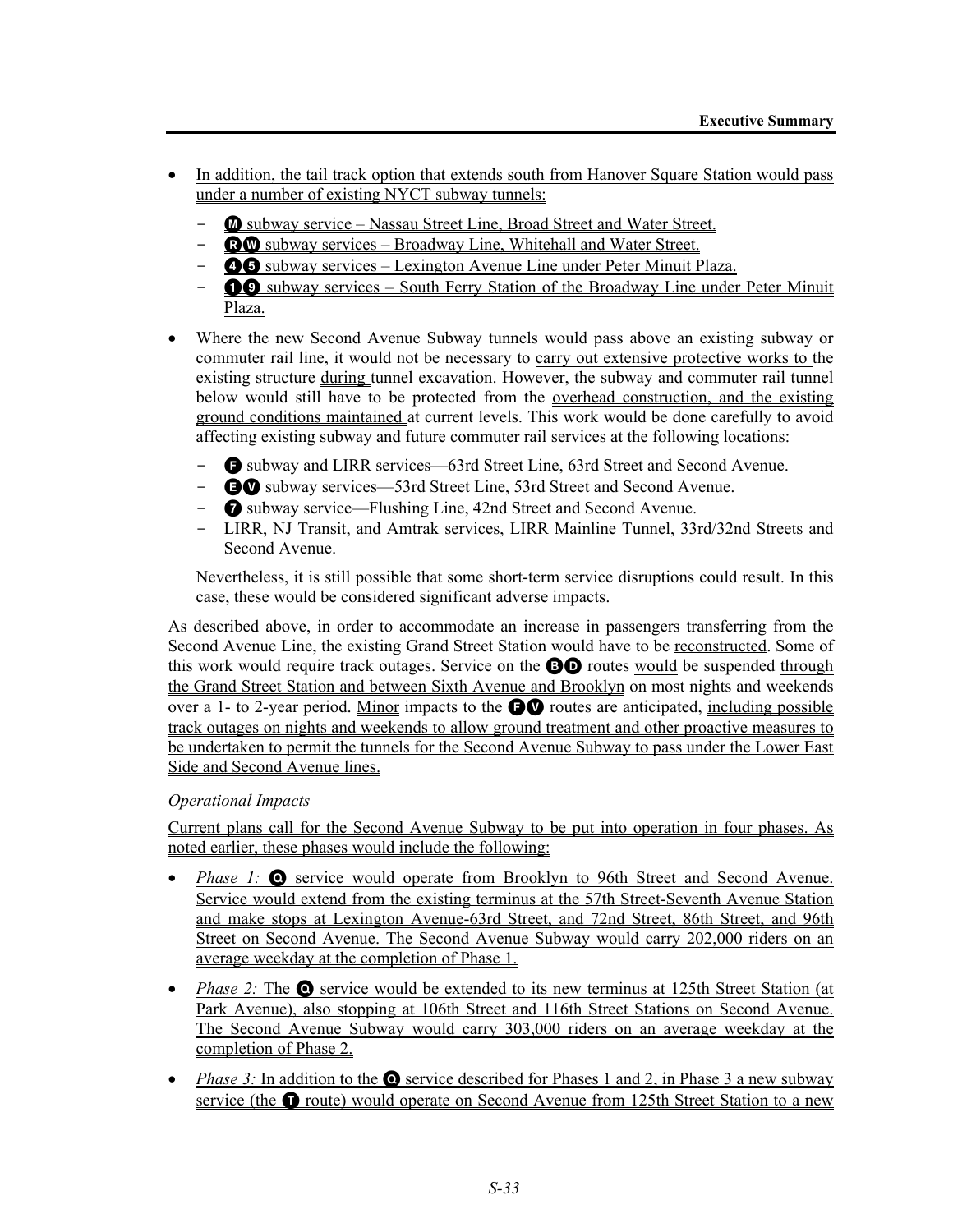- In addition, the tail track option that extends south from Hanover Square Station would pass under a number of existing NYCT subway tunnels:
  - M subway service – Nassau Street Line, Broad Street and Water Street.
  - R W subway services – Broadway Line, Whitehall and Water Street.
  - 4 5 subway services – Lexington Avenue Line under Peter Minuit Plaza.
  - 1 9 subway services – South Ferry Station of the Broadway Line under Peter Minuit Plaza.

- Where the new Second Avenue Subway tunnels would pass above an existing subway or commuter rail line, it would not be necessary to carry out extensive protective works to the existing structure during tunnel excavation. However, the subway and commuter rail tunnel below would still have to be protected from the overhead construction, and the existing ground conditions maintained at current levels. This work would be done carefully to avoid affecting existing subway and future commuter rail services at the following locations:
  - F subway and LIRR services—63rd Street Line, 63rd Street and Second Avenue.
  - E V subway services—53rd Street Line, 53rd Street and Second Avenue.
  - 7 subway service—Flushing Line, 42nd Street and Second Avenue.
  - LIRR, NJ Transit, and Amtrak services, LIRR Mainline Tunnel, 33rd/32nd Streets and Second Avenue.

  Nevertheless, it is still possible that some short-term service disruptions could result. In this case, these would be considered significant adverse impacts.

As described above, in order to accommodate an increase in passengers transferring from the Second Avenue Line, the existing Grand Street Station would have to be reconstructed. Some of this work would require track outages. Service on the B D routes would be suspended through the Grand Street Station and between Sixth Avenue and Brooklyn on most nights and weekends over a 1- to 2-year period. Minor impacts to the F V routes are anticipated, including possible track outages on nights and weekends to allow ground treatment and other proactive measures to be undertaken to permit the tunnels for the Second Avenue Subway to pass under the Lower East Side and Second Avenue lines.

*Operational Impacts*

Current plans call for the Second Avenue Subway to be put into operation in four phases. As noted earlier, these phases would include the following:

- *Phase 1:* Q service would operate from Brooklyn to 96th Street and Second Avenue. Service would extend from the existing terminus at the 57th Street-Seventh Avenue Station and make stops at Lexington Avenue-63rd Street, and 72nd Street, 86th Street, and 96th Street on Second Avenue. The Second Avenue Subway would carry 202,000 riders on an average weekday at the completion of Phase 1.

- *Phase 2:* The Q service would be extended to its new terminus at 125th Street Station (at Park Avenue), also stopping at 106th Street and 116th Street Stations on Second Avenue. The Second Avenue Subway would carry 303,000 riders on an average weekday at the completion of Phase 2.

- *Phase 3:* In addition to the Q service described for Phases 1 and 2, in Phase 3 a new subway service (the T route) would operate on Second Avenue from 125th Street Station to a new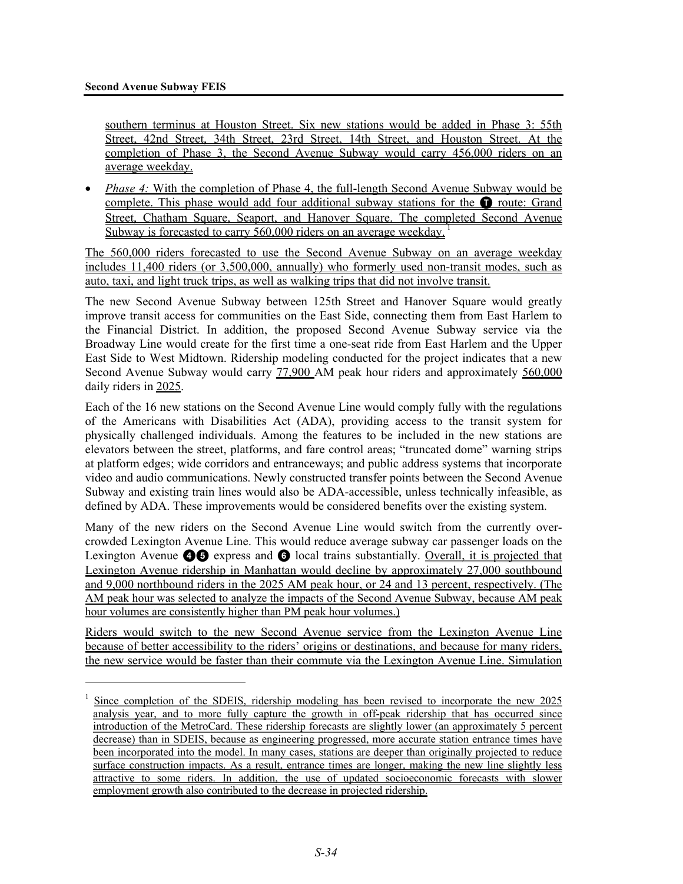southern terminus at Houston Street. Six new stations would be added in Phase 3: 55th Street, 42nd Street, 34th Street, 23rd Street, 14th Street, and Houston Street. At the completion of Phase 3, the Second Avenue Subway would carry 456,000 riders on an average weekday.

- *Phase 4:* With the completion of Phase 4, the full-length Second Avenue Subway would be complete. This phase would add four additional subway stations for the T route: Grand Street, Chatham Square, Seaport, and Hanover Square. The completed Second Avenue Subway is forecasted to carry 560,000 riders on an average weekday.[1]

The 560,000 riders forecasted to use the Second Avenue Subway on an average weekday includes 11,400 riders (or 3,500,000, annually) who formerly used non-transit modes, such as auto, taxi, and light truck trips, as well as walking trips that did not involve transit.

The new Second Avenue Subway between 125th Street and Hanover Square would greatly improve transit access for communities on the East Side, connecting them from East Harlem to the Financial District. In addition, the proposed Second Avenue Subway service via the Broadway Line would create for the first time a one-seat ride from East Harlem and the Upper East Side to West Midtown. Ridership modeling conducted for the project indicates that a new Second Avenue Subway would carry 77,900 AM peak hour riders and approximately 560,000 daily riders in 2025.

Each of the 16 new stations on the Second Avenue Line would comply fully with the regulations of the Americans with Disabilities Act (ADA), providing access to the transit system for physically challenged individuals. Among the features to be included in the new stations are elevators between the street, platforms, and fare control areas; "truncated dome" warning strips at platform edges; wide corridors and entranceways; and public address systems that incorporate video and audio communications. Newly constructed transfer points between the Second Avenue Subway and existing train lines would also be ADA-accessible, unless technically infeasible, as defined by ADA. These improvements would be considered benefits over the existing system.

Many of the new riders on the Second Avenue Line would switch from the currently over-crowded Lexington Avenue Line. This would reduce average subway car passenger loads on the Lexington Avenue 4 5 express and 6 local trains substantially. Overall, it is projected that Lexington Avenue ridership in Manhattan would decline by approximately 27,000 southbound and 9,000 northbound riders in the 2025 AM peak hour, or 24 and 13 percent, respectively. (The AM peak hour was selected to analyze the impacts of the Second Avenue Subway, because AM peak hour volumes are consistently higher than PM peak hour volumes.)

Riders would switch to the new Second Avenue service from the Lexington Avenue Line because of better accessibility to the riders' origins or destinations, and because for many riders, the new service would be faster than their commute via the Lexington Avenue Line. Simulation

---

[1] Since completion of the SDEIS, ridership modeling has been revised to incorporate the new 2025 analysis year, and to more fully capture the growth in off-peak ridership that has occurred since introduction of the MetroCard. These ridership forecasts are slightly lower (an approximately 5 percent decrease) than in SDEIS, because as engineering progressed, more accurate station entrance times have been incorporated into the model. In many cases, stations are deeper than originally projected to reduce surface construction impacts. As a result, entrance times are longer, making the new line slightly less attractive to some riders. In addition, the use of updated socioeconomic forecasts with slower employment growth also contributed to the decrease in projected ridership.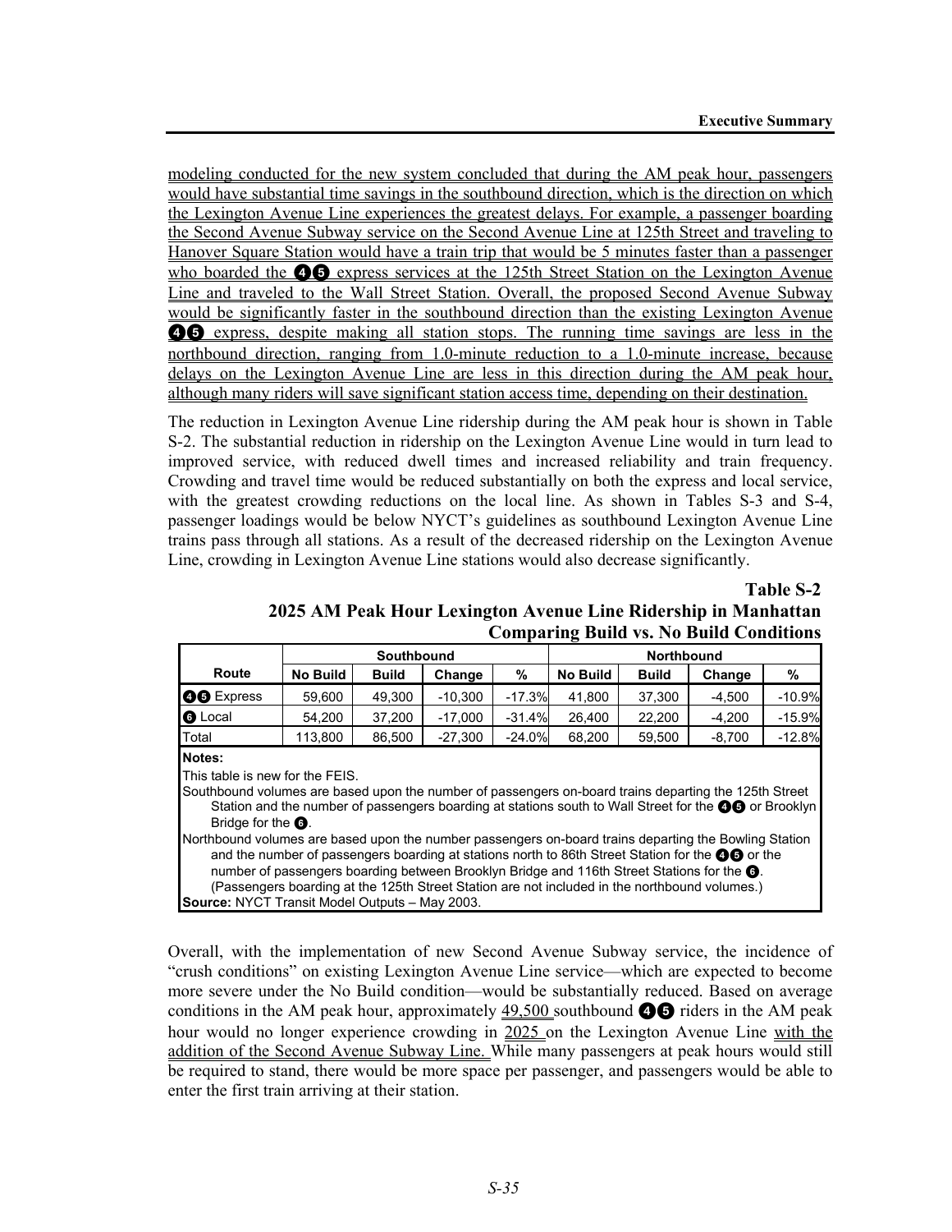modeling conducted for the new system concluded that during the AM peak hour, passengers would have substantial time savings in the southbound direction, which is the direction on which the Lexington Avenue Line experiences the greatest delays. For example, a passenger boarding the Second Avenue Subway service on the Second Avenue Line at 125th Street and traveling to Hanover Square Station would have a train trip that would be 5 minutes faster than a passenger who boarded the ❹❺ express services at the 125th Street Station on the Lexington Avenue Line and traveled to the Wall Street Station. Overall, the proposed Second Avenue Subway would be significantly faster in the southbound direction than the existing Lexington Avenue ❹❺ express, despite making all station stops. The running time savings are less in the northbound direction, ranging from 1.0-minute reduction to a 1.0-minute increase, because delays on the Lexington Avenue Line are less in this direction during the AM peak hour, although many riders will save significant station access time, depending on their destination.

The reduction in Lexington Avenue Line ridership during the AM peak hour is shown in Table S-2. The substantial reduction in ridership on the Lexington Avenue Line would in turn lead to improved service, with reduced dwell times and increased reliability and train frequency. Crowding and travel time would be reduced substantially on both the express and local service, with the greatest crowding reductions on the local line. As shown in Tables S-3 and S-4, passenger loadings would be below NYCT's guidelines as southbound Lexington Avenue Line trains pass through all stations. As a result of the decreased ridership on the Lexington Avenue Line, crowding in Lexington Avenue Line stations would also decrease significantly.

**Table S-2**
**2025 AM Peak Hour Lexington Avenue Line Ridership in Manhattan Comparing Build vs. No Build Conditions**

| | Southbound | | | | Northbound | | | |
|---|---|---|---|---|---|---|---|---|
| **Route** | **No Build** | **Build** | **Change** | **%** | **No Build** | **Build** | **Change** | **%** |
| ❹❺ Express | 59,600 | 49,300 | -10,300 | -17.3% | 41,800 | 37,300 | -4,500 | -10.9% |
| ❻ Local | 54,200 | 37,200 | -17,000 | -31.4% | 26,400 | 22,200 | -4,200 | -15.9% |
| Total | 113,800 | 86,500 | -27,300 | -24.0% | 68,200 | 59,500 | -8,700 | -12.8% |

**Notes:**
This table is new for the FEIS.
Southbound volumes are based upon the number of passengers on-board trains departing the 125th Street Station and the number of passengers boarding at stations south to Wall Street for the ❹❺ or Brooklyn Bridge for the ❻.
Northbound volumes are based upon the number passengers on-board trains departing the Bowling Station and the number of passengers boarding at stations north to 86th Street Station for the ❹❺ or the number of passengers boarding between Brooklyn Bridge and 116th Street Stations for the ❻. (Passengers boarding at the 125th Street Station are not included in the northbound volumes.)
**Source:** NYCT Transit Model Outputs – May 2003.

Overall, with the implementation of new Second Avenue Subway service, the incidence of "crush conditions" on existing Lexington Avenue Line service—which are expected to become more severe under the No Build condition—would be substantially reduced. Based on average conditions in the AM peak hour, approximately 49,500 southbound ❹❺ riders in the AM peak hour would no longer experience crowding in 2025 on the Lexington Avenue Line with the addition of the Second Avenue Subway Line. While many passengers at peak hours would still be required to stand, there would be more space per passenger, and passengers would be able to enter the first train arriving at their station.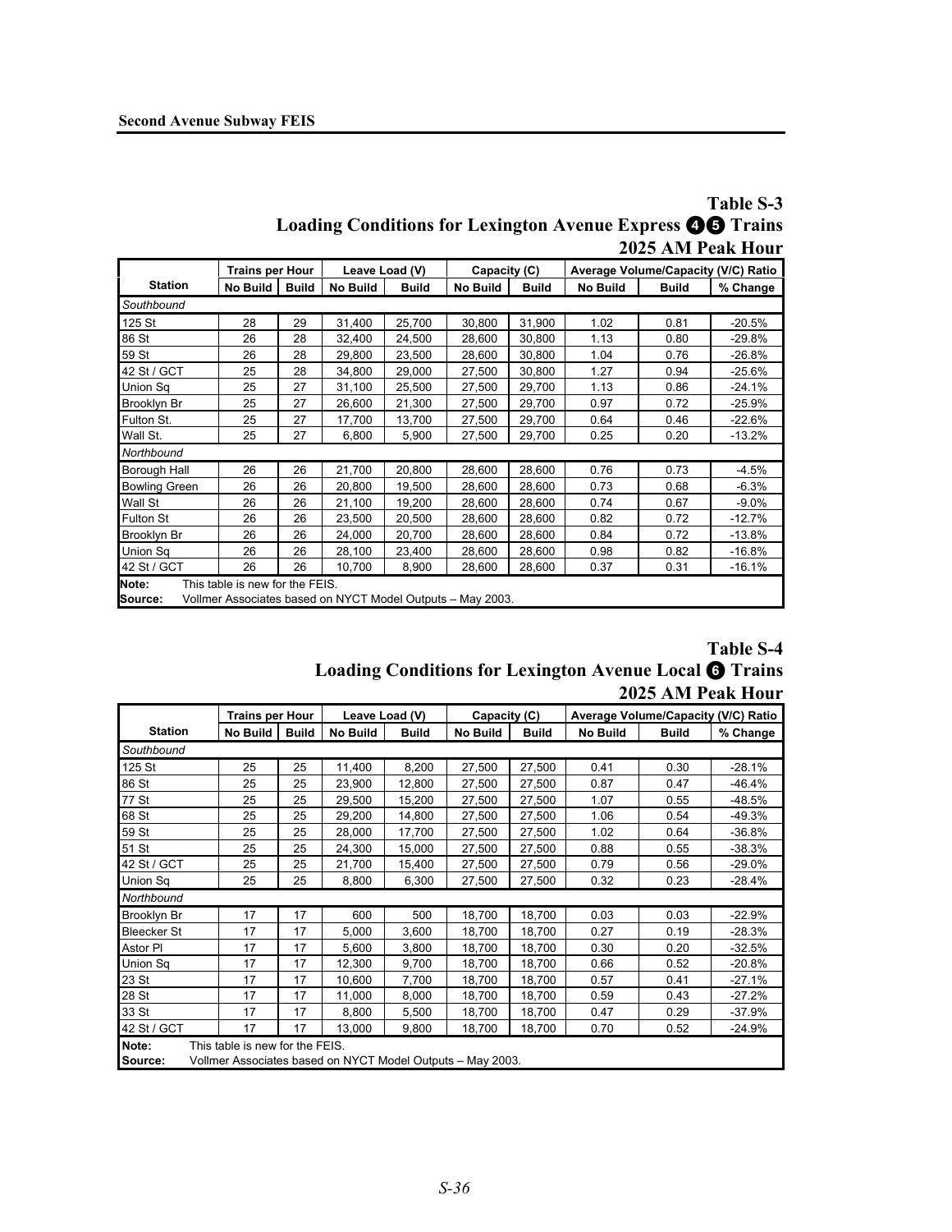**Table S-3**
**Loading Conditions for Lexington Avenue Express ❹❺ Trains**
**2025 AM Peak Hour**

| Station | Trains per Hour | | Leave Load (V) | | Capacity (C) | | Average Volume/Capacity (V/C) Ratio | | |
|---|---|---|---|---|---|---|---|---|---|
| | No Build | Build | No Build | Build | No Build | Build | No Build | Build | % Change |
| *Southbound* | | | | | | | | | |
| 125 St | 28 | 29 | 31,400 | 25,700 | 30,800 | 31,900 | 1.02 | 0.81 | -20.5% |
| 86 St | 26 | 28 | 32,400 | 24,500 | 28,600 | 30,800 | 1.13 | 0.80 | -29.8% |
| 59 St | 26 | 28 | 29,800 | 23,500 | 28,600 | 30,800 | 1.04 | 0.76 | -26.8% |
| 42 St / GCT | 25 | 28 | 34,800 | 29,000 | 27,500 | 30,800 | 1.27 | 0.94 | -25.6% |
| Union Sq | 25 | 27 | 31,100 | 25,500 | 27,500 | 29,700 | 1.13 | 0.86 | -24.1% |
| Brooklyn Br | 25 | 27 | 26,600 | 21,300 | 27,500 | 29,700 | 0.97 | 0.72 | -25.9% |
| Fulton St. | 25 | 27 | 17,700 | 13,700 | 27,500 | 29,700 | 0.64 | 0.46 | -22.6% |
| Wall St. | 25 | 27 | 6,800 | 5,900 | 27,500 | 29,700 | 0.25 | 0.20 | -13.2% |
| *Northbound* | | | | | | | | | |
| Borough Hall | 26 | 26 | 21,700 | 20,800 | 28,600 | 28,600 | 0.76 | 0.73 | -4.5% |
| Bowling Green | 26 | 26 | 20,800 | 19,500 | 28,600 | 28,600 | 0.73 | 0.68 | -6.3% |
| Wall St | 26 | 26 | 21,100 | 19,200 | 28,600 | 28,600 | 0.74 | 0.67 | -9.0% |
| Fulton St | 26 | 26 | 23,500 | 20,500 | 28,600 | 28,600 | 0.82 | 0.72 | -12.7% |
| Brooklyn Br | 26 | 26 | 24,000 | 20,700 | 28,600 | 28,600 | 0.84 | 0.72 | -13.8% |
| Union Sq | 26 | 26 | 28,100 | 23,400 | 28,600 | 28,600 | 0.98 | 0.82 | -16.8% |
| 42 St / GCT | 26 | 26 | 10,700 | 8,900 | 28,600 | 28,600 | 0.37 | 0.31 | -16.1% |

**Note:** This table is new for the FEIS.
**Source:** Vollmer Associates based on NYCT Model Outputs – May 2003.

**Table S-4**
**Loading Conditions for Lexington Avenue Local ❻ Trains**
**2025 AM Peak Hour**

| Station | Trains per Hour | | Leave Load (V) | | Capacity (C) | | Average Volume/Capacity (V/C) Ratio | | |
|---|---|---|---|---|---|---|---|---|---|
| | No Build | Build | No Build | Build | No Build | Build | No Build | Build | % Change |
| *Southbound* | | | | | | | | | |
| 125 St | 25 | 25 | 11,400 | 8,200 | 27,500 | 27,500 | 0.41 | 0.30 | -28.1% |
| 86 St | 25 | 25 | 23,900 | 12,800 | 27,500 | 27,500 | 0.87 | 0.47 | -46.4% |
| 77 St | 25 | 25 | 29,500 | 15,200 | 27,500 | 27,500 | 1.07 | 0.55 | -48.5% |
| 68 St | 25 | 25 | 29,200 | 14,800 | 27,500 | 27,500 | 1.06 | 0.54 | -49.3% |
| 59 St | 25 | 25 | 28,000 | 17,700 | 27,500 | 27,500 | 1.02 | 0.64 | -36.8% |
| 51 St | 25 | 25 | 24,300 | 15,000 | 27,500 | 27,500 | 0.88 | 0.55 | -38.3% |
| 42 St / GCT | 25 | 25 | 21,700 | 15,400 | 27,500 | 27,500 | 0.79 | 0.56 | -29.0% |
| Union Sq | 25 | 25 | 8,800 | 6,300 | 27,500 | 27,500 | 0.32 | 0.23 | -28.4% |
| *Northbound* | | | | | | | | | |
| Brooklyn Br | 17 | 17 | 600 | 500 | 18,700 | 18,700 | 0.03 | 0.03 | -22.9% |
| Bleecker St | 17 | 17 | 5,000 | 3,600 | 18,700 | 18,700 | 0.27 | 0.19 | -28.3% |
| Astor Pl | 17 | 17 | 5,600 | 3,800 | 18,700 | 18,700 | 0.30 | 0.20 | -32.5% |
| Union Sq | 17 | 17 | 12,300 | 9,700 | 18,700 | 18,700 | 0.66 | 0.52 | -20.8% |
| 23 St | 17 | 17 | 10,600 | 7,700 | 18,700 | 18,700 | 0.57 | 0.41 | -27.1% |
| 28 St | 17 | 17 | 11,000 | 8,000 | 18,700 | 18,700 | 0.59 | 0.43 | -27.2% |
| 33 St | 17 | 17 | 8,800 | 5,500 | 18,700 | 18,700 | 0.47 | 0.29 | -37.9% |
| 42 St / GCT | 17 | 17 | 13,000 | 9,800 | 18,700 | 18,700 | 0.70 | 0.52 | -24.9% |

**Note:** This table is new for the FEIS.
**Source:** Vollmer Associates based on NYCT Model Outputs – May 2003.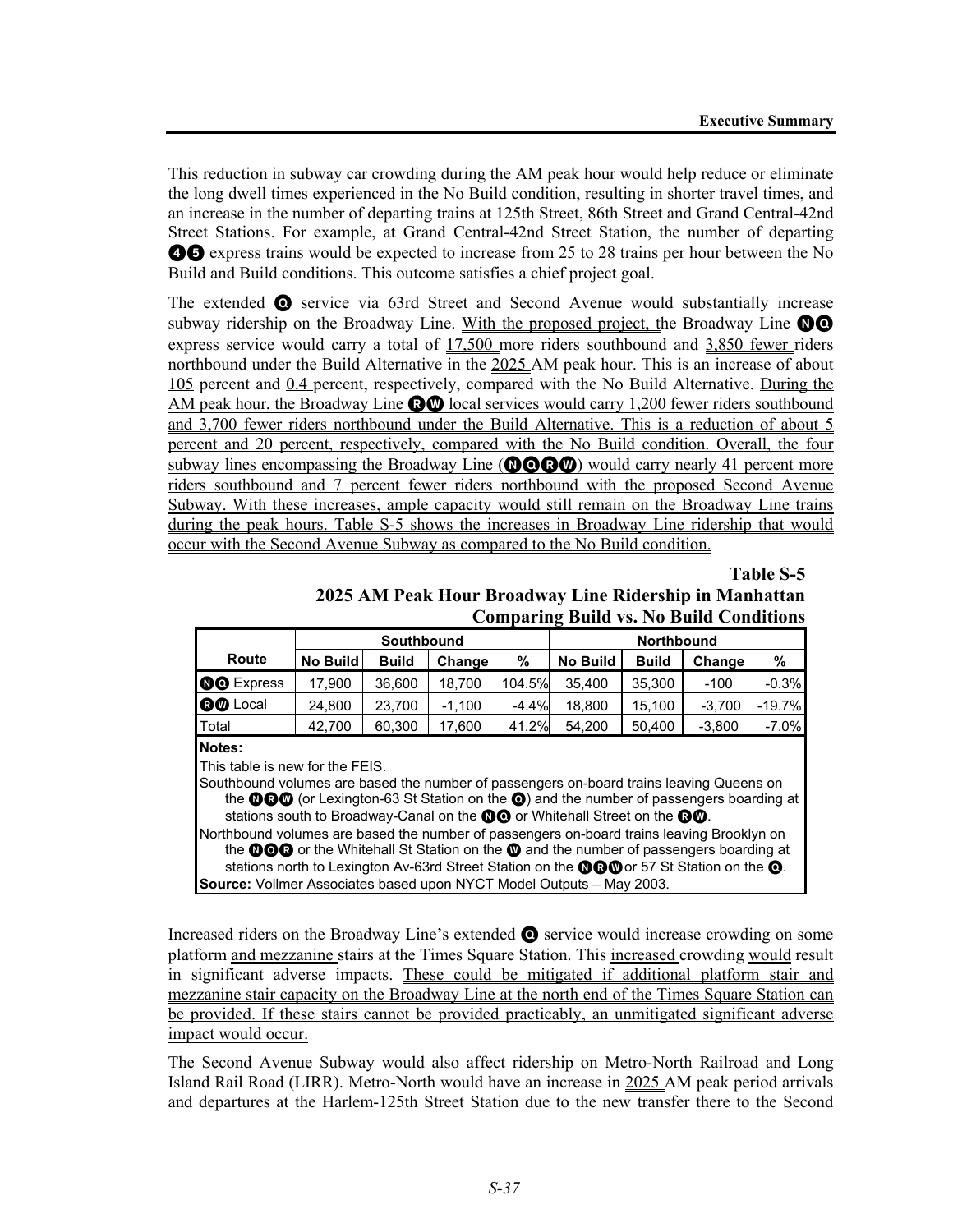This reduction in subway car crowding during the AM peak hour would help reduce or eliminate the long dwell times experienced in the No Build condition, resulting in shorter travel times, and an increase in the number of departing trains at 125th Street, 86th Street and Grand Central-42nd Street Stations. For example, at Grand Central-42nd Street Station, the number of departing 4 5 express trains would be expected to increase from 25 to 28 trains per hour between the No Build and Build conditions. This outcome satisfies a chief project goal.

The extended Q service via 63rd Street and Second Avenue would substantially increase subway ridership on the Broadway Line. With the proposed project, the Broadway Line N Q express service would carry a total of 17,500 more riders southbound and 3,850 fewer riders northbound under the Build Alternative in the 2025 AM peak hour. This is an increase of about 105 percent and 0.4 percent, respectively, compared with the No Build Alternative. During the AM peak hour, the Broadway Line R W local services would carry 1,200 fewer riders southbound and 3,700 fewer riders northbound under the Build Alternative. This is a reduction of about 5 percent and 20 percent, respectively, compared with the No Build condition. Overall, the four subway lines encompassing the Broadway Line (N Q R W) would carry nearly 41 percent more riders southbound and 7 percent fewer riders northbound with the proposed Second Avenue Subway. With these increases, ample capacity would still remain on the Broadway Line trains during the peak hours. Table S-5 shows the increases in Broadway Line ridership that would occur with the Second Avenue Subway as compared to the No Build condition.

**Table S-5**
**2025 AM Peak Hour Broadway Line Ridership in Manhattan Comparing Build vs. No Build Conditions**

| Route | Southbound | | | | Northbound | | | |
|---|---|---|---|---|---|---|---|---|
| | No Build | Build | Change | % | No Build | Build | Change | % |
| N Q Express | 17,900 | 36,600 | 18,700 | 104.5% | 35,400 | 35,300 | -100 | -0.3% |
| R W Local | 24,800 | 23,700 | -1,100 | -4.4% | 18,800 | 15,100 | -3,700 | -19.7% |
| Total | 42,700 | 60,300 | 17,600 | 41.2% | 54,200 | 50,400 | -3,800 | -7.0% |

**Notes:**
This table is new for the FEIS.
Southbound volumes are based the number of passengers on-board trains leaving Queens on the N R W (or Lexington-63 St Station on the Q) and the number of passengers boarding at stations south to Broadway-Canal on the N Q or Whitehall Street on the R W.
Northbound volumes are based the number of passengers on-board trains leaving Brooklyn on the N Q R or the Whitehall St Station on the W and the number of passengers boarding at stations north to Lexington Av-63rd Street Station on the N R W or 57 St Station on the Q.
**Source:** Vollmer Associates based upon NYCT Model Outputs – May 2003.

Increased riders on the Broadway Line's extended Q service would increase crowding on some platform and mezzanine stairs at the Times Square Station. This increased crowding would result in significant adverse impacts. These could be mitigated if additional platform stair and mezzanine stair capacity on the Broadway Line at the north end of the Times Square Station can be provided. If these stairs cannot be provided practicably, an unmitigated significant adverse impact would occur.

The Second Avenue Subway would also affect ridership on Metro-North Railroad and Long Island Rail Road (LIRR). Metro-North would have an increase in 2025 AM peak period arrivals and departures at the Harlem-125th Street Station due to the new transfer there to the Second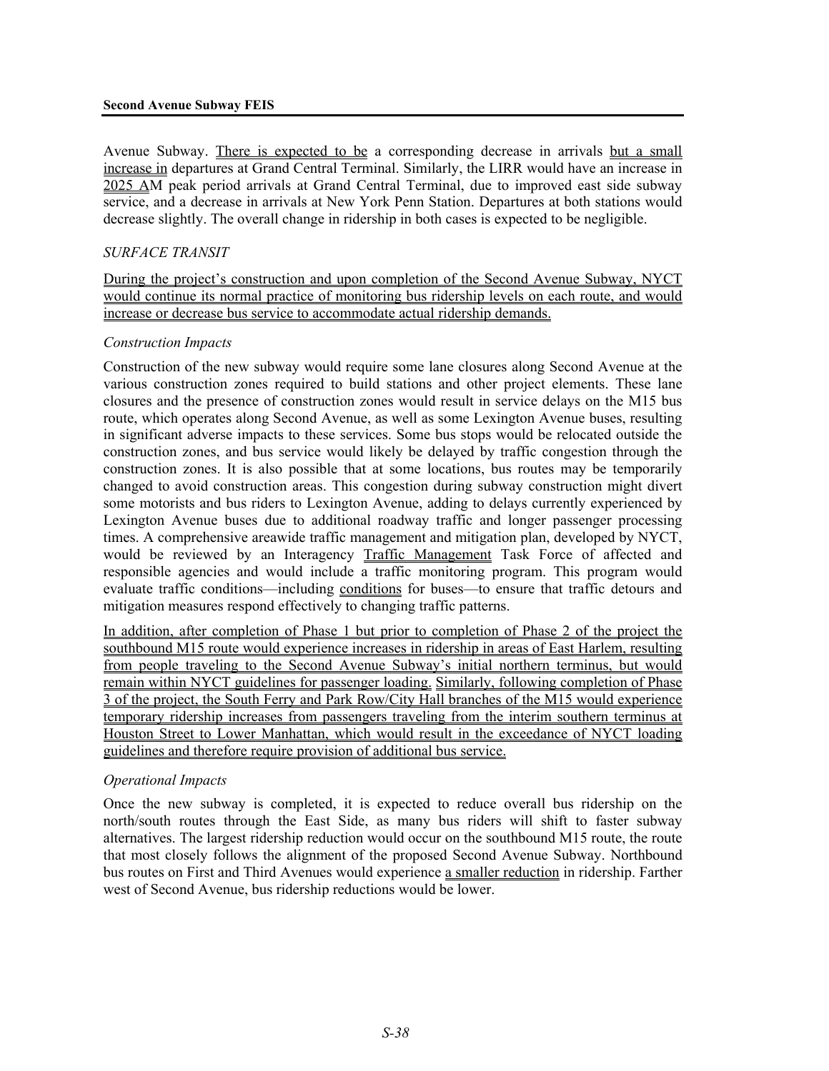Avenue Subway. There is expected to be a corresponding decrease in arrivals but a small increase in departures at Grand Central Terminal. Similarly, the LIRR would have an increase in 2025 AM peak period arrivals at Grand Central Terminal, due to improved east side subway service, and a decrease in arrivals at New York Penn Station. Departures at both stations would decrease slightly. The overall change in ridership in both cases is expected to be negligible.

*SURFACE TRANSIT*

During the project's construction and upon completion of the Second Avenue Subway, NYCT would continue its normal practice of monitoring bus ridership levels on each route, and would increase or decrease bus service to accommodate actual ridership demands.

*Construction Impacts*

Construction of the new subway would require some lane closures along Second Avenue at the various construction zones required to build stations and other project elements. These lane closures and the presence of construction zones would result in service delays on the M15 bus route, which operates along Second Avenue, as well as some Lexington Avenue buses, resulting in significant adverse impacts to these services. Some bus stops would be relocated outside the construction zones, and bus service would likely be delayed by traffic congestion through the construction zones. It is also possible that at some locations, bus routes may be temporarily changed to avoid construction areas. This congestion during subway construction might divert some motorists and bus riders to Lexington Avenue, adding to delays currently experienced by Lexington Avenue buses due to additional roadway traffic and longer passenger processing times. A comprehensive areawide traffic management and mitigation plan, developed by NYCT, would be reviewed by an Interagency Traffic Management Task Force of affected and responsible agencies and would include a traffic monitoring program. This program would evaluate traffic conditions—including conditions for buses—to ensure that traffic detours and mitigation measures respond effectively to changing traffic patterns.

In addition, after completion of Phase 1 but prior to completion of Phase 2 of the project the southbound M15 route would experience increases in ridership in areas of East Harlem, resulting from people traveling to the Second Avenue Subway's initial northern terminus, but would remain within NYCT guidelines for passenger loading. Similarly, following completion of Phase 3 of the project, the South Ferry and Park Row/City Hall branches of the M15 would experience temporary ridership increases from passengers traveling from the interim southern terminus at Houston Street to Lower Manhattan, which would result in the exceedance of NYCT loading guidelines and therefore require provision of additional bus service.

*Operational Impacts*

Once the new subway is completed, it is expected to reduce overall bus ridership on the north/south routes through the East Side, as many bus riders will shift to faster subway alternatives. The largest ridership reduction would occur on the southbound M15 route, the route that most closely follows the alignment of the proposed Second Avenue Subway. Northbound bus routes on First and Third Avenues would experience a smaller reduction in ridership. Farther west of Second Avenue, bus ridership reductions would be lower.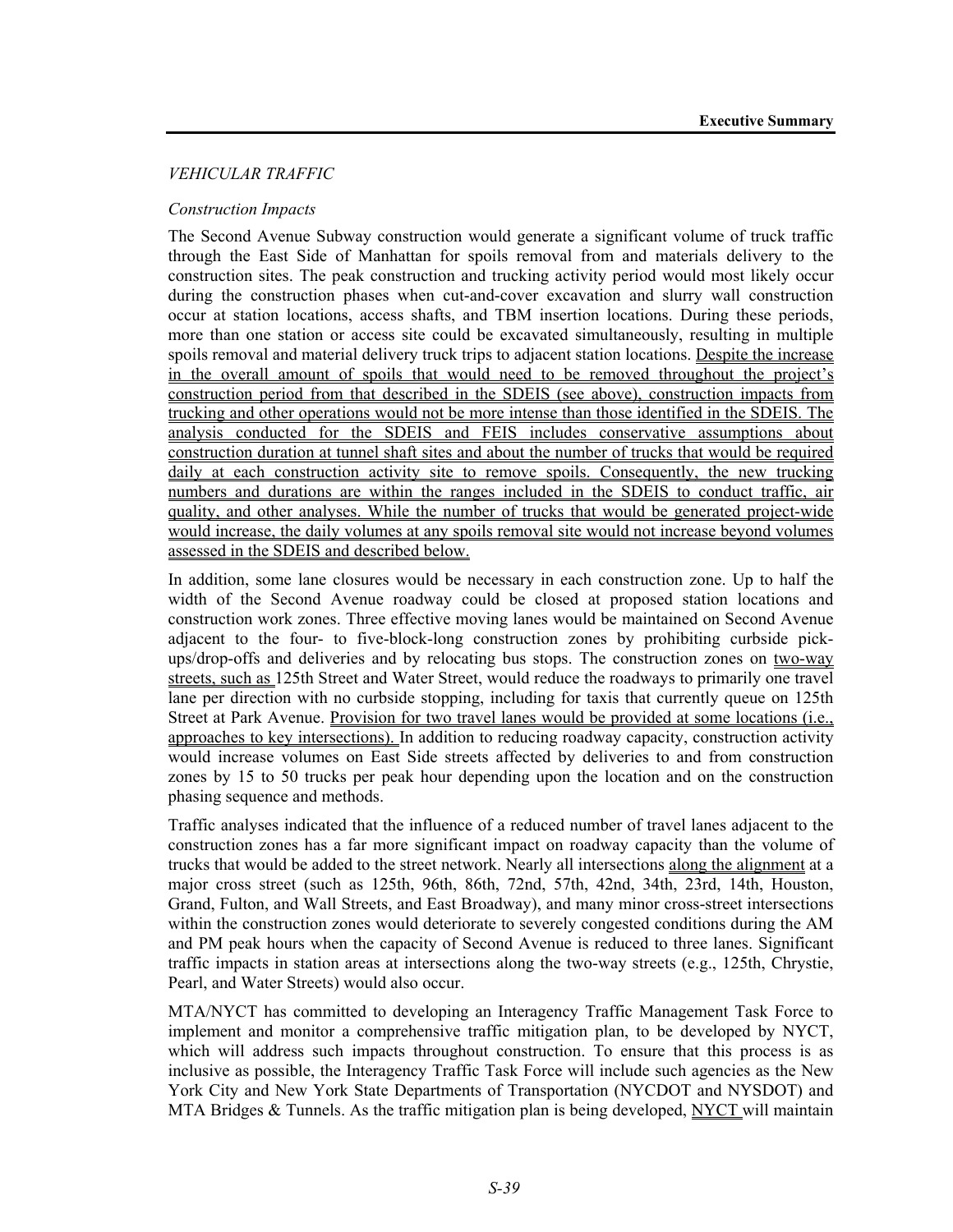*VEHICULAR TRAFFIC*

*Construction Impacts*

The Second Avenue Subway construction would generate a significant volume of truck traffic through the East Side of Manhattan for spoils removal from and materials delivery to the construction sites. The peak construction and trucking activity period would most likely occur during the construction phases when cut-and-cover excavation and slurry wall construction occur at station locations, access shafts, and TBM insertion locations. During these periods, more than one station or access site could be excavated simultaneously, resulting in multiple spoils removal and material delivery truck trips to adjacent station locations. Despite the increase in the overall amount of spoils that would need to be removed throughout the project's construction period from that described in the SDEIS (see above), construction impacts from trucking and other operations would not be more intense than those identified in the SDEIS. The analysis conducted for the SDEIS and FEIS includes conservative assumptions about construction duration at tunnel shaft sites and about the number of trucks that would be required daily at each construction activity site to remove spoils. Consequently, the new trucking numbers and durations are within the ranges included in the SDEIS to conduct traffic, air quality, and other analyses. While the number of trucks that would be generated project-wide would increase, the daily volumes at any spoils removal site would not increase beyond volumes assessed in the SDEIS and described below.

In addition, some lane closures would be necessary in each construction zone. Up to half the width of the Second Avenue roadway could be closed at proposed station locations and construction work zones. Three effective moving lanes would be maintained on Second Avenue adjacent to the four- to five-block-long construction zones by prohibiting curbside pick-ups/drop-offs and deliveries and by relocating bus stops. The construction zones on two-way streets, such as 125th Street and Water Street, would reduce the roadways to primarily one travel lane per direction with no curbside stopping, including for taxis that currently queue on 125th Street at Park Avenue. Provision for two travel lanes would be provided at some locations (i.e., approaches to key intersections). In addition to reducing roadway capacity, construction activity would increase volumes on East Side streets affected by deliveries to and from construction zones by 15 to 50 trucks per peak hour depending upon the location and on the construction phasing sequence and methods.

Traffic analyses indicated that the influence of a reduced number of travel lanes adjacent to the construction zones has a far more significant impact on roadway capacity than the volume of trucks that would be added to the street network. Nearly all intersections along the alignment at a major cross street (such as 125th, 96th, 86th, 72nd, 57th, 42nd, 34th, 23rd, 14th, Houston, Grand, Fulton, and Wall Streets, and East Broadway), and many minor cross-street intersections within the construction zones would deteriorate to severely congested conditions during the AM and PM peak hours when the capacity of Second Avenue is reduced to three lanes. Significant traffic impacts in station areas at intersections along the two-way streets (e.g., 125th, Chrystie, Pearl, and Water Streets) would also occur.

MTA/NYCT has committed to developing an Interagency Traffic Management Task Force to implement and monitor a comprehensive traffic mitigation plan, to be developed by NYCT, which will address such impacts throughout construction. To ensure that this process is as inclusive as possible, the Interagency Traffic Task Force will include such agencies as the New York City and New York State Departments of Transportation (NYCDOT and NYSDOT) and MTA Bridges & Tunnels. As the traffic mitigation plan is being developed, NYCT will maintain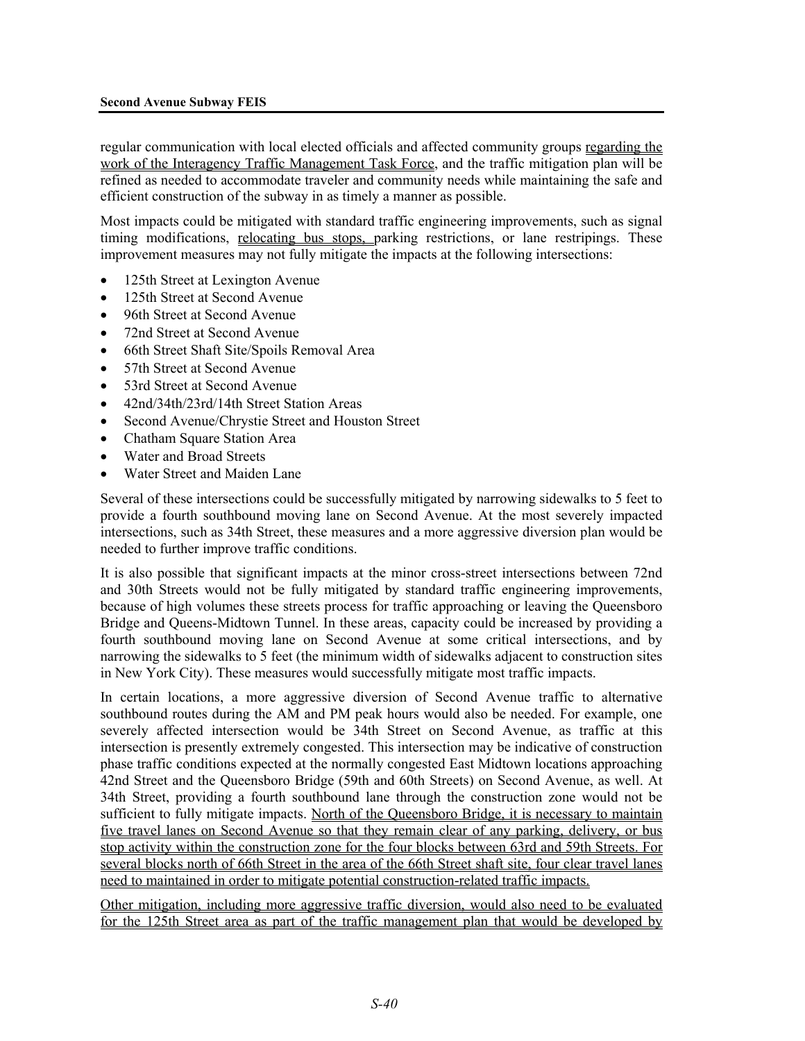regular communication with local elected officials and affected community groups regarding the work of the Interagency Traffic Management Task Force, and the traffic mitigation plan will be refined as needed to accommodate traveler and community needs while maintaining the safe and efficient construction of the subway in as timely a manner as possible.

Most impacts could be mitigated with standard traffic engineering improvements, such as signal timing modifications, relocating bus stops, parking restrictions, or lane restripings. These improvement measures may not fully mitigate the impacts at the following intersections:

- 125th Street at Lexington Avenue
- 125th Street at Second Avenue
- 96th Street at Second Avenue
- 72nd Street at Second Avenue
- 66th Street Shaft Site/Spoils Removal Area
- 57th Street at Second Avenue
- 53rd Street at Second Avenue
- 42nd/34th/23rd/14th Street Station Areas
- Second Avenue/Chrystie Street and Houston Street
- Chatham Square Station Area
- Water and Broad Streets
- Water Street and Maiden Lane

Several of these intersections could be successfully mitigated by narrowing sidewalks to 5 feet to provide a fourth southbound moving lane on Second Avenue. At the most severely impacted intersections, such as 34th Street, these measures and a more aggressive diversion plan would be needed to further improve traffic conditions.

It is also possible that significant impacts at the minor cross-street intersections between 72nd and 30th Streets would not be fully mitigated by standard traffic engineering improvements, because of high volumes these streets process for traffic approaching or leaving the Queensboro Bridge and Queens-Midtown Tunnel. In these areas, capacity could be increased by providing a fourth southbound moving lane on Second Avenue at some critical intersections, and by narrowing the sidewalks to 5 feet (the minimum width of sidewalks adjacent to construction sites in New York City). These measures would successfully mitigate most traffic impacts.

In certain locations, a more aggressive diversion of Second Avenue traffic to alternative southbound routes during the AM and PM peak hours would also be needed. For example, one severely affected intersection would be 34th Street on Second Avenue, as traffic at this intersection is presently extremely congested. This intersection may be indicative of construction phase traffic conditions expected at the normally congested East Midtown locations approaching 42nd Street and the Queensboro Bridge (59th and 60th Streets) on Second Avenue, as well. At 34th Street, providing a fourth southbound lane through the construction zone would not be sufficient to fully mitigate impacts. North of the Queensboro Bridge, it is necessary to maintain five travel lanes on Second Avenue so that they remain clear of any parking, delivery, or bus stop activity within the construction zone for the four blocks between 63rd and 59th Streets. For several blocks north of 66th Street in the area of the 66th Street shaft site, four clear travel lanes need to maintained in order to mitigate potential construction-related traffic impacts.

Other mitigation, including more aggressive traffic diversion, would also need to be evaluated for the 125th Street area as part of the traffic management plan that would be developed by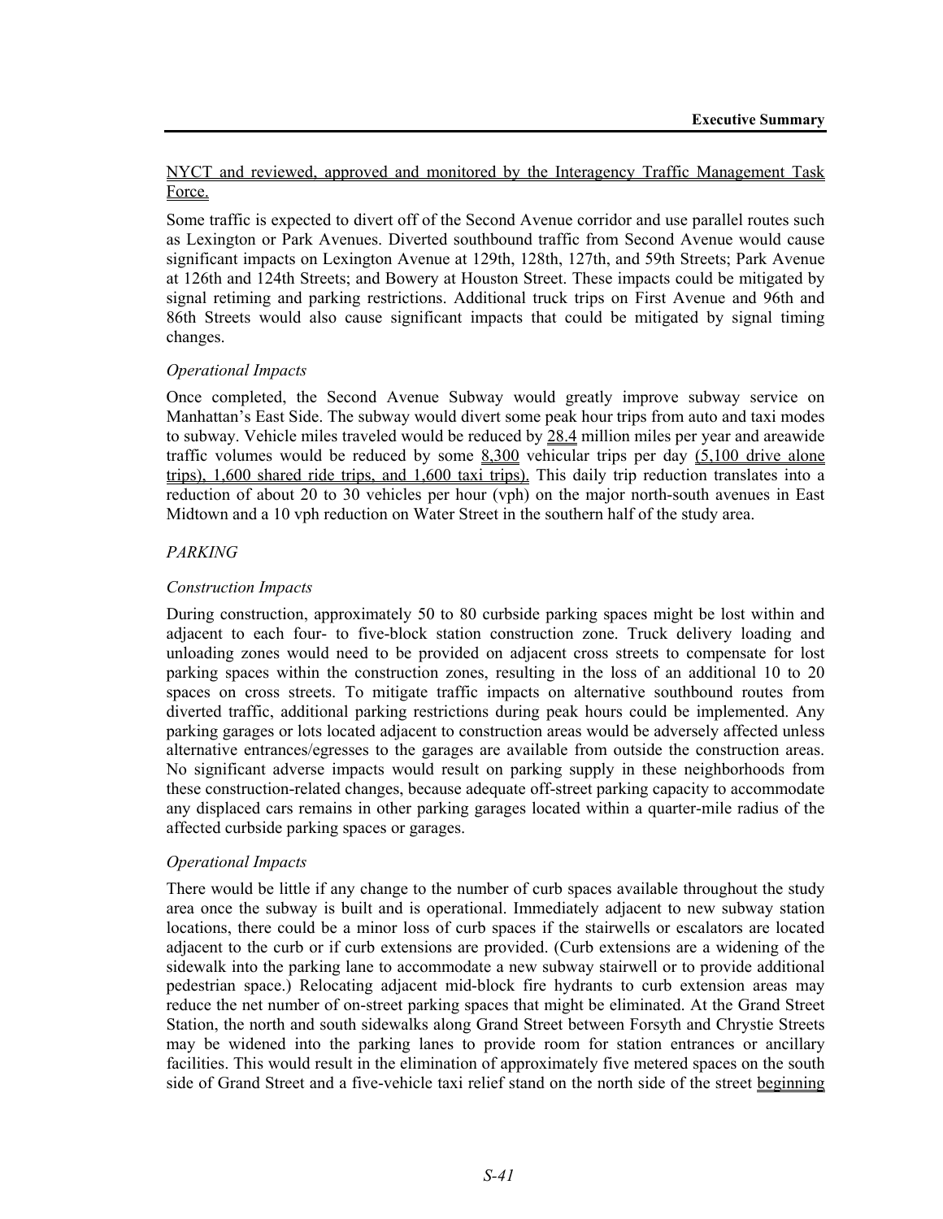NYCT and reviewed, approved and monitored by the Interagency Traffic Management Task Force.

Some traffic is expected to divert off of the Second Avenue corridor and use parallel routes such as Lexington or Park Avenues. Diverted southbound traffic from Second Avenue would cause significant impacts on Lexington Avenue at 129th, 128th, 127th, and 59th Streets; Park Avenue at 126th and 124th Streets; and Bowery at Houston Street. These impacts could be mitigated by signal retiming and parking restrictions. Additional truck trips on First Avenue and 96th and 86th Streets would also cause significant impacts that could be mitigated by signal timing changes.

*Operational Impacts*

Once completed, the Second Avenue Subway would greatly improve subway service on Manhattan's East Side. The subway would divert some peak hour trips from auto and taxi modes to subway. Vehicle miles traveled would be reduced by 28.4 million miles per year and areawide traffic volumes would be reduced by some 8,300 vehicular trips per day (5,100 drive alone trips), 1,600 shared ride trips, and 1,600 taxi trips). This daily trip reduction translates into a reduction of about 20 to 30 vehicles per hour (vph) on the major north-south avenues in East Midtown and a 10 vph reduction on Water Street in the southern half of the study area.

*PARKING*

*Construction Impacts*

During construction, approximately 50 to 80 curbside parking spaces might be lost within and adjacent to each four- to five-block station construction zone. Truck delivery loading and unloading zones would need to be provided on adjacent cross streets to compensate for lost parking spaces within the construction zones, resulting in the loss of an additional 10 to 20 spaces on cross streets. To mitigate traffic impacts on alternative southbound routes from diverted traffic, additional parking restrictions during peak hours could be implemented. Any parking garages or lots located adjacent to construction areas would be adversely affected unless alternative entrances/egresses to the garages are available from outside the construction areas. No significant adverse impacts would result on parking supply in these neighborhoods from these construction-related changes, because adequate off-street parking capacity to accommodate any displaced cars remains in other parking garages located within a quarter-mile radius of the affected curbside parking spaces or garages.

*Operational Impacts*

There would be little if any change to the number of curb spaces available throughout the study area once the subway is built and is operational. Immediately adjacent to new subway station locations, there could be a minor loss of curb spaces if the stairwells or escalators are located adjacent to the curb or if curb extensions are provided. (Curb extensions are a widening of the sidewalk into the parking lane to accommodate a new subway stairwell or to provide additional pedestrian space.) Relocating adjacent mid-block fire hydrants to curb extension areas may reduce the net number of on-street parking spaces that might be eliminated. At the Grand Street Station, the north and south sidewalks along Grand Street between Forsyth and Chrystie Streets may be widened into the parking lanes to provide room for station entrances or ancillary facilities. This would result in the elimination of approximately five metered spaces on the south side of Grand Street and a five-vehicle taxi relief stand on the north side of the street beginning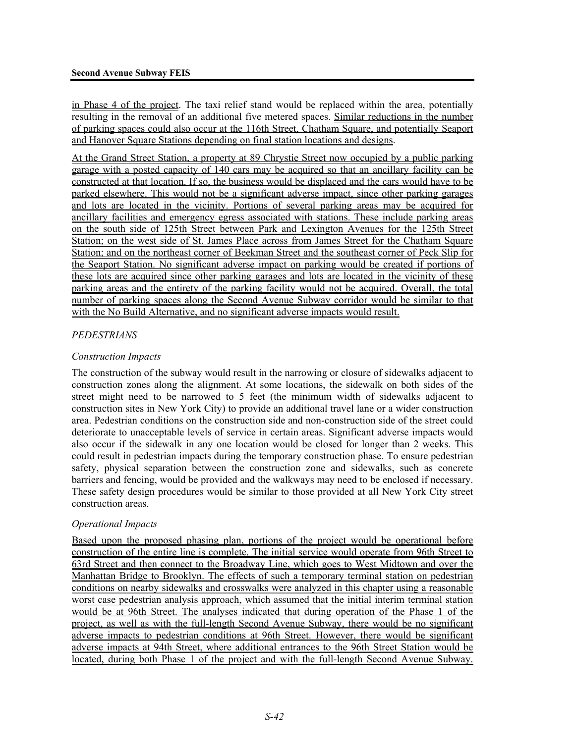in Phase 4 of the project. The taxi relief stand would be replaced within the area, potentially resulting in the removal of an additional five metered spaces. Similar reductions in the number of parking spaces could also occur at the 116th Street, Chatham Square, and potentially Seaport and Hanover Square Stations depending on final station locations and designs.

At the Grand Street Station, a property at 89 Chrystie Street now occupied by a public parking garage with a posted capacity of 140 cars may be acquired so that an ancillary facility can be constructed at that location. If so, the business would be displaced and the cars would have to be parked elsewhere. This would not be a significant adverse impact, since other parking garages and lots are located in the vicinity. Portions of several parking areas may be acquired for ancillary facilities and emergency egress associated with stations. These include parking areas on the south side of 125th Street between Park and Lexington Avenues for the 125th Street Station; on the west side of St. James Place across from James Street for the Chatham Square Station; and on the northeast corner of Beekman Street and the southeast corner of Peck Slip for the Seaport Station. No significant adverse impact on parking would be created if portions of these lots are acquired since other parking garages and lots are located in the vicinity of these parking areas and the entirety of the parking facility would not be acquired. Overall, the total number of parking spaces along the Second Avenue Subway corridor would be similar to that with the No Build Alternative, and no significant adverse impacts would result.

*PEDESTRIANS*

*Construction Impacts*

The construction of the subway would result in the narrowing or closure of sidewalks adjacent to construction zones along the alignment. At some locations, the sidewalk on both sides of the street might need to be narrowed to 5 feet (the minimum width of sidewalks adjacent to construction sites in New York City) to provide an additional travel lane or a wider construction area. Pedestrian conditions on the construction side and non-construction side of the street could deteriorate to unacceptable levels of service in certain areas. Significant adverse impacts would also occur if the sidewalk in any one location would be closed for longer than 2 weeks. This could result in pedestrian impacts during the temporary construction phase. To ensure pedestrian safety, physical separation between the construction zone and sidewalks, such as concrete barriers and fencing, would be provided and the walkways may need to be enclosed if necessary. These safety design procedures would be similar to those provided at all New York City street construction areas.

*Operational Impacts*

Based upon the proposed phasing plan, portions of the project would be operational before construction of the entire line is complete. The initial service would operate from 96th Street to 63rd Street and then connect to the Broadway Line, which goes to West Midtown and over the Manhattan Bridge to Brooklyn. The effects of such a temporary terminal station on pedestrian conditions on nearby sidewalks and crosswalks were analyzed in this chapter using a reasonable worst case pedestrian analysis approach, which assumed that the initial interim terminal station would be at 96th Street. The analyses indicated that during operation of the Phase 1 of the project, as well as with the full-length Second Avenue Subway, there would be no significant adverse impacts to pedestrian conditions at 96th Street. However, there would be significant adverse impacts at 94th Street, where additional entrances to the 96th Street Station would be located, during both Phase 1 of the project and with the full-length Second Avenue Subway.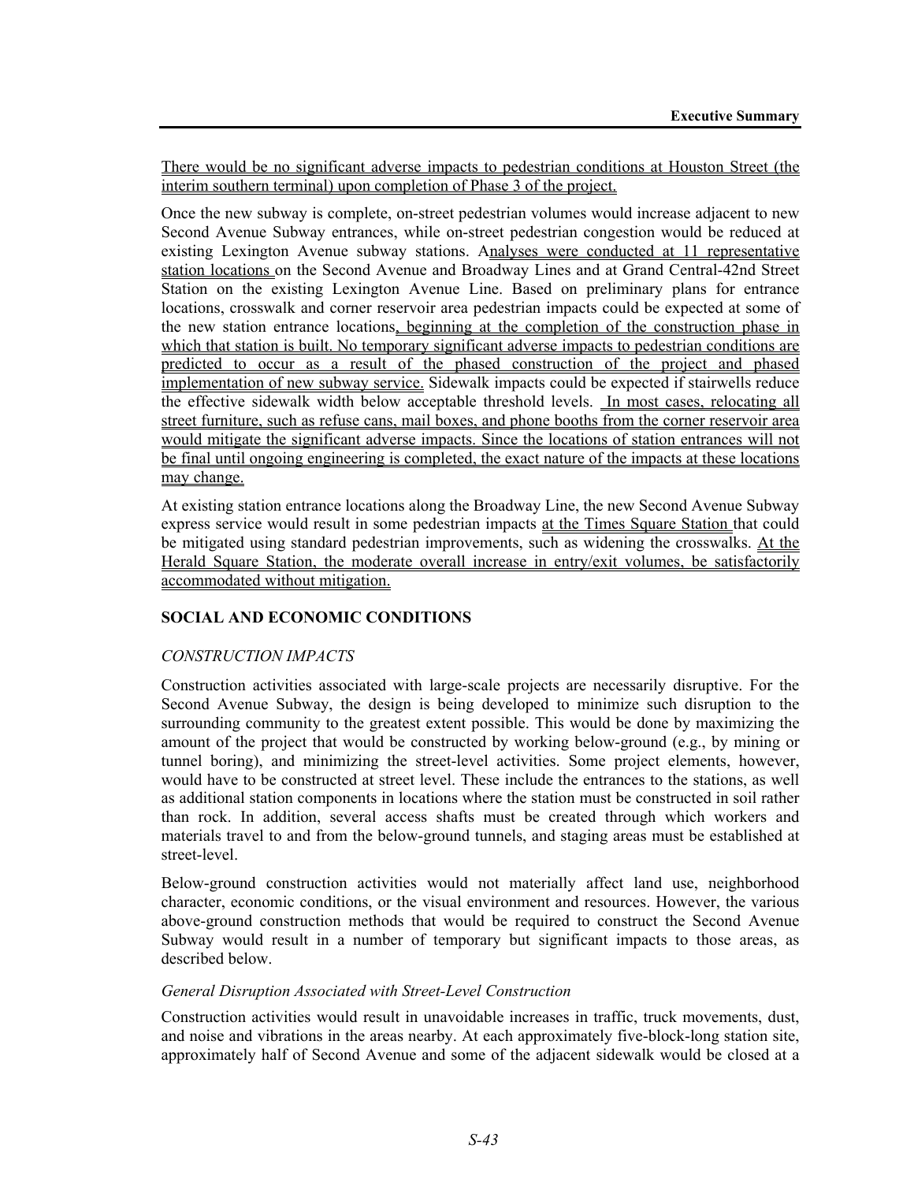There would be no significant adverse impacts to pedestrian conditions at Houston Street (the interim southern terminal) upon completion of Phase 3 of the project.

Once the new subway is complete, on-street pedestrian volumes would increase adjacent to new Second Avenue Subway entrances, while on-street pedestrian congestion would be reduced at existing Lexington Avenue subway stations. Analyses were conducted at 11 representative station locations on the Second Avenue and Broadway Lines and at Grand Central-42nd Street Station on the existing Lexington Avenue Line. Based on preliminary plans for entrance locations, crosswalk and corner reservoir area pedestrian impacts could be expected at some of the new station entrance locations, beginning at the completion of the construction phase in which that station is built. No temporary significant adverse impacts to pedestrian conditions are predicted to occur as a result of the phased construction of the project and phased implementation of new subway service. Sidewalk impacts could be expected if stairwells reduce the effective sidewalk width below acceptable threshold levels. In most cases, relocating all street furniture, such as refuse cans, mail boxes, and phone booths from the corner reservoir area would mitigate the significant adverse impacts. Since the locations of station entrances will not be final until ongoing engineering is completed, the exact nature of the impacts at these locations may change.

At existing station entrance locations along the Broadway Line, the new Second Avenue Subway express service would result in some pedestrian impacts at the Times Square Station that could be mitigated using standard pedestrian improvements, such as widening the crosswalks. At the Herald Square Station, the moderate overall increase in entry/exit volumes, be satisfactorily accommodated without mitigation.

## SOCIAL AND ECONOMIC CONDITIONS

### *CONSTRUCTION IMPACTS*

Construction activities associated with large-scale projects are necessarily disruptive. For the Second Avenue Subway, the design is being developed to minimize such disruption to the surrounding community to the greatest extent possible. This would be done by maximizing the amount of the project that would be constructed by working below-ground (e.g., by mining or tunnel boring), and minimizing the street-level activities. Some project elements, however, would have to be constructed at street level. These include the entrances to the stations, as well as additional station components in locations where the station must be constructed in soil rather than rock. In addition, several access shafts must be created through which workers and materials travel to and from the below-ground tunnels, and staging areas must be established at street-level.

Below-ground construction activities would not materially affect land use, neighborhood character, economic conditions, or the visual environment and resources. However, the various above-ground construction methods that would be required to construct the Second Avenue Subway would result in a number of temporary but significant impacts to those areas, as described below.

#### *General Disruption Associated with Street-Level Construction*

Construction activities would result in unavoidable increases in traffic, truck movements, dust, and noise and vibrations in the areas nearby. At each approximately five-block-long station site, approximately half of Second Avenue and some of the adjacent sidewalk would be closed at a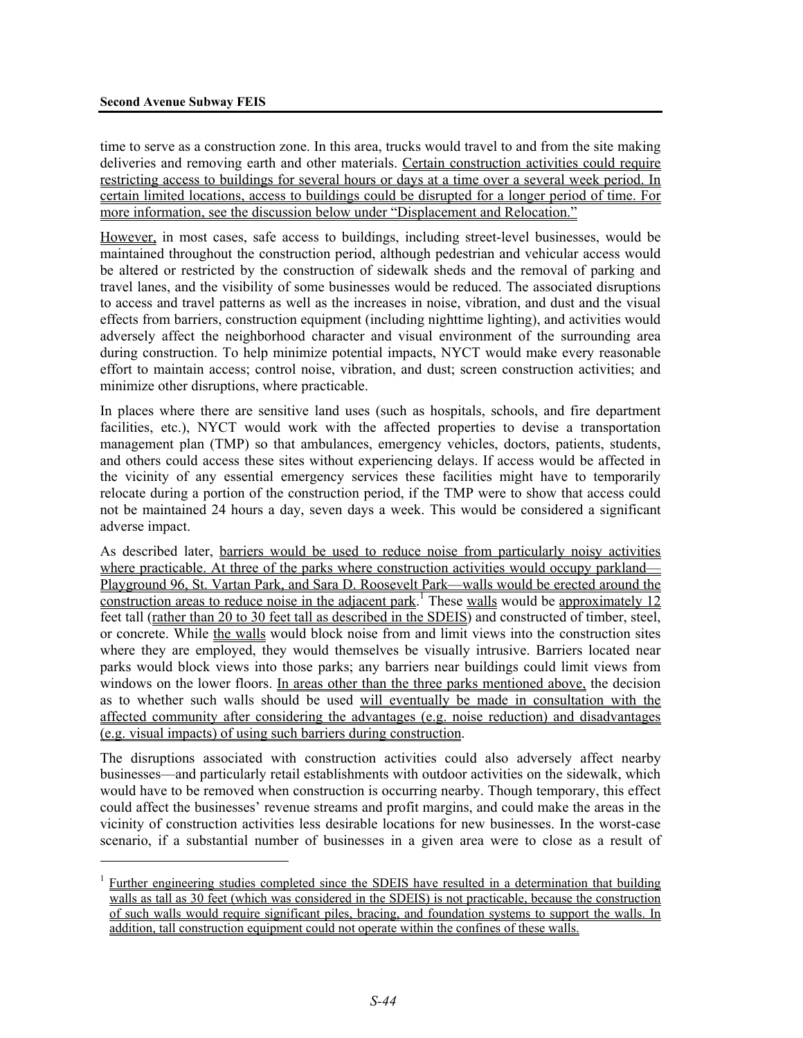time to serve as a construction zone. In this area, trucks would travel to and from the site making deliveries and removing earth and other materials. Certain construction activities could require restricting access to buildings for several hours or days at a time over a several week period. In certain limited locations, access to buildings could be disrupted for a longer period of time. For more information, see the discussion below under "Displacement and Relocation."

However, in most cases, safe access to buildings, including street-level businesses, would be maintained throughout the construction period, although pedestrian and vehicular access would be altered or restricted by the construction of sidewalk sheds and the removal of parking and travel lanes, and the visibility of some businesses would be reduced. The associated disruptions to access and travel patterns as well as the increases in noise, vibration, and dust and the visual effects from barriers, construction equipment (including nighttime lighting), and activities would adversely affect the neighborhood character and visual environment of the surrounding area during construction. To help minimize potential impacts, NYCT would make every reasonable effort to maintain access; control noise, vibration, and dust; screen construction activities; and minimize other disruptions, where practicable.

In places where there are sensitive land uses (such as hospitals, schools, and fire department facilities, etc.), NYCT would work with the affected properties to devise a transportation management plan (TMP) so that ambulances, emergency vehicles, doctors, patients, students, and others could access these sites without experiencing delays. If access would be affected in the vicinity of any essential emergency services these facilities might have to temporarily relocate during a portion of the construction period, if the TMP were to show that access could not be maintained 24 hours a day, seven days a week. This would be considered a significant adverse impact.

As described later, barriers would be used to reduce noise from particularly noisy activities where practicable. At three of the parks where construction activities would occupy parkland—Playground 96, St. Vartan Park, and Sara D. Roosevelt Park—walls would be erected around the construction areas to reduce noise in the adjacent park.[1] These walls would be approximately 12 feet tall (rather than 20 to 30 feet tall as described in the SDEIS) and constructed of timber, steel, or concrete. While the walls would block noise from and limit views into the construction sites where they are employed, they would themselves be visually intrusive. Barriers located near parks would block views into those parks; any barriers near buildings could limit views from windows on the lower floors. In areas other than the three parks mentioned above, the decision as to whether such walls should be used will eventually be made in consultation with the affected community after considering the advantages (e.g. noise reduction) and disadvantages (e.g. visual impacts) of using such barriers during construction.

The disruptions associated with construction activities could also adversely affect nearby businesses—and particularly retail establishments with outdoor activities on the sidewalk, which would have to be removed when construction is occurring nearby. Though temporary, this effect could affect the businesses' revenue streams and profit margins, and could make the areas in the vicinity of construction activities less desirable locations for new businesses. In the worst-case scenario, if a substantial number of businesses in a given area were to close as a result of

---

[1] Further engineering studies completed since the SDEIS have resulted in a determination that building walls as tall as 30 feet (which was considered in the SDEIS) is not practicable, because the construction of such walls would require significant piles, bracing, and foundation systems to support the walls. In addition, tall construction equipment could not operate within the confines of these walls.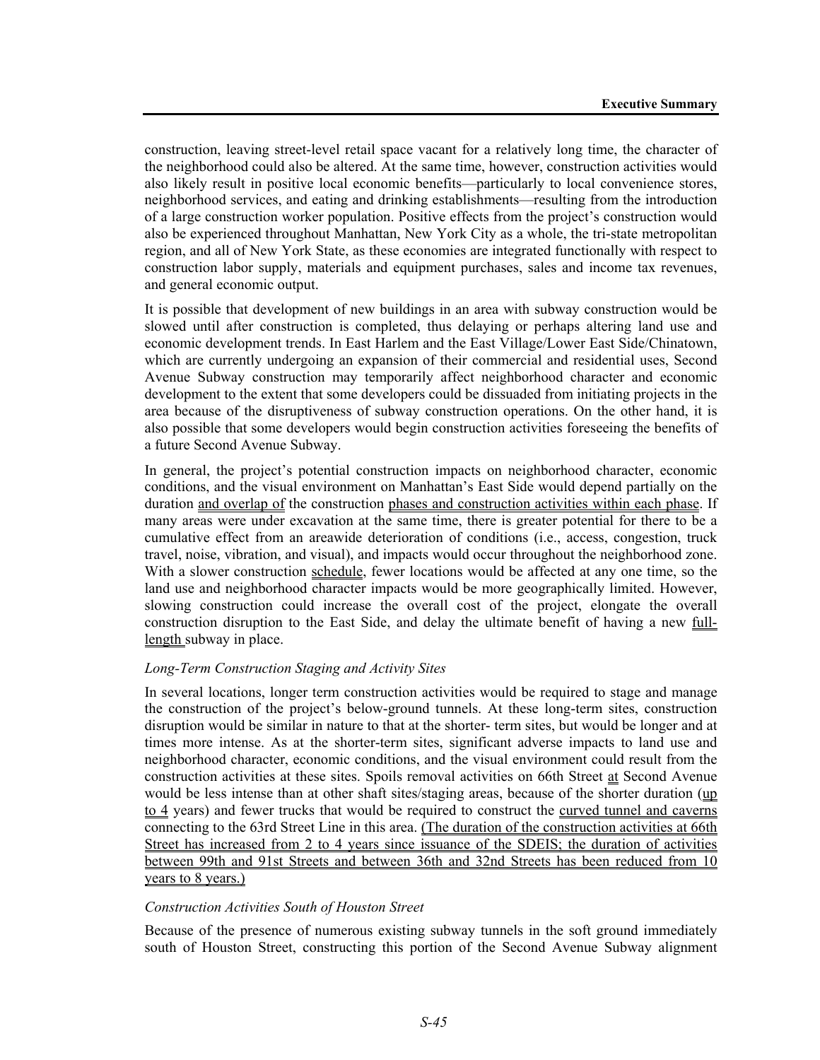construction, leaving street-level retail space vacant for a relatively long time, the character of the neighborhood could also be altered. At the same time, however, construction activities would also likely result in positive local economic benefits—particularly to local convenience stores, neighborhood services, and eating and drinking establishments—resulting from the introduction of a large construction worker population. Positive effects from the project's construction would also be experienced throughout Manhattan, New York City as a whole, the tri-state metropolitan region, and all of New York State, as these economies are integrated functionally with respect to construction labor supply, materials and equipment purchases, sales and income tax revenues, and general economic output.

It is possible that development of new buildings in an area with subway construction would be slowed until after construction is completed, thus delaying or perhaps altering land use and economic development trends. In East Harlem and the East Village/Lower East Side/Chinatown, which are currently undergoing an expansion of their commercial and residential uses, Second Avenue Subway construction may temporarily affect neighborhood character and economic development to the extent that some developers could be dissuaded from initiating projects in the area because of the disruptiveness of subway construction operations. On the other hand, it is also possible that some developers would begin construction activities foreseeing the benefits of a future Second Avenue Subway.

In general, the project's potential construction impacts on neighborhood character, economic conditions, and the visual environment on Manhattan's East Side would depend partially on the duration and overlap of the construction phases and construction activities within each phase. If many areas were under excavation at the same time, there is greater potential for there to be a cumulative effect from an areawide deterioration of conditions (i.e., access, congestion, truck travel, noise, vibration, and visual), and impacts would occur throughout the neighborhood zone. With a slower construction schedule, fewer locations would be affected at any one time, so the land use and neighborhood character impacts would be more geographically limited. However, slowing construction could increase the overall cost of the project, elongate the overall construction disruption to the East Side, and delay the ultimate benefit of having a new full-length subway in place.

*Long-Term Construction Staging and Activity Sites*

In several locations, longer term construction activities would be required to stage and manage the construction of the project's below-ground tunnels. At these long-term sites, construction disruption would be similar in nature to that at the shorter- term sites, but would be longer and at times more intense. As at the shorter-term sites, significant adverse impacts to land use and neighborhood character, economic conditions, and the visual environment could result from the construction activities at these sites. Spoils removal activities on 66th Street at Second Avenue would be less intense than at other shaft sites/staging areas, because of the shorter duration (up to 4 years) and fewer trucks that would be required to construct the curved tunnel and caverns connecting to the 63rd Street Line in this area. (The duration of the construction activities at 66th Street has increased from 2 to 4 years since issuance of the SDEIS; the duration of activities between 99th and 91st Streets and between 36th and 32nd Streets has been reduced from 10 years to 8 years.)

*Construction Activities South of Houston Street*

Because of the presence of numerous existing subway tunnels in the soft ground immediately south of Houston Street, constructing this portion of the Second Avenue Subway alignment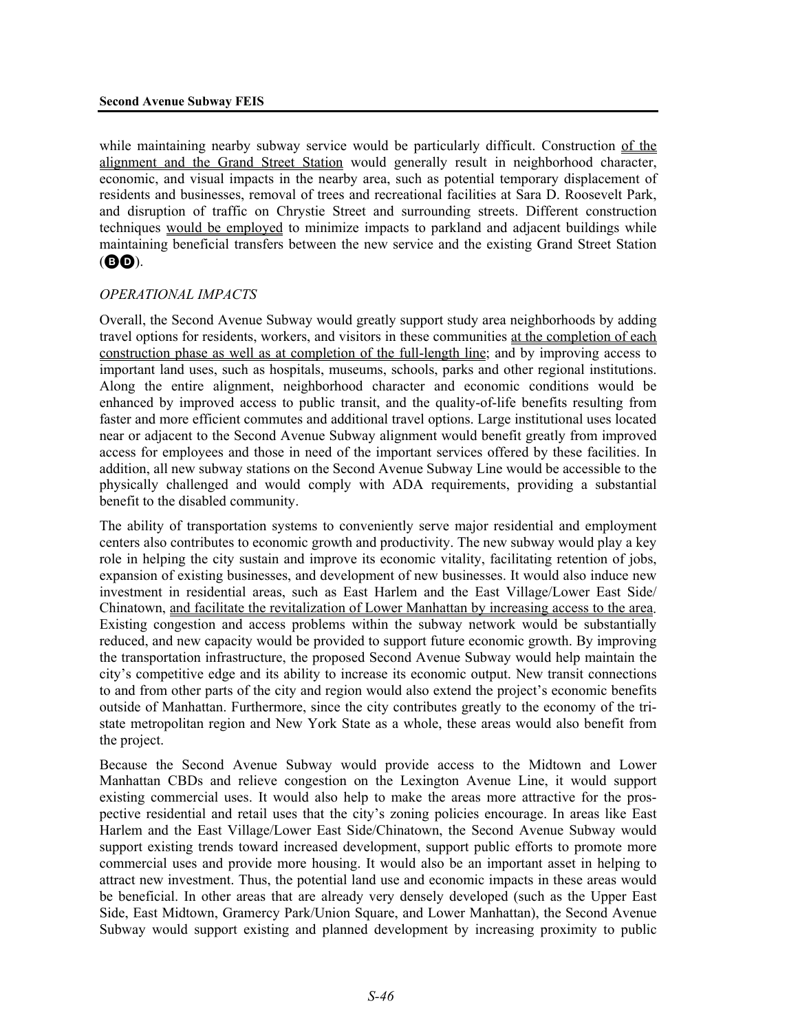while maintaining nearby subway service would be particularly difficult. Construction of the alignment and the Grand Street Station would generally result in neighborhood character, economic, and visual impacts in the nearby area, such as potential temporary displacement of residents and businesses, removal of trees and recreational facilities at Sara D. Roosevelt Park, and disruption of traffic on Chrystie Street and surrounding streets. Different construction techniques would be employed to minimize impacts to parkland and adjacent buildings while maintaining beneficial transfers between the new service and the existing Grand Street Station (BD).

*OPERATIONAL IMPACTS*

Overall, the Second Avenue Subway would greatly support study area neighborhoods by adding travel options for residents, workers, and visitors in these communities at the completion of each construction phase as well as at completion of the full-length line; and by improving access to important land uses, such as hospitals, museums, schools, parks and other regional institutions. Along the entire alignment, neighborhood character and economic conditions would be enhanced by improved access to public transit, and the quality-of-life benefits resulting from faster and more efficient commutes and additional travel options. Large institutional uses located near or adjacent to the Second Avenue Subway alignment would benefit greatly from improved access for employees and those in need of the important services offered by these facilities. In addition, all new subway stations on the Second Avenue Subway Line would be accessible to the physically challenged and would comply with ADA requirements, providing a substantial benefit to the disabled community.

The ability of transportation systems to conveniently serve major residential and employment centers also contributes to economic growth and productivity. The new subway would play a key role in helping the city sustain and improve its economic vitality, facilitating retention of jobs, expansion of existing businesses, and development of new businesses. It would also induce new investment in residential areas, such as East Harlem and the East Village/Lower East Side/ Chinatown, and facilitate the revitalization of Lower Manhattan by increasing access to the area. Existing congestion and access problems within the subway network would be substantially reduced, and new capacity would be provided to support future economic growth. By improving the transportation infrastructure, the proposed Second Avenue Subway would help maintain the city's competitive edge and its ability to increase its economic output. New transit connections to and from other parts of the city and region would also extend the project's economic benefits outside of Manhattan. Furthermore, since the city contributes greatly to the economy of the tri-state metropolitan region and New York State as a whole, these areas would also benefit from the project.

Because the Second Avenue Subway would provide access to the Midtown and Lower Manhattan CBDs and relieve congestion on the Lexington Avenue Line, it would support existing commercial uses. It would also help to make the areas more attractive for the prospective residential and retail uses that the city's zoning policies encourage. In areas like East Harlem and the East Village/Lower East Side/Chinatown, the Second Avenue Subway would support existing trends toward increased development, support public efforts to promote more commercial uses and provide more housing. It would also be an important asset in helping to attract new investment. Thus, the potential land use and economic impacts in these areas would be beneficial. In other areas that are already very densely developed (such as the Upper East Side, East Midtown, Gramercy Park/Union Square, and Lower Manhattan), the Second Avenue Subway would support existing and planned development by increasing proximity to public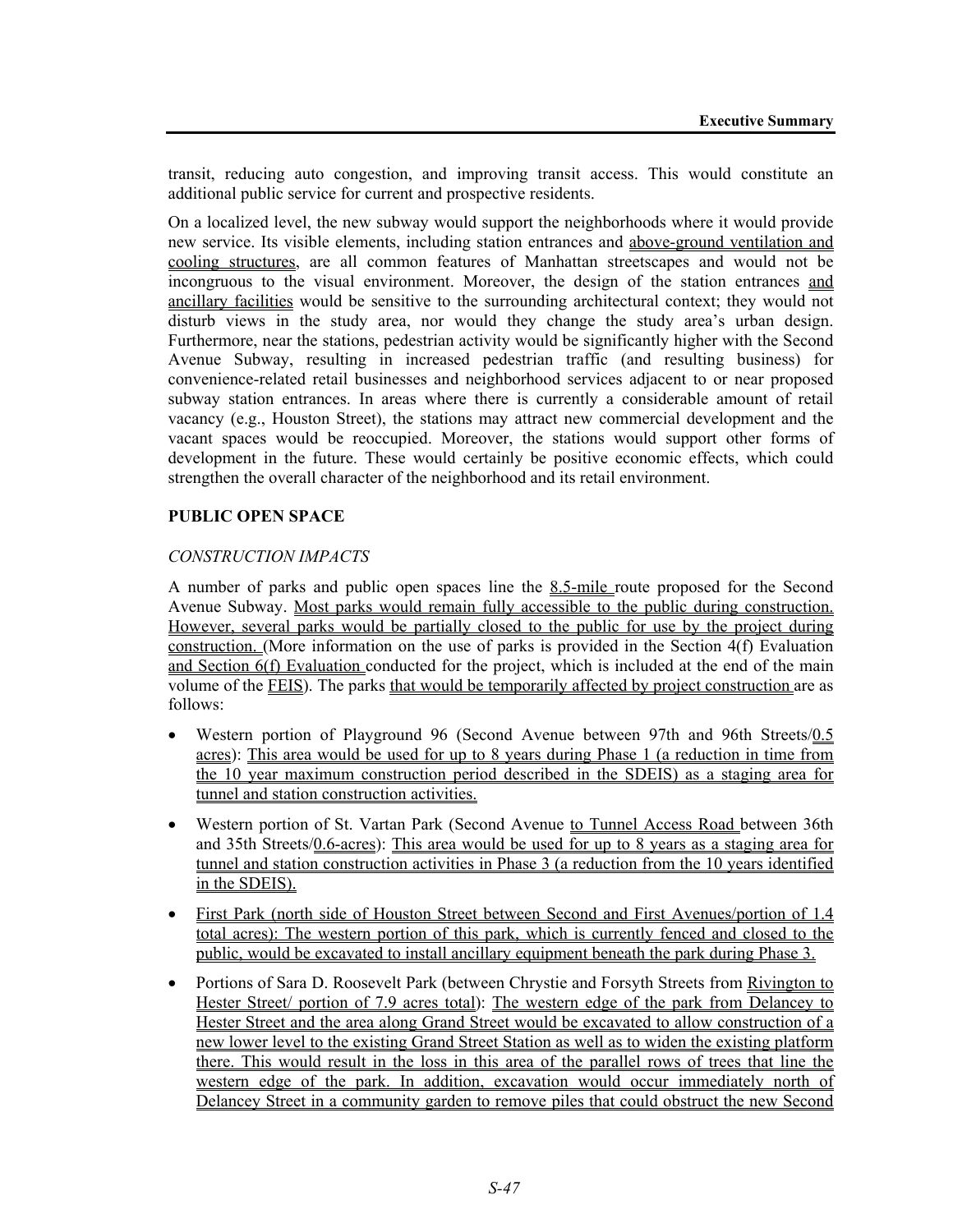transit, reducing auto congestion, and improving transit access. This would constitute an additional public service for current and prospective residents.

On a localized level, the new subway would support the neighborhoods where it would provide new service. Its visible elements, including station entrances and above-ground ventilation and cooling structures, are all common features of Manhattan streetscapes and would not be incongruous to the visual environment. Moreover, the design of the station entrances and ancillary facilities would be sensitive to the surrounding architectural context; they would not disturb views in the study area, nor would they change the study area's urban design. Furthermore, near the stations, pedestrian activity would be significantly higher with the Second Avenue Subway, resulting in increased pedestrian traffic (and resulting business) for convenience-related retail businesses and neighborhood services adjacent to or near proposed subway station entrances. In areas where there is currently a considerable amount of retail vacancy (e.g., Houston Street), the stations may attract new commercial development and the vacant spaces would be reoccupied. Moreover, the stations would support other forms of development in the future. These would certainly be positive economic effects, which could strengthen the overall character of the neighborhood and its retail environment.

### PUBLIC OPEN SPACE

#### *CONSTRUCTION IMPACTS*

A number of parks and public open spaces line the 8.5-mile route proposed for the Second Avenue Subway. Most parks would remain fully accessible to the public during construction. However, several parks would be partially closed to the public for use by the project during construction. (More information on the use of parks is provided in the Section 4(f) Evaluation and Section 6(f) Evaluation conducted for the project, which is included at the end of the main volume of the FEIS). The parks that would be temporarily affected by project construction are as follows:

- Western portion of Playground 96 (Second Avenue between 97th and 96th Streets/0.5 acres): This area would be used for up to 8 years during Phase 1 (a reduction in time from the 10 year maximum construction period described in the SDEIS) as a staging area for tunnel and station construction activities.
- Western portion of St. Vartan Park (Second Avenue to Tunnel Access Road between 36th and 35th Streets/0.6-acres): This area would be used for up to 8 years as a staging area for tunnel and station construction activities in Phase 3 (a reduction from the 10 years identified in the SDEIS).
- First Park (north side of Houston Street between Second and First Avenues/portion of 1.4 total acres): The western portion of this park, which is currently fenced and closed to the public, would be excavated to install ancillary equipment beneath the park during Phase 3.
- Portions of Sara D. Roosevelt Park (between Chrystie and Forsyth Streets from Rivington to Hester Street/ portion of 7.9 acres total): The western edge of the park from Delancey to Hester Street and the area along Grand Street would be excavated to allow construction of a new lower level to the existing Grand Street Station as well as to widen the existing platform there. This would result in the loss in this area of the parallel rows of trees that line the western edge of the park. In addition, excavation would occur immediately north of Delancey Street in a community garden to remove piles that could obstruct the new Second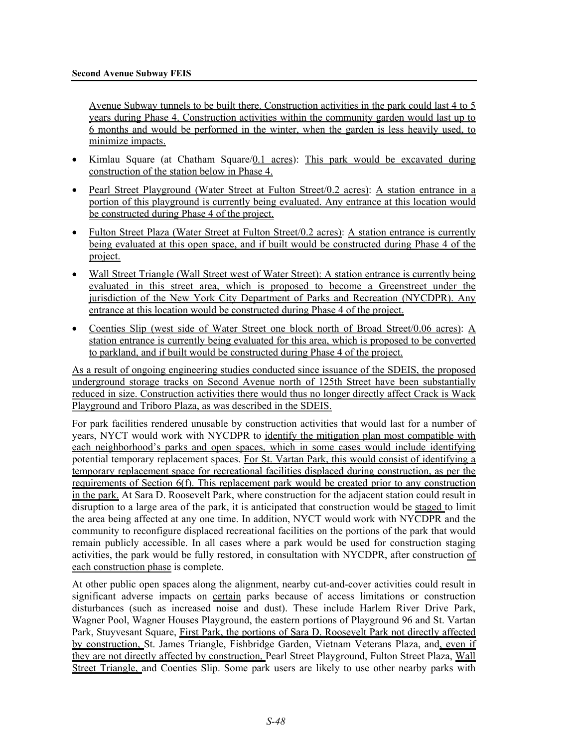Avenue Subway tunnels to be built there. Construction activities in the park could last 4 to 5 years during Phase 4. Construction activities within the community garden would last up to 6 months and would be performed in the winter, when the garden is less heavily used, to minimize impacts.

- Kimlau Square (at Chatham Square/0.1 acres): This park would be excavated during construction of the station below in Phase 4.
- Pearl Street Playground (Water Street at Fulton Street/0.2 acres): A station entrance in a portion of this playground is currently being evaluated. Any entrance at this location would be constructed during Phase 4 of the project.
- Fulton Street Plaza (Water Street at Fulton Street/0.2 acres): A station entrance is currently being evaluated at this open space, and if built would be constructed during Phase 4 of the project.
- Wall Street Triangle (Wall Street west of Water Street): A station entrance is currently being evaluated in this street area, which is proposed to become a Greenstreet under the jurisdiction of the New York City Department of Parks and Recreation (NYCDPR). Any entrance at this location would be constructed during Phase 4 of the project.
- Coenties Slip (west side of Water Street one block north of Broad Street/0.06 acres): A station entrance is currently being evaluated for this area, which is proposed to be converted to parkland, and if built would be constructed during Phase 4 of the project.

As a result of ongoing engineering studies conducted since issuance of the SDEIS, the proposed underground storage tracks on Second Avenue north of 125th Street have been substantially reduced in size. Construction activities there would thus no longer directly affect Crack is Wack Playground and Triboro Plaza, as was described in the SDEIS.

For park facilities rendered unusable by construction activities that would last for a number of years, NYCT would work with NYCDPR to identify the mitigation plan most compatible with each neighborhood's parks and open spaces, which in some cases would include identifying potential temporary replacement spaces. For St. Vartan Park, this would consist of identifying a temporary replacement space for recreational facilities displaced during construction, as per the requirements of Section 6(f). This replacement park would be created prior to any construction in the park. At Sara D. Roosevelt Park, where construction for the adjacent station could result in disruption to a large area of the park, it is anticipated that construction would be staged to limit the area being affected at any one time. In addition, NYCT would work with NYCDPR and the community to reconfigure displaced recreational facilities on the portions of the park that would remain publicly accessible. In all cases where a park would be used for construction staging activities, the park would be fully restored, in consultation with NYCDPR, after construction of each construction phase is complete.

At other public open spaces along the alignment, nearby cut-and-cover activities could result in significant adverse impacts on certain parks because of access limitations or construction disturbances (such as increased noise and dust). These include Harlem River Drive Park, Wagner Pool, Wagner Houses Playground, the eastern portions of Playground 96 and St. Vartan Park, Stuyvesant Square, First Park, the portions of Sara D. Roosevelt Park not directly affected by construction, St. James Triangle, Fishbridge Garden, Vietnam Veterans Plaza, and, even if they are not directly affected by construction, Pearl Street Playground, Fulton Street Plaza, Wall Street Triangle, and Coenties Slip. Some park users are likely to use other nearby parks with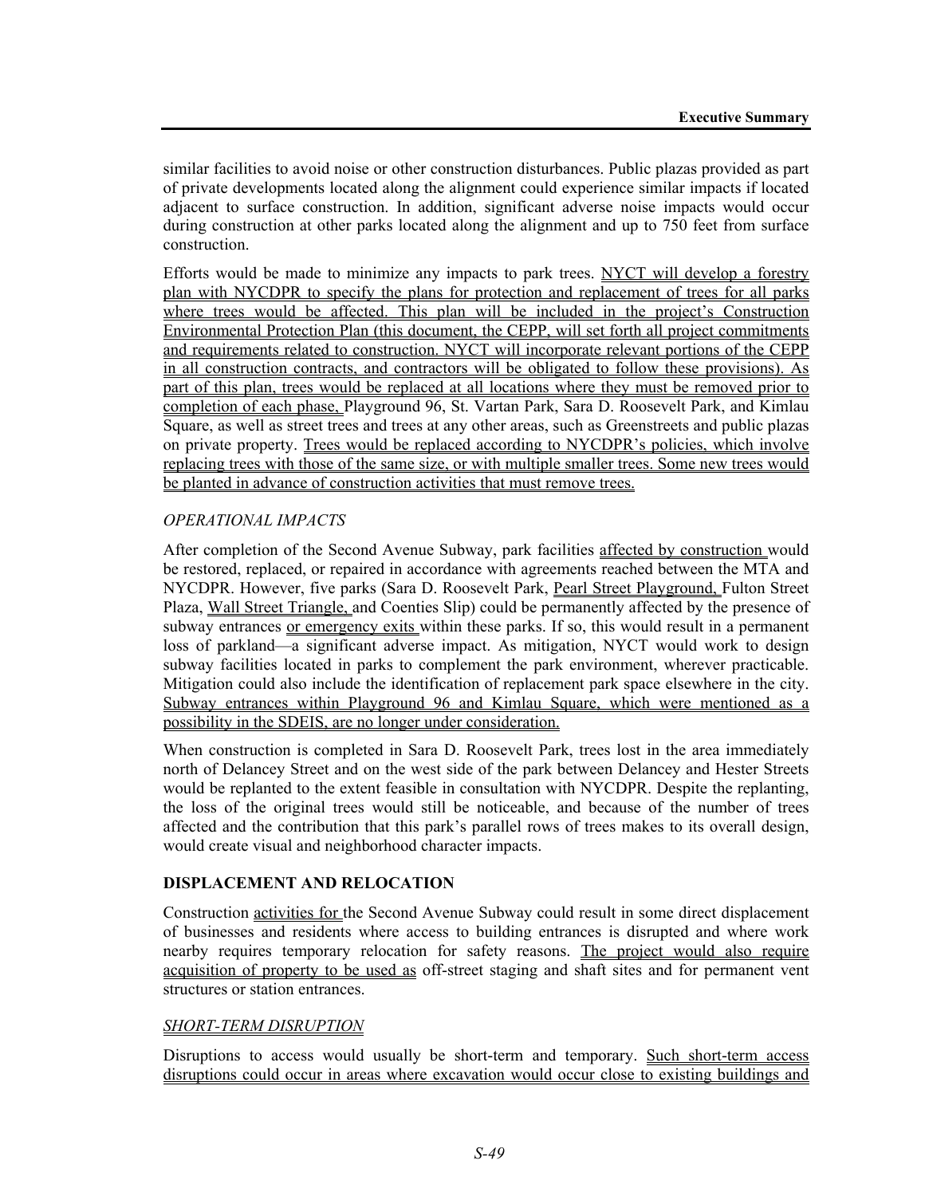similar facilities to avoid noise or other construction disturbances. Public plazas provided as part of private developments located along the alignment could experience similar impacts if located adjacent to surface construction. In addition, significant adverse noise impacts would occur during construction at other parks located along the alignment and up to 750 feet from surface construction.

Efforts would be made to minimize any impacts to park trees. NYCT will develop a forestry plan with NYCDPR to specify the plans for protection and replacement of trees for all parks where trees would be affected. This plan will be included in the project's Construction Environmental Protection Plan (this document, the CEPP, will set forth all project commitments and requirements related to construction. NYCT will incorporate relevant portions of the CEPP in all construction contracts, and contractors will be obligated to follow these provisions). As part of this plan, trees would be replaced at all locations where they must be removed prior to completion of each phase, Playground 96, St. Vartan Park, Sara D. Roosevelt Park, and Kimlau Square, as well as street trees and trees at any other areas, such as Greenstreets and public plazas on private property. Trees would be replaced according to NYCDPR's policies, which involve replacing trees with those of the same size, or with multiple smaller trees. Some new trees would be planted in advance of construction activities that must remove trees.

*OPERATIONAL IMPACTS*

After completion of the Second Avenue Subway, park facilities affected by construction would be restored, replaced, or repaired in accordance with agreements reached between the MTA and NYCDPR. However, five parks (Sara D. Roosevelt Park, Pearl Street Playground, Fulton Street Plaza, Wall Street Triangle, and Coenties Slip) could be permanently affected by the presence of subway entrances or emergency exits within these parks. If so, this would result in a permanent loss of parkland—a significant adverse impact. As mitigation, NYCT would work to design subway facilities located in parks to complement the park environment, wherever practicable. Mitigation could also include the identification of replacement park space elsewhere in the city. Subway entrances within Playground 96 and Kimlau Square, which were mentioned as a possibility in the SDEIS, are no longer under consideration.

When construction is completed in Sara D. Roosevelt Park, trees lost in the area immediately north of Delancey Street and on the west side of the park between Delancey and Hester Streets would be replanted to the extent feasible in consultation with NYCDPR. Despite the replanting, the loss of the original trees would still be noticeable, and because of the number of trees affected and the contribution that this park's parallel rows of trees makes to its overall design, would create visual and neighborhood character impacts.

## DISPLACEMENT AND RELOCATION

Construction activities for the Second Avenue Subway could result in some direct displacement of businesses and residents where access to building entrances is disrupted and where work nearby requires temporary relocation for safety reasons. The project would also require acquisition of property to be used as off-street staging and shaft sites and for permanent vent structures or station entrances.

*SHORT-TERM DISRUPTION*

Disruptions to access would usually be short-term and temporary. Such short-term access disruptions could occur in areas where excavation would occur close to existing buildings and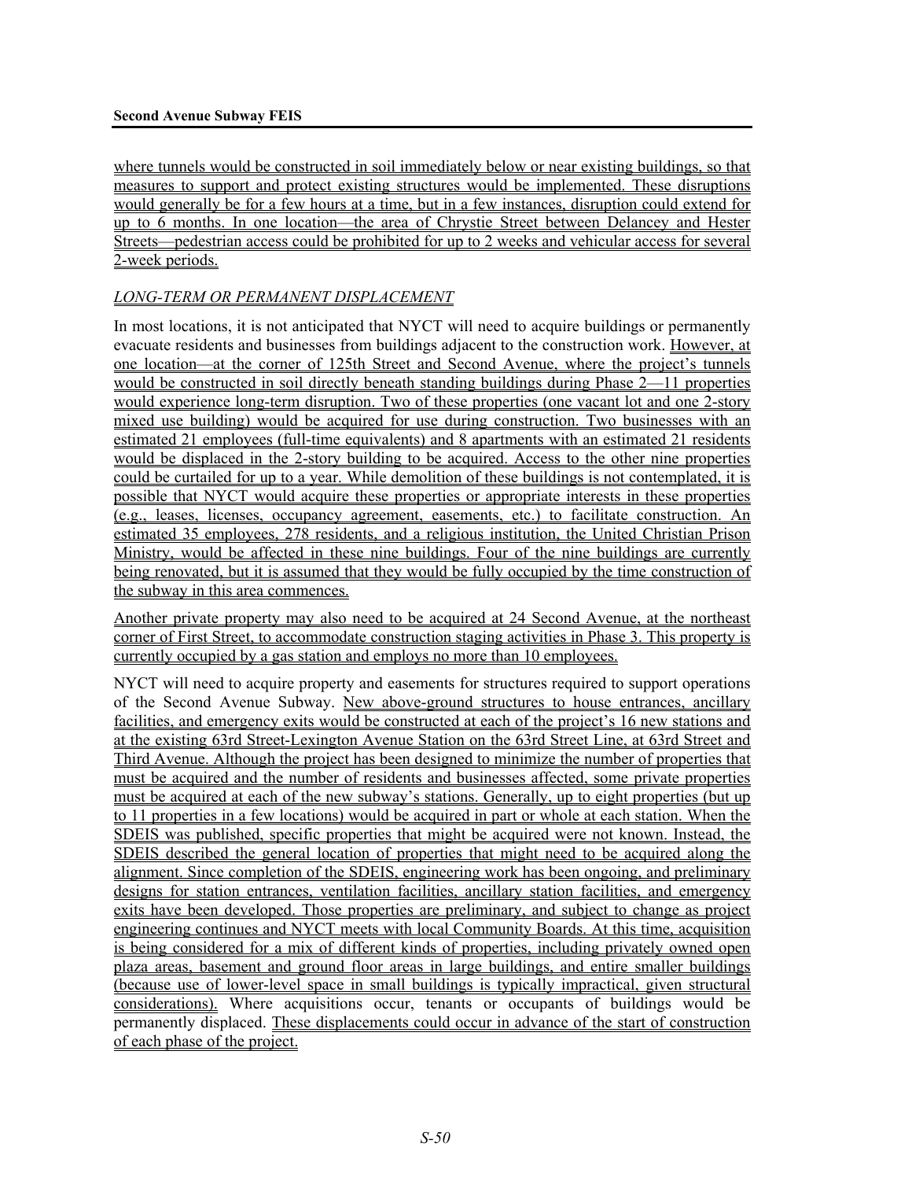where tunnels would be constructed in soil immediately below or near existing buildings, so that measures to support and protect existing structures would be implemented. These disruptions would generally be for a few hours at a time, but in a few instances, disruption could extend for up to 6 months. In one location—the area of Chrystie Street between Delancey and Hester Streets—pedestrian access could be prohibited for up to 2 weeks and vehicular access for several 2-week periods.

*LONG-TERM OR PERMANENT DISPLACEMENT*

In most locations, it is not anticipated that NYCT will need to acquire buildings or permanently evacuate residents and businesses from buildings adjacent to the construction work. However, at one location—at the corner of 125th Street and Second Avenue, where the project's tunnels would be constructed in soil directly beneath standing buildings during Phase 2—11 properties would experience long-term disruption. Two of these properties (one vacant lot and one 2-story mixed use building) would be acquired for use during construction. Two businesses with an estimated 21 employees (full-time equivalents) and 8 apartments with an estimated 21 residents would be displaced in the 2-story building to be acquired. Access to the other nine properties could be curtailed for up to a year. While demolition of these buildings is not contemplated, it is possible that NYCT would acquire these properties or appropriate interests in these properties (e.g., leases, licenses, occupancy agreement, easements, etc.) to facilitate construction. An estimated 35 employees, 278 residents, and a religious institution, the United Christian Prison Ministry, would be affected in these nine buildings. Four of the nine buildings are currently being renovated, but it is assumed that they would be fully occupied by the time construction of the subway in this area commences.

Another private property may also need to be acquired at 24 Second Avenue, at the northeast corner of First Street, to accommodate construction staging activities in Phase 3. This property is currently occupied by a gas station and employs no more than 10 employees.

NYCT will need to acquire property and easements for structures required to support operations of the Second Avenue Subway. New above-ground structures to house entrances, ancillary facilities, and emergency exits would be constructed at each of the project's 16 new stations and at the existing 63rd Street-Lexington Avenue Station on the 63rd Street Line, at 63rd Street and Third Avenue. Although the project has been designed to minimize the number of properties that must be acquired and the number of residents and businesses affected, some private properties must be acquired at each of the new subway's stations. Generally, up to eight properties (but up to 11 properties in a few locations) would be acquired in part or whole at each station. When the SDEIS was published, specific properties that might be acquired were not known. Instead, the SDEIS described the general location of properties that might need to be acquired along the alignment. Since completion of the SDEIS, engineering work has been ongoing, and preliminary designs for station entrances, ventilation facilities, ancillary station facilities, and emergency exits have been developed. Those properties are preliminary, and subject to change as project engineering continues and NYCT meets with local Community Boards. At this time, acquisition is being considered for a mix of different kinds of properties, including privately owned open plaza areas, basement and ground floor areas in large buildings, and entire smaller buildings (because use of lower-level space in small buildings is typically impractical, given structural considerations). Where acquisitions occur, tenants or occupants of buildings would be permanently displaced. These displacements could occur in advance of the start of construction of each phase of the project.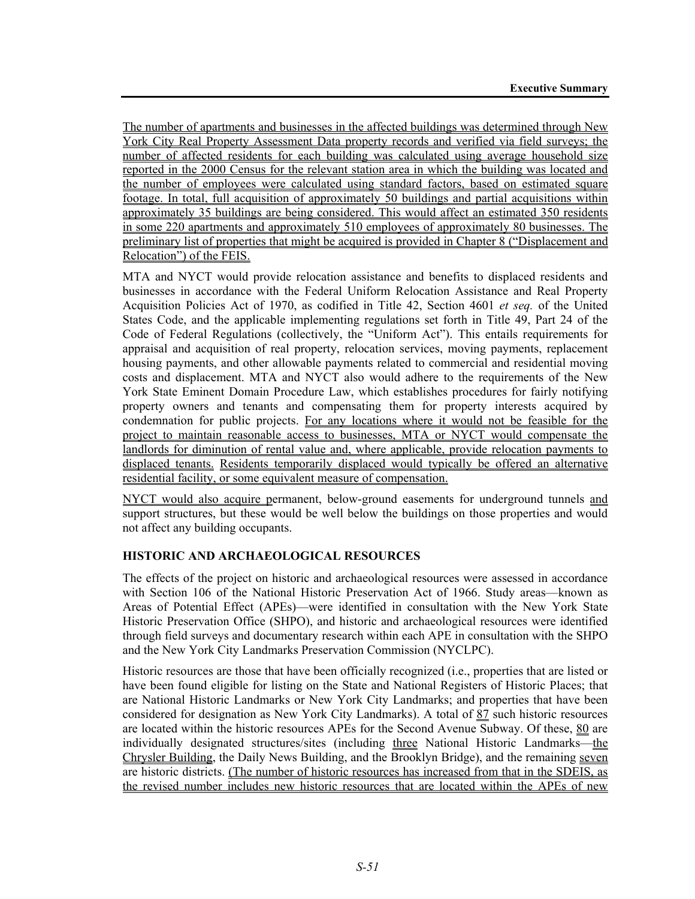The number of apartments and businesses in the affected buildings was determined through New York City Real Property Assessment Data property records and verified via field surveys; the number of affected residents for each building was calculated using average household size reported in the 2000 Census for the relevant station area in which the building was located and the number of employees were calculated using standard factors, based on estimated square footage. In total, full acquisition of approximately 50 buildings and partial acquisitions within approximately 35 buildings are being considered. This would affect an estimated 350 residents in some 220 apartments and approximately 510 employees of approximately 80 businesses. The preliminary list of properties that might be acquired is provided in Chapter 8 ("Displacement and Relocation") of the FEIS.

MTA and NYCT would provide relocation assistance and benefits to displaced residents and businesses in accordance with the Federal Uniform Relocation Assistance and Real Property Acquisition Policies Act of 1970, as codified in Title 42, Section 4601 *et seq.* of the United States Code, and the applicable implementing regulations set forth in Title 49, Part 24 of the Code of Federal Regulations (collectively, the "Uniform Act"). This entails requirements for appraisal and acquisition of real property, relocation services, moving payments, replacement housing payments, and other allowable payments related to commercial and residential moving costs and displacement. MTA and NYCT also would adhere to the requirements of the New York State Eminent Domain Procedure Law, which establishes procedures for fairly notifying property owners and tenants and compensating them for property interests acquired by condemnation for public projects. For any locations where it would not be feasible for the project to maintain reasonable access to businesses, MTA or NYCT would compensate the landlords for diminution of rental value and, where applicable, provide relocation payments to displaced tenants. Residents temporarily displaced would typically be offered an alternative residential facility, or some equivalent measure of compensation.

NYCT would also acquire permanent, below-ground easements for underground tunnels and support structures, but these would be well below the buildings on those properties and would not affect any building occupants.

### HISTORIC AND ARCHAEOLOGICAL RESOURCES

The effects of the project on historic and archaeological resources were assessed in accordance with Section 106 of the National Historic Preservation Act of 1966. Study areas—known as Areas of Potential Effect (APEs)—were identified in consultation with the New York State Historic Preservation Office (SHPO), and historic and archaeological resources were identified through field surveys and documentary research within each APE in consultation with the SHPO and the New York City Landmarks Preservation Commission (NYCLPC).

Historic resources are those that have been officially recognized (i.e., properties that are listed or have been found eligible for listing on the State and National Registers of Historic Places; that are National Historic Landmarks or New York City Landmarks; and properties that have been considered for designation as New York City Landmarks). A total of 87 such historic resources are located within the historic resources APEs for the Second Avenue Subway. Of these, 80 are individually designated structures/sites (including three National Historic Landmarks—the Chrysler Building, the Daily News Building, and the Brooklyn Bridge), and the remaining seven are historic districts. (The number of historic resources has increased from that in the SDEIS, as the revised number includes new historic resources that are located within the APEs of new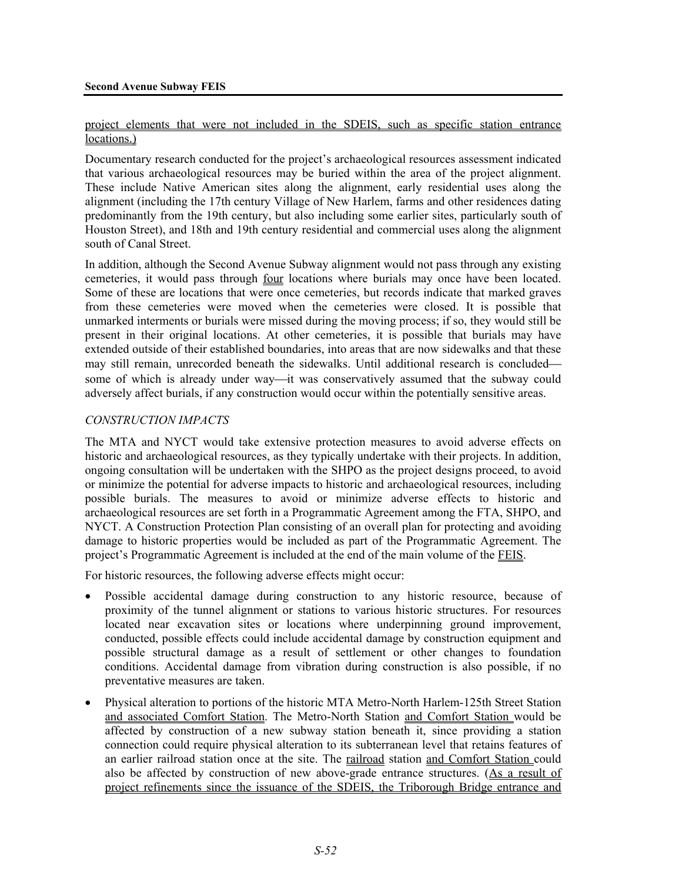project elements that were not included in the SDEIS, such as specific station entrance locations.)

Documentary research conducted for the project's archaeological resources assessment indicated that various archaeological resources may be buried within the area of the project alignment. These include Native American sites along the alignment, early residential uses along the alignment (including the 17th century Village of New Harlem, farms and other residences dating predominantly from the 19th century, but also including some earlier sites, particularly south of Houston Street), and 18th and 19th century residential and commercial uses along the alignment south of Canal Street.

In addition, although the Second Avenue Subway alignment would not pass through any existing cemeteries, it would pass through four locations where burials may once have been located. Some of these are locations that were once cemeteries, but records indicate that marked graves from these cemeteries were moved when the cemeteries were closed. It is possible that unmarked interments or burials were missed during the moving process; if so, they would still be present in their original locations. At other cemeteries, it is possible that burials may have extended outside of their established boundaries, into areas that are now sidewalks and that these may still remain, unrecorded beneath the sidewalks. Until additional research is concluded—some of which is already under way—it was conservatively assumed that the subway could adversely affect burials, if any construction would occur within the potentially sensitive areas.

*CONSTRUCTION IMPACTS*

The MTA and NYCT would take extensive protection measures to avoid adverse effects on historic and archaeological resources, as they typically undertake with their projects. In addition, ongoing consultation will be undertaken with the SHPO as the project designs proceed, to avoid or minimize the potential for adverse impacts to historic and archaeological resources, including possible burials. The measures to avoid or minimize adverse effects to historic and archaeological resources are set forth in a Programmatic Agreement among the FTA, SHPO, and NYCT. A Construction Protection Plan consisting of an overall plan for protecting and avoiding damage to historic properties would be included as part of the Programmatic Agreement. The project's Programmatic Agreement is included at the end of the main volume of the FEIS.

For historic resources, the following adverse effects might occur:

- Possible accidental damage during construction to any historic resource, because of proximity of the tunnel alignment or stations to various historic structures. For resources located near excavation sites or locations where underpinning ground improvement, conducted, possible effects could include accidental damage by construction equipment and possible structural damage as a result of settlement or other changes to foundation conditions. Accidental damage from vibration during construction is also possible, if no preventative measures are taken.
- Physical alteration to portions of the historic MTA Metro-North Harlem-125th Street Station and associated Comfort Station. The Metro-North Station and Comfort Station would be affected by construction of a new subway station beneath it, since providing a station connection could require physical alteration to its subterranean level that retains features of an earlier railroad station once at the site. The railroad station and Comfort Station could also be affected by construction of new above-grade entrance structures. (As a result of project refinements since the issuance of the SDEIS, the Triborough Bridge entrance and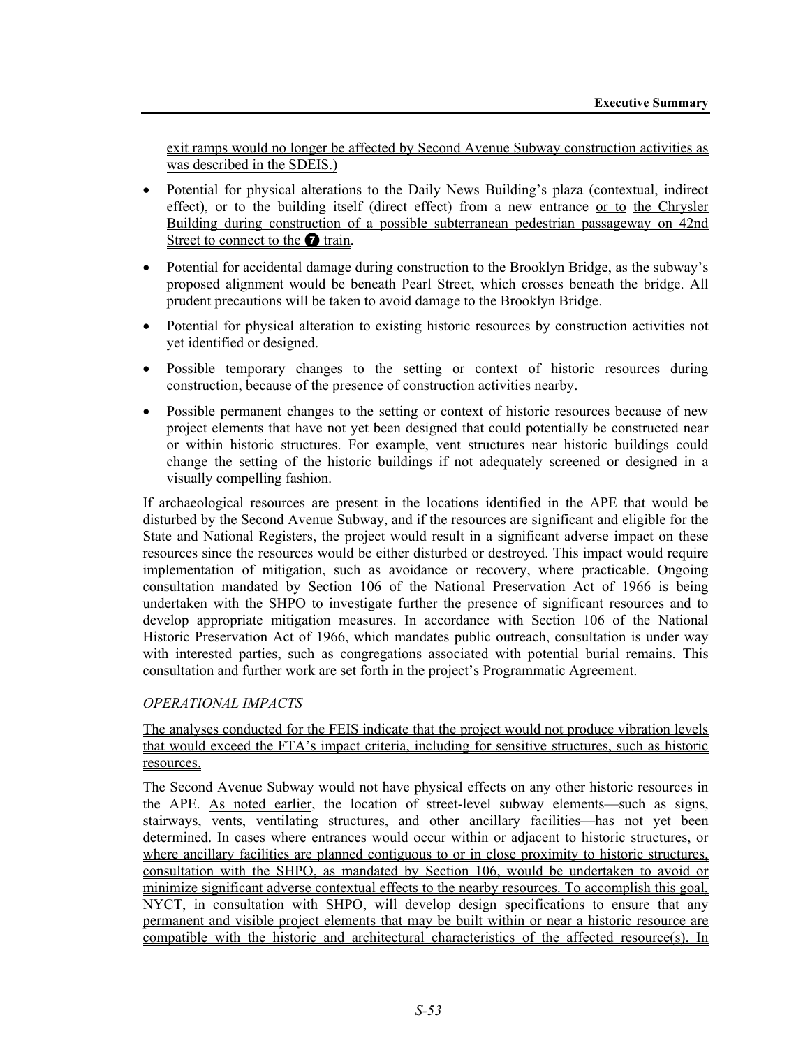exit ramps would no longer be affected by Second Avenue Subway construction activities as was described in the SDEIS.)

- Potential for physical alterations to the Daily News Building's plaza (contextual, indirect effect), or to the building itself (direct effect) from a new entrance or to the Chrysler Building during construction of a possible subterranean pedestrian passageway on 42nd Street to connect to the ❼ train.
- Potential for accidental damage during construction to the Brooklyn Bridge, as the subway's proposed alignment would be beneath Pearl Street, which crosses beneath the bridge. All prudent precautions will be taken to avoid damage to the Brooklyn Bridge.
- Potential for physical alteration to existing historic resources by construction activities not yet identified or designed.
- Possible temporary changes to the setting or context of historic resources during construction, because of the presence of construction activities nearby.
- Possible permanent changes to the setting or context of historic resources because of new project elements that have not yet been designed that could potentially be constructed near or within historic structures. For example, vent structures near historic buildings could change the setting of the historic buildings if not adequately screened or designed in a visually compelling fashion.

If archaeological resources are present in the locations identified in the APE that would be disturbed by the Second Avenue Subway, and if the resources are significant and eligible for the State and National Registers, the project would result in a significant adverse impact on these resources since the resources would be either disturbed or destroyed. This impact would require implementation of mitigation, such as avoidance or recovery, where practicable. Ongoing consultation mandated by Section 106 of the National Preservation Act of 1966 is being undertaken with the SHPO to investigate further the presence of significant resources and to develop appropriate mitigation measures. In accordance with Section 106 of the National Historic Preservation Act of 1966, which mandates public outreach, consultation is under way with interested parties, such as congregations associated with potential burial remains. This consultation and further work are set forth in the project's Programmatic Agreement.

*OPERATIONAL IMPACTS*

The analyses conducted for the FEIS indicate that the project would not produce vibration levels that would exceed the FTA's impact criteria, including for sensitive structures, such as historic resources.

The Second Avenue Subway would not have physical effects on any other historic resources in the APE. As noted earlier, the location of street-level subway elements—such as signs, stairways, vents, ventilating structures, and other ancillary facilities—has not yet been determined. In cases where entrances would occur within or adjacent to historic structures, or where ancillary facilities are planned contiguous to or in close proximity to historic structures, consultation with the SHPO, as mandated by Section 106, would be undertaken to avoid or minimize significant adverse contextual effects to the nearby resources. To accomplish this goal, NYCT, in consultation with SHPO, will develop design specifications to ensure that any permanent and visible project elements that may be built within or near a historic resource are compatible with the historic and architectural characteristics of the affected resource(s). In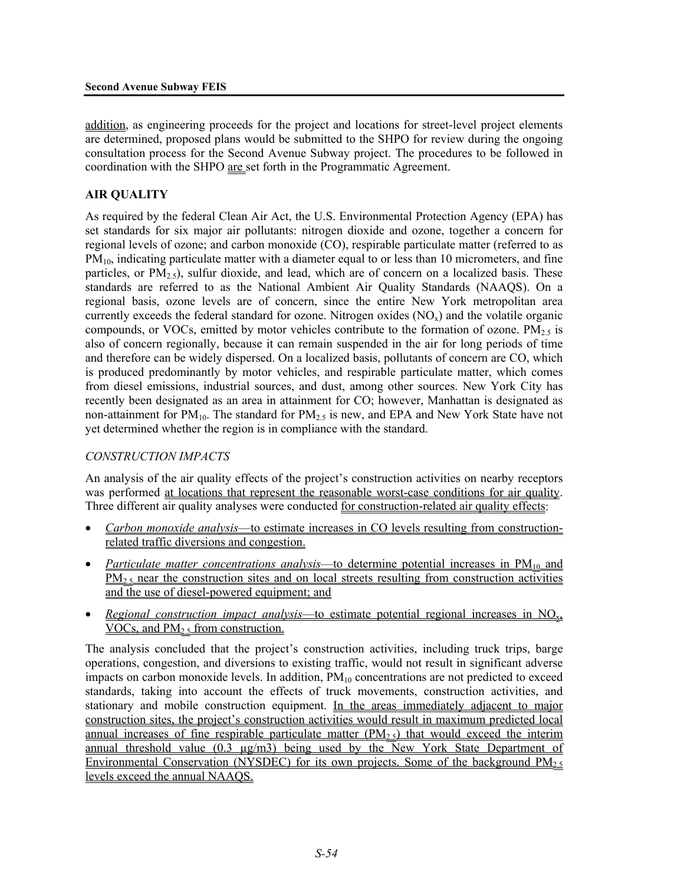addition, as engineering proceeds for the project and locations for street-level project elements are determined, proposed plans would be submitted to the SHPO for review during the ongoing consultation process for the Second Avenue Subway project. The procedures to be followed in coordination with the SHPO are set forth in the Programmatic Agreement.

## AIR QUALITY

As required by the federal Clean Air Act, the U.S. Environmental Protection Agency (EPA) has set standards for six major air pollutants: nitrogen dioxide and ozone, together a concern for regional levels of ozone; and carbon monoxide (CO), respirable particulate matter (referred to as $PM_{10}$, indicating particulate matter with a diameter equal to or less than 10 micrometers, and fine particles, or $PM_{2.5}$), sulfur dioxide, and lead, which are of concern on a localized basis. These standards are referred to as the National Ambient Air Quality Standards (NAAQS). On a regional basis, ozone levels are of concern, since the entire New York metropolitan area currently exceeds the federal standard for ozone. Nitrogen oxides ($NO_x$) and the volatile organic compounds, or VOCs, emitted by motor vehicles contribute to the formation of ozone. $PM_{2.5}$ is also of concern regionally, because it can remain suspended in the air for long periods of time and therefore can be widely dispersed. On a localized basis, pollutants of concern are CO, which is produced predominantly by motor vehicles, and respirable particulate matter, which comes from diesel emissions, industrial sources, and dust, among other sources. New York City has recently been designated as an area in attainment for CO; however, Manhattan is designated as non-attainment for $PM_{10}$. The standard for $PM_{2.5}$ is new, and EPA and New York State have not yet determined whether the region is in compliance with the standard.

### *CONSTRUCTION IMPACTS*

An analysis of the air quality effects of the project's construction activities on nearby receptors was performed at locations that represent the reasonable worst-case conditions for air quality. Three different air quality analyses were conducted for construction-related air quality effects:

- *Carbon monoxide analysis*—to estimate increases in CO levels resulting from construction-related traffic diversions and congestion.
- *Particulate matter concentrations analysis*—to determine potential increases in $PM_{10}$ and $PM_{2.5}$ near the construction sites and on local streets resulting from construction activities and the use of diesel-powered equipment; and
- *Regional construction impact analysis*—to estimate potential regional increases in $NO_x$, VOCs, and $PM_{2.5}$ from construction.

The analysis concluded that the project's construction activities, including truck trips, barge operations, congestion, and diversions to existing traffic, would not result in significant adverse impacts on carbon monoxide levels. In addition, $PM_{10}$ concentrations are not predicted to exceed standards, taking into account the effects of truck movements, construction activities, and stationary and mobile construction equipment. In the areas immediately adjacent to major construction sites, the project's construction activities would result in maximum predicted local annual increases of fine respirable particulate matter ($PM_{2.5}$) that would exceed the interim annual threshold value (0.3 μg/m3) being used by the New York State Department of Environmental Conservation (NYSDEC) for its own projects. Some of the background $PM_{2.5}$ levels exceed the annual NAAQS.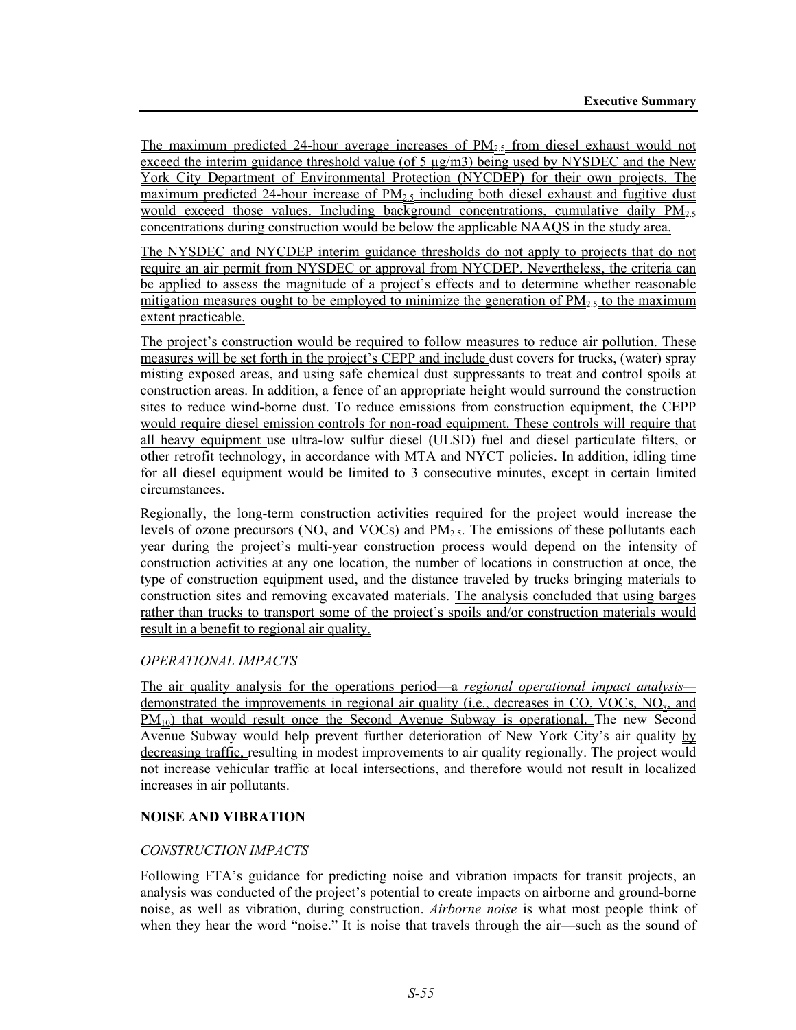The maximum predicted 24-hour average increases of $PM_{2.5}$ from diesel exhaust would not exceed the interim guidance threshold value (of 5 µg/m3) being used by NYSDEC and the New York City Department of Environmental Protection (NYCDEP) for their own projects. The maximum predicted 24-hour increase of $PM_{2.5}$ including both diesel exhaust and fugitive dust would exceed those values. Including background concentrations, cumulative daily $PM_{2.5}$ concentrations during construction would be below the applicable NAAQS in the study area.

The NYSDEC and NYCDEP interim guidance thresholds do not apply to projects that do not require an air permit from NYSDEC or approval from NYCDEP. Nevertheless, the criteria can be applied to assess the magnitude of a project's effects and to determine whether reasonable mitigation measures ought to be employed to minimize the generation of $PM_{2.5}$ to the maximum extent practicable.

The project's construction would be required to follow measures to reduce air pollution. These measures will be set forth in the project's CEPP and include dust covers for trucks, (water) spray misting exposed areas, and using safe chemical dust suppressants to treat and control spoils at construction areas. In addition, a fence of an appropriate height would surround the construction sites to reduce wind-borne dust. To reduce emissions from construction equipment, the CEPP would require diesel emission controls for non-road equipment. These controls will require that all heavy equipment use ultra-low sulfur diesel (ULSD) fuel and diesel particulate filters, or other retrofit technology, in accordance with MTA and NYCT policies. In addition, idling time for all diesel equipment would be limited to 3 consecutive minutes, except in certain limited circumstances.

Regionally, the long-term construction activities required for the project would increase the levels of ozone precursors ($NO_x$ and VOCs) and $PM_{2.5}$. The emissions of these pollutants each year during the project's multi-year construction process would depend on the intensity of construction activities at any one location, the number of locations in construction at once, the type of construction equipment used, and the distance traveled by trucks bringing materials to construction sites and removing excavated materials. The analysis concluded that using barges rather than trucks to transport some of the project's spoils and/or construction materials would result in a benefit to regional air quality.

*OPERATIONAL IMPACTS*

The air quality analysis for the operations period—a *regional operational impact analysis*—demonstrated the improvements in regional air quality (i.e., decreases in CO, VOCs, $NO_x$, and $PM_{10}$) that would result once the Second Avenue Subway is operational. The new Second Avenue Subway would help prevent further deterioration of New York City's air quality by decreasing traffic, resulting in modest improvements to air quality regionally. The project would not increase vehicular traffic at local intersections, and therefore would not result in localized increases in air pollutants.

**NOISE AND VIBRATION**

*CONSTRUCTION IMPACTS*

Following FTA's guidance for predicting noise and vibration impacts for transit projects, an analysis was conducted of the project's potential to create impacts on airborne and ground-borne noise, as well as vibration, during construction. *Airborne noise* is what most people think of when they hear the word "noise." It is noise that travels through the air—such as the sound of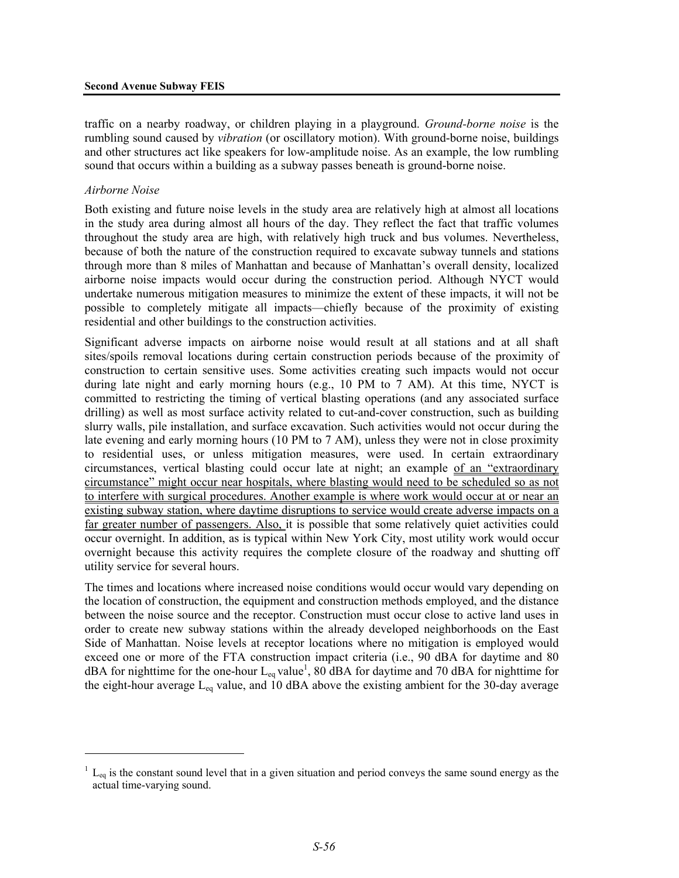traffic on a nearby roadway, or children playing in a playground. *Ground-borne noise* is the rumbling sound caused by *vibration* (or oscillatory motion). With ground-borne noise, buildings and other structures act like speakers for low-amplitude noise. As an example, the low rumbling sound that occurs within a building as a subway passes beneath is ground-borne noise.

*Airborne Noise*

Both existing and future noise levels in the study area are relatively high at almost all locations in the study area during almost all hours of the day. They reflect the fact that traffic volumes throughout the study area are high, with relatively high truck and bus volumes. Nevertheless, because of both the nature of the construction required to excavate subway tunnels and stations through more than 8 miles of Manhattan and because of Manhattan's overall density, localized airborne noise impacts would occur during the construction period. Although NYCT would undertake numerous mitigation measures to minimize the extent of these impacts, it will not be possible to completely mitigate all impacts—chiefly because of the proximity of existing residential and other buildings to the construction activities.

Significant adverse impacts on airborne noise would result at all stations and at all shaft sites/spoils removal locations during certain construction periods because of the proximity of construction to certain sensitive uses. Some activities creating such impacts would not occur during late night and early morning hours (e.g., 10 PM to 7 AM). At this time, NYCT is committed to restricting the timing of vertical blasting operations (and any associated surface drilling) as well as most surface activity related to cut-and-cover construction, such as building slurry walls, pile installation, and surface excavation. Such activities would not occur during the late evening and early morning hours (10 PM to 7 AM), unless they were not in close proximity to residential uses, or unless mitigation measures, were used. In certain extraordinary circumstances, vertical blasting could occur late at night; an example of an "extraordinary circumstance" might occur near hospitals, where blasting would need to be scheduled so as not to interfere with surgical procedures. Another example is where work would occur at or near an existing subway station, where daytime disruptions to service would create adverse impacts on a far greater number of passengers. Also, it is possible that some relatively quiet activities could occur overnight. In addition, as is typical within New York City, most utility work would occur overnight because this activity requires the complete closure of the roadway and shutting off utility service for several hours.

The times and locations where increased noise conditions would occur would vary depending on the location of construction, the equipment and construction methods employed, and the distance between the noise source and the receptor. Construction must occur close to active land uses in order to create new subway stations within the already developed neighborhoods on the East Side of Manhattan. Noise levels at receptor locations where no mitigation is employed would exceed one or more of the FTA construction impact criteria (i.e., 90 dBA for daytime and 80 dBA for nighttime for the one-hour $L_{eq}$ value[1], 80 dBA for daytime and 70 dBA for nighttime for the eight-hour average $L_{eq}$ value, and 10 dBA above the existing ambient for the 30-day average

---

[1] $L_{eq}$ is the constant sound level that in a given situation and period conveys the same sound energy as the actual time-varying sound.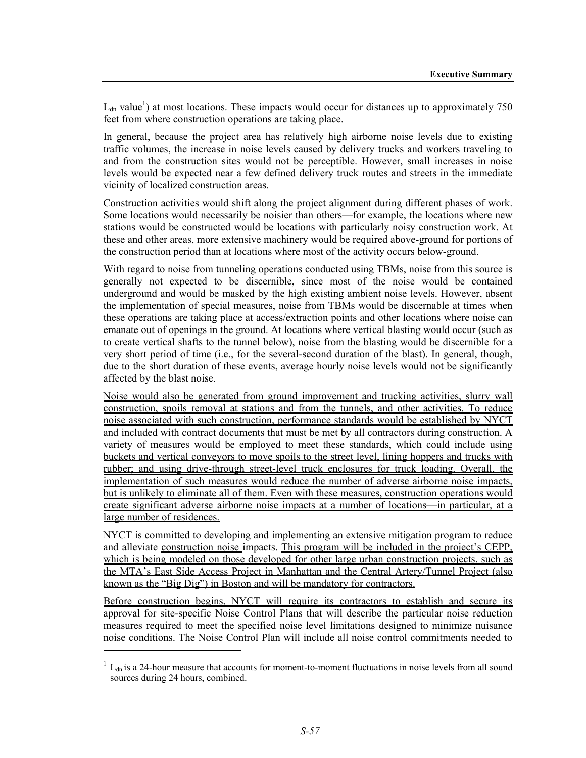$L_{dn}$ value[1]) at most locations. These impacts would occur for distances up to approximately 750 feet from where construction operations are taking place.

In general, because the project area has relatively high airborne noise levels due to existing traffic volumes, the increase in noise levels caused by delivery trucks and workers traveling to and from the construction sites would not be perceptible. However, small increases in noise levels would be expected near a few defined delivery truck routes and streets in the immediate vicinity of localized construction areas.

Construction activities would shift along the project alignment during different phases of work. Some locations would necessarily be noisier than others—for example, the locations where new stations would be constructed would be locations with particularly noisy construction work. At these and other areas, more extensive machinery would be required above-ground for portions of the construction period than at locations where most of the activity occurs below-ground.

With regard to noise from tunneling operations conducted using TBMs, noise from this source is generally not expected to be discernible, since most of the noise would be contained underground and would be masked by the high existing ambient noise levels. However, absent the implementation of special measures, noise from TBMs would be discernable at times when these operations are taking place at access/extraction points and other locations where noise can emanate out of openings in the ground. At locations where vertical blasting would occur (such as to create vertical shafts to the tunnel below), noise from the blasting would be discernible for a very short period of time (i.e., for the several-second duration of the blast). In general, though, due to the short duration of these events, average hourly noise levels would not be significantly affected by the blast noise.

Noise would also be generated from ground improvement and trucking activities, slurry wall construction, spoils removal at stations and from the tunnels, and other activities. To reduce noise associated with such construction, performance standards would be established by NYCT and included with contract documents that must be met by all contractors during construction. A variety of measures would be employed to meet these standards, which could include using buckets and vertical conveyors to move spoils to the street level, lining hoppers and trucks with rubber; and using drive-through street-level truck enclosures for truck loading. Overall, the implementation of such measures would reduce the number of adverse airborne noise impacts, but is unlikely to eliminate all of them. Even with these measures, construction operations would create significant adverse airborne noise impacts at a number of locations—in particular, at a large number of residences.

NYCT is committed to developing and implementing an extensive mitigation program to reduce and alleviate construction noise impacts. This program will be included in the project's CEPP, which is being modeled on those developed for other large urban construction projects, such as the MTA's East Side Access Project in Manhattan and the Central Artery/Tunnel Project (also known as the "Big Dig") in Boston and will be mandatory for contractors.

Before construction begins, NYCT will require its contractors to establish and secure its approval for site-specific Noise Control Plans that will describe the particular noise reduction measures required to meet the specified noise level limitations designed to minimize nuisance noise conditions. The Noise Control Plan will include all noise control commitments needed to

[1] $L_{dn}$ is a 24-hour measure that accounts for moment-to-moment fluctuations in noise levels from all sound sources during 24 hours, combined.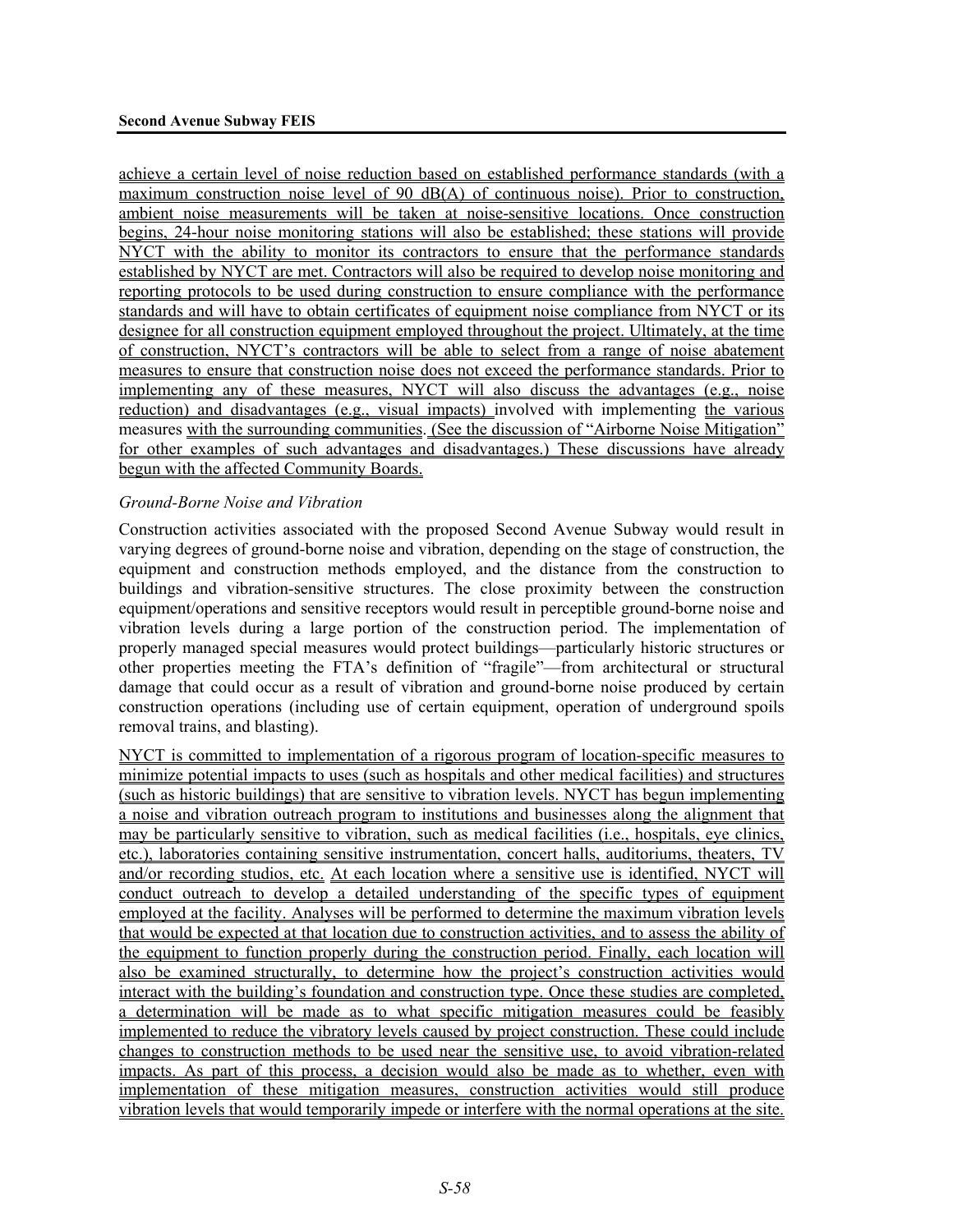achieve a certain level of noise reduction based on established performance standards (with a maximum construction noise level of 90 dB(A) of continuous noise). Prior to construction, ambient noise measurements will be taken at noise-sensitive locations. Once construction begins, 24-hour noise monitoring stations will also be established; these stations will provide NYCT with the ability to monitor its contractors to ensure that the performance standards established by NYCT are met. Contractors will also be required to develop noise monitoring and reporting protocols to be used during construction to ensure compliance with the performance standards and will have to obtain certificates of equipment noise compliance from NYCT or its designee for all construction equipment employed throughout the project. Ultimately, at the time of construction, NYCT's contractors will be able to select from a range of noise abatement measures to ensure that construction noise does not exceed the performance standards. Prior to implementing any of these measures, NYCT will also discuss the advantages (e.g., noise reduction) and disadvantages (e.g., visual impacts) involved with implementing the various measures with the surrounding communities. (See the discussion of "Airborne Noise Mitigation" for other examples of such advantages and disadvantages.) These discussions have already begun with the affected Community Boards.

*Ground-Borne Noise and Vibration*

Construction activities associated with the proposed Second Avenue Subway would result in varying degrees of ground-borne noise and vibration, depending on the stage of construction, the equipment and construction methods employed, and the distance from the construction to buildings and vibration-sensitive structures. The close proximity between the construction equipment/operations and sensitive receptors would result in perceptible ground-borne noise and vibration levels during a large portion of the construction period. The implementation of properly managed special measures would protect buildings—particularly historic structures or other properties meeting the FTA's definition of "fragile"—from architectural or structural damage that could occur as a result of vibration and ground-borne noise produced by certain construction operations (including use of certain equipment, operation of underground spoils removal trains, and blasting).

NYCT is committed to implementation of a rigorous program of location-specific measures to minimize potential impacts to uses (such as hospitals and other medical facilities) and structures (such as historic buildings) that are sensitive to vibration levels. NYCT has begun implementing a noise and vibration outreach program to institutions and businesses along the alignment that may be particularly sensitive to vibration, such as medical facilities (i.e., hospitals, eye clinics, etc.), laboratories containing sensitive instrumentation, concert halls, auditoriums, theaters, TV and/or recording studios, etc. At each location where a sensitive use is identified, NYCT will conduct outreach to develop a detailed understanding of the specific types of equipment employed at the facility. Analyses will be performed to determine the maximum vibration levels that would be expected at that location due to construction activities, and to assess the ability of the equipment to function properly during the construction period. Finally, each location will also be examined structurally, to determine how the project's construction activities would interact with the building's foundation and construction type. Once these studies are completed, a determination will be made as to what specific mitigation measures could be feasibly implemented to reduce the vibratory levels caused by project construction. These could include changes to construction methods to be used near the sensitive use, to avoid vibration-related impacts. As part of this process, a decision would also be made as to whether, even with implementation of these mitigation measures, construction activities would still produce vibration levels that would temporarily impede or interfere with the normal operations at the site.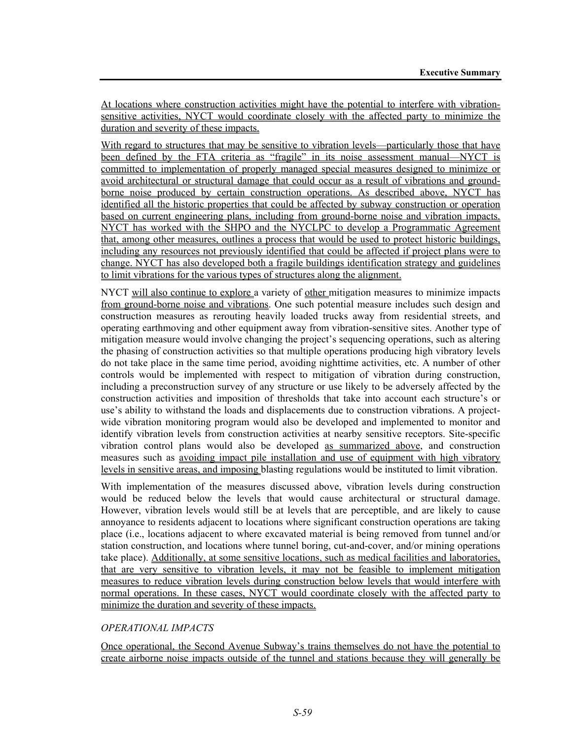At locations where construction activities might have the potential to interfere with vibration-sensitive activities, NYCT would coordinate closely with the affected party to minimize the duration and severity of these impacts.

With regard to structures that may be sensitive to vibration levels—particularly those that have been defined by the FTA criteria as "fragile" in its noise assessment manual—NYCT is committed to implementation of properly managed special measures designed to minimize or avoid architectural or structural damage that could occur as a result of vibrations and ground-borne noise produced by certain construction operations. As described above, NYCT has identified all the historic properties that could be affected by subway construction or operation based on current engineering plans, including from ground-borne noise and vibration impacts. NYCT has worked with the SHPO and the NYCLPC to develop a Programmatic Agreement that, among other measures, outlines a process that would be used to protect historic buildings, including any resources not previously identified that could be affected if project plans were to change. NYCT has also developed both a fragile buildings identification strategy and guidelines to limit vibrations for the various types of structures along the alignment.

NYCT will also continue to explore a variety of other mitigation measures to minimize impacts from ground-borne noise and vibrations. One such potential measure includes such design and construction measures as rerouting heavily loaded trucks away from residential streets, and operating earthmoving and other equipment away from vibration-sensitive sites. Another type of mitigation measure would involve changing the project's sequencing operations, such as altering the phasing of construction activities so that multiple operations producing high vibratory levels do not take place in the same time period, avoiding nighttime activities, etc. A number of other controls would be implemented with respect to mitigation of vibration during construction, including a preconstruction survey of any structure or use likely to be adversely affected by the construction activities and imposition of thresholds that take into account each structure's or use's ability to withstand the loads and displacements due to construction vibrations. A project-wide vibration monitoring program would also be developed and implemented to monitor and identify vibration levels from construction activities at nearby sensitive receptors. Site-specific vibration control plans would also be developed as summarized above, and construction measures such as avoiding impact pile installation and use of equipment with high vibratory levels in sensitive areas, and imposing blasting regulations would be instituted to limit vibration.

With implementation of the measures discussed above, vibration levels during construction would be reduced below the levels that would cause architectural or structural damage. However, vibration levels would still be at levels that are perceptible, and are likely to cause annoyance to residents adjacent to locations where significant construction operations are taking place (i.e., locations adjacent to where excavated material is being removed from tunnel and/or station construction, and locations where tunnel boring, cut-and-cover, and/or mining operations take place). Additionally, at some sensitive locations, such as medical facilities and laboratories, that are very sensitive to vibration levels, it may not be feasible to implement mitigation measures to reduce vibration levels during construction below levels that would interfere with normal operations. In these cases, NYCT would coordinate closely with the affected party to minimize the duration and severity of these impacts.

*OPERATIONAL IMPACTS*

Once operational, the Second Avenue Subway's trains themselves do not have the potential to create airborne noise impacts outside of the tunnel and stations because they will generally be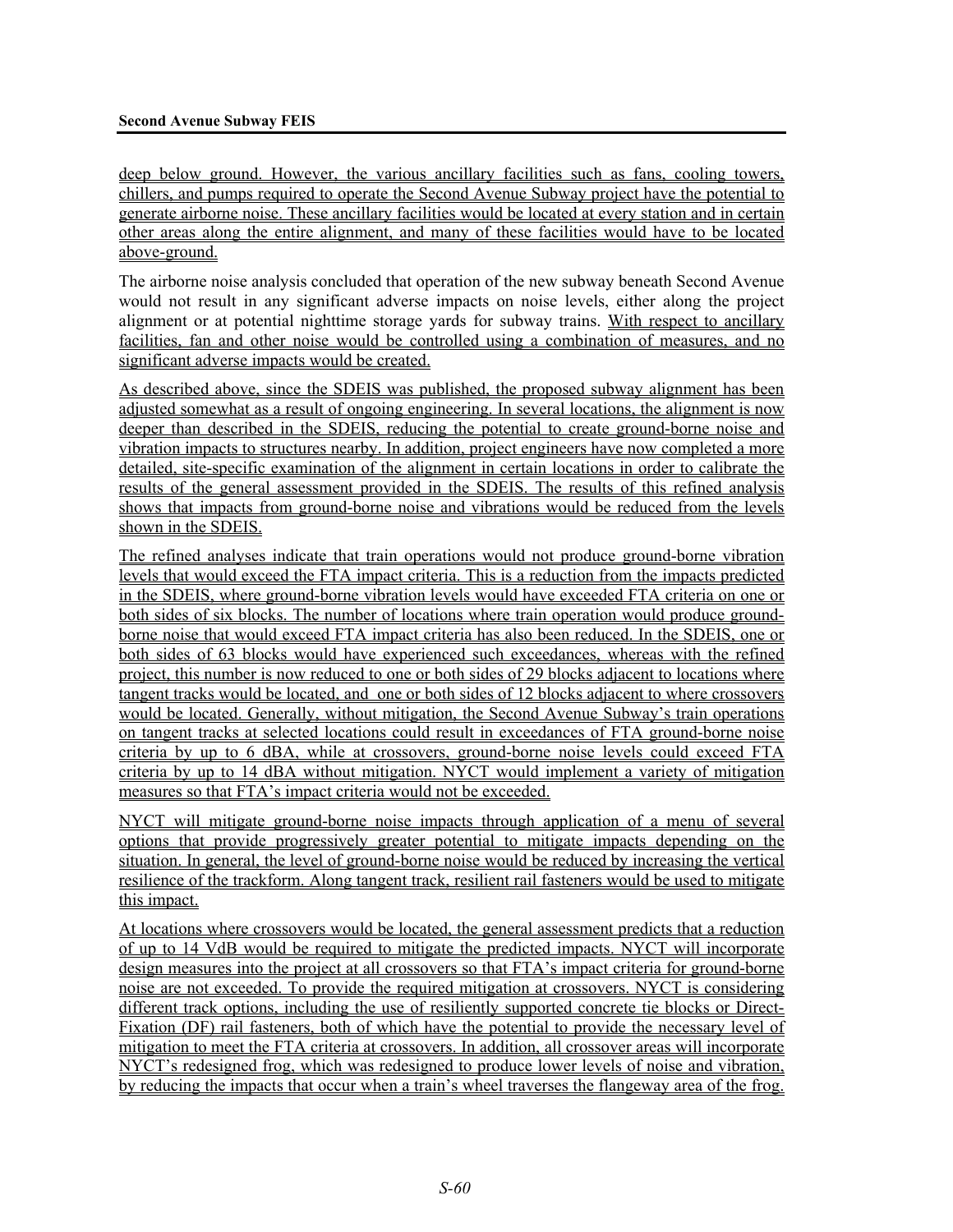deep below ground. However, the various ancillary facilities such as fans, cooling towers, chillers, and pumps required to operate the Second Avenue Subway project have the potential to generate airborne noise. These ancillary facilities would be located at every station and in certain other areas along the entire alignment, and many of these facilities would have to be located above-ground.

The airborne noise analysis concluded that operation of the new subway beneath Second Avenue would not result in any significant adverse impacts on noise levels, either along the project alignment or at potential nighttime storage yards for subway trains. With respect to ancillary facilities, fan and other noise would be controlled using a combination of measures, and no significant adverse impacts would be created.

As described above, since the SDEIS was published, the proposed subway alignment has been adjusted somewhat as a result of ongoing engineering. In several locations, the alignment is now deeper than described in the SDEIS, reducing the potential to create ground-borne noise and vibration impacts to structures nearby. In addition, project engineers have now completed a more detailed, site-specific examination of the alignment in certain locations in order to calibrate the results of the general assessment provided in the SDEIS. The results of this refined analysis shows that impacts from ground-borne noise and vibrations would be reduced from the levels shown in the SDEIS.

The refined analyses indicate that train operations would not produce ground-borne vibration levels that would exceed the FTA impact criteria. This is a reduction from the impacts predicted in the SDEIS, where ground-borne vibration levels would have exceeded FTA criteria on one or both sides of six blocks. The number of locations where train operation would produce ground-borne noise that would exceed FTA impact criteria has also been reduced. In the SDEIS, one or both sides of 63 blocks would have experienced such exceedances, whereas with the refined project, this number is now reduced to one or both sides of 29 blocks adjacent to locations where tangent tracks would be located, and one or both sides of 12 blocks adjacent to where crossovers would be located. Generally, without mitigation, the Second Avenue Subway's train operations on tangent tracks at selected locations could result in exceedances of FTA ground-borne noise criteria by up to 6 dBA, while at crossovers, ground-borne noise levels could exceed FTA criteria by up to 14 dBA without mitigation. NYCT would implement a variety of mitigation measures so that FTA's impact criteria would not be exceeded.

NYCT will mitigate ground-borne noise impacts through application of a menu of several options that provide progressively greater potential to mitigate impacts depending on the situation. In general, the level of ground-borne noise would be reduced by increasing the vertical resilience of the trackform. Along tangent track, resilient rail fasteners would be used to mitigate this impact.

At locations where crossovers would be located, the general assessment predicts that a reduction of up to 14 VdB would be required to mitigate the predicted impacts. NYCT will incorporate design measures into the project at all crossovers so that FTA's impact criteria for ground-borne noise are not exceeded. To provide the required mitigation at crossovers. NYCT is considering different track options, including the use of resiliently supported concrete tie blocks or Direct-Fixation (DF) rail fasteners, both of which have the potential to provide the necessary level of mitigation to meet the FTA criteria at crossovers. In addition, all crossover areas will incorporate NYCT's redesigned frog, which was redesigned to produce lower levels of noise and vibration, by reducing the impacts that occur when a train's wheel traverses the flangeway area of the frog.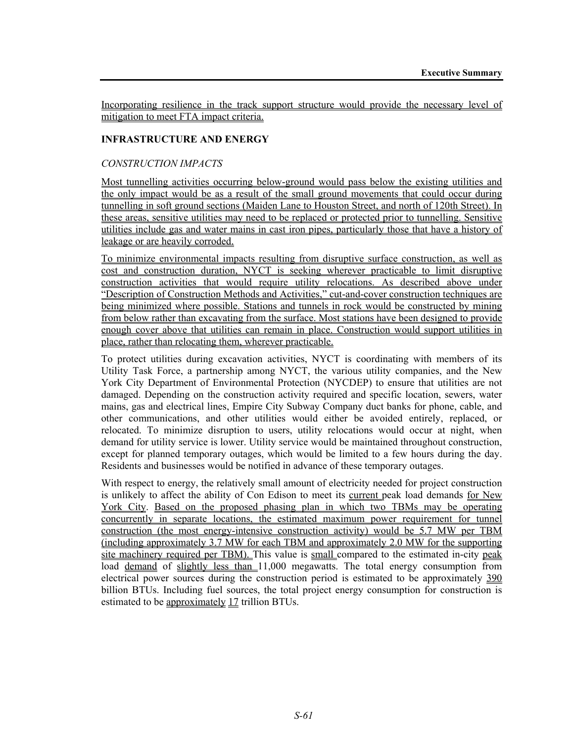Incorporating resilience in the track support structure would provide the necessary level of mitigation to meet FTA impact criteria.

## INFRASTRUCTURE AND ENERGY

### *CONSTRUCTION IMPACTS*

Most tunnelling activities occurring below-ground would pass below the existing utilities and the only impact would be as a result of the small ground movements that could occur during tunnelling in soft ground sections (Maiden Lane to Houston Street, and north of 120th Street). In these areas, sensitive utilities may need to be replaced or protected prior to tunnelling. Sensitive utilities include gas and water mains in cast iron pipes, particularly those that have a history of leakage or are heavily corroded.

To minimize environmental impacts resulting from disruptive surface construction, as well as cost and construction duration, NYCT is seeking wherever practicable to limit disruptive construction activities that would require utility relocations. As described above under "Description of Construction Methods and Activities," cut-and-cover construction techniques are being minimized where possible. Stations and tunnels in rock would be constructed by mining from below rather than excavating from the surface. Most stations have been designed to provide enough cover above that utilities can remain in place. Construction would support utilities in place, rather than relocating them, wherever practicable.

To protect utilities during excavation activities, NYCT is coordinating with members of its Utility Task Force, a partnership among NYCT, the various utility companies, and the New York City Department of Environmental Protection (NYCDEP) to ensure that utilities are not damaged. Depending on the construction activity required and specific location, sewers, water mains, gas and electrical lines, Empire City Subway Company duct banks for phone, cable, and other communications, and other utilities would either be avoided entirely, replaced, or relocated. To minimize disruption to users, utility relocations would occur at night, when demand for utility service is lower. Utility service would be maintained throughout construction, except for planned temporary outages, which would be limited to a few hours during the day. Residents and businesses would be notified in advance of these temporary outages.

With respect to energy, the relatively small amount of electricity needed for project construction is unlikely to affect the ability of Con Edison to meet its current peak load demands for New York City. Based on the proposed phasing plan in which two TBMs may be operating concurrently in separate locations, the estimated maximum power requirement for tunnel construction (the most energy-intensive construction activity) would be 5.7 MW per TBM (including approximately 3.7 MW for each TBM and approximately 2.0 MW for the supporting site machinery required per TBM). This value is small compared to the estimated in-city peak load demand of slightly less than 11,000 megawatts. The total energy consumption from electrical power sources during the construction period is estimated to be approximately 390 billion BTUs. Including fuel sources, the total project energy consumption for construction is estimated to be approximately 17 trillion BTUs.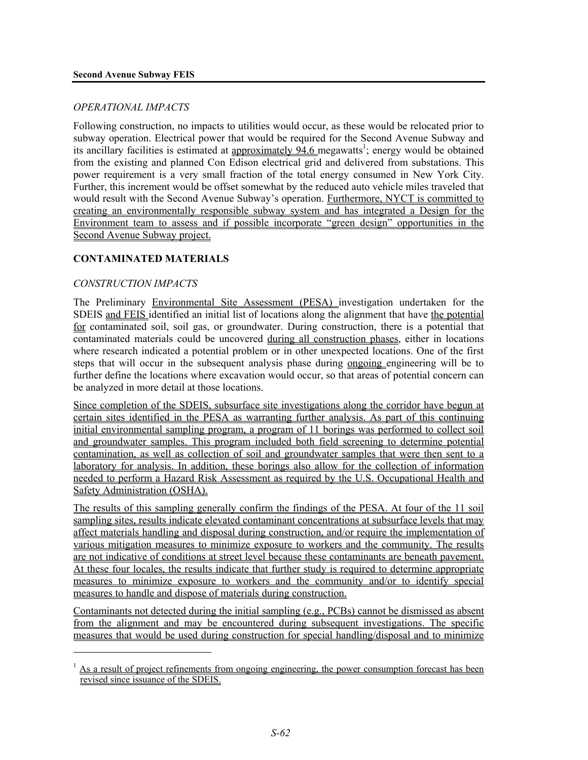*OPERATIONAL IMPACTS*

Following construction, no impacts to utilities would occur, as these would be relocated prior to subway operation. Electrical power that would be required for the Second Avenue Subway and its ancillary facilities is estimated at approximately 94.6 megawatts[1]; energy would be obtained from the existing and planned Con Edison electrical grid and delivered from substations. This power requirement is a very small fraction of the total energy consumed in New York City. Further, this increment would be offset somewhat by the reduced auto vehicle miles traveled that would result with the Second Avenue Subway's operation. Furthermore, NYCT is committed to creating an environmentally responsible subway system and has integrated a Design for the Environment team to assess and if possible incorporate "green design" opportunities in the Second Avenue Subway project.

## CONTAMINATED MATERIALS

*CONSTRUCTION IMPACTS*

The Preliminary Environmental Site Assessment (PESA) investigation undertaken for the SDEIS and FEIS identified an initial list of locations along the alignment that have the potential for contaminated soil, soil gas, or groundwater. During construction, there is a potential that contaminated materials could be uncovered during all construction phases, either in locations where research indicated a potential problem or in other unexpected locations. One of the first steps that will occur in the subsequent analysis phase during ongoing engineering will be to further define the locations where excavation would occur, so that areas of potential concern can be analyzed in more detail at those locations.

Since completion of the SDEIS, subsurface site investigations along the corridor have begun at certain sites identified in the PESA as warranting further analysis. As part of this continuing initial environmental sampling program, a program of 11 borings was performed to collect soil and groundwater samples. This program included both field screening to determine potential contamination, as well as collection of soil and groundwater samples that were then sent to a laboratory for analysis. In addition, these borings also allow for the collection of information needed to perform a Hazard Risk Assessment as required by the U.S. Occupational Health and Safety Administration (OSHA).

The results of this sampling generally confirm the findings of the PESA. At four of the 11 soil sampling sites, results indicate elevated contaminant concentrations at subsurface levels that may affect materials handling and disposal during construction, and/or require the implementation of various mitigation measures to minimize exposure to workers and the community. The results are not indicative of conditions at street level because these contaminants are beneath pavement. At these four locales, the results indicate that further study is required to determine appropriate measures to minimize exposure to workers and the community and/or to identify special measures to handle and dispose of materials during construction.

Contaminants not detected during the initial sampling (e.g., PCBs) cannot be dismissed as absent from the alignment and may be encountered during subsequent investigations. The specific measures that would be used during construction for special handling/disposal and to minimize

---

[1] As a result of project refinements from ongoing engineering, the power consumption forecast has been revised since issuance of the SDEIS.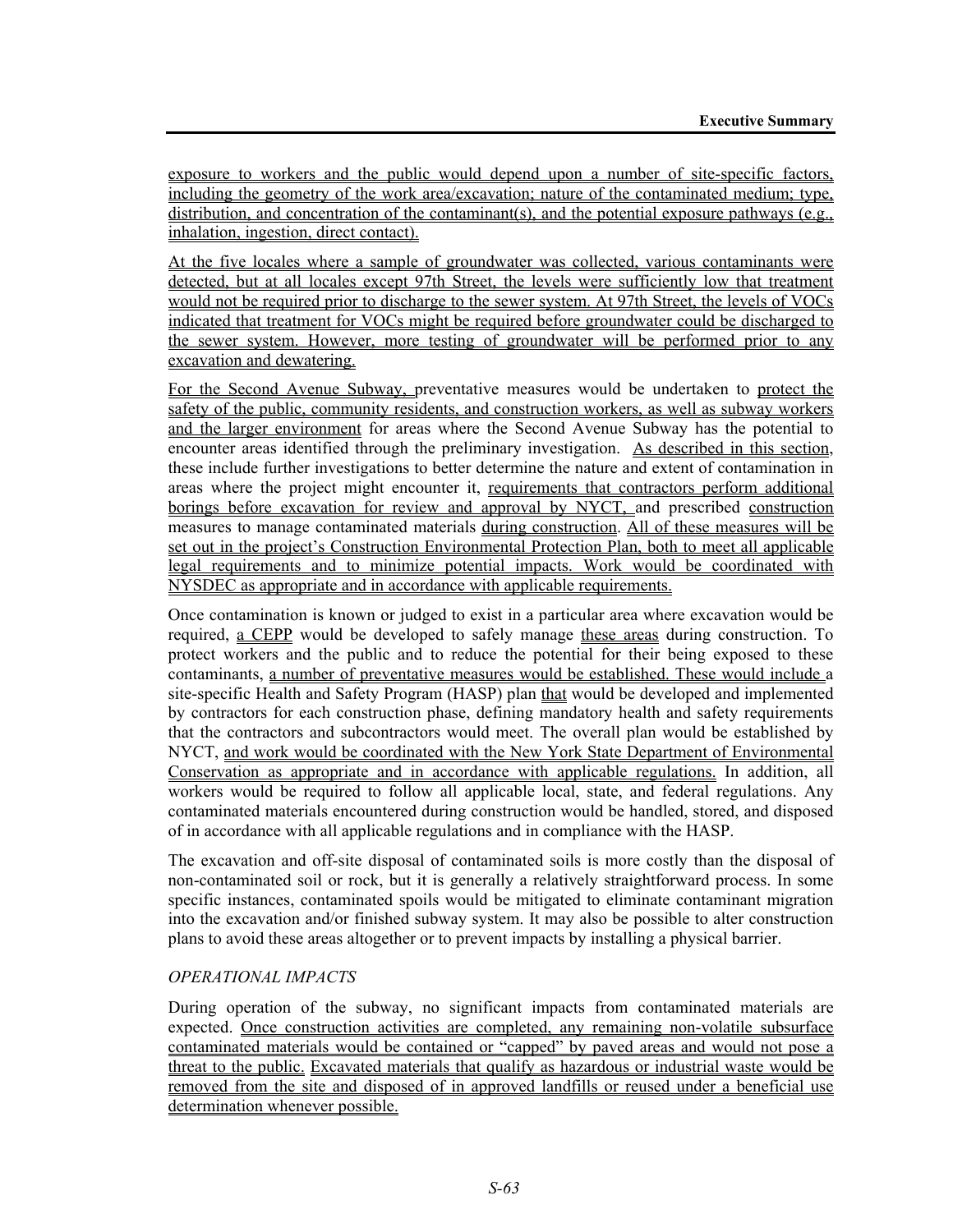exposure to workers and the public would depend upon a number of site-specific factors, including the geometry of the work area/excavation; nature of the contaminated medium; type, distribution, and concentration of the contaminant(s), and the potential exposure pathways (e.g., inhalation, ingestion, direct contact).

At the five locales where a sample of groundwater was collected, various contaminants were detected, but at all locales except 97th Street, the levels were sufficiently low that treatment would not be required prior to discharge to the sewer system. At 97th Street, the levels of VOCs indicated that treatment for VOCs might be required before groundwater could be discharged to the sewer system. However, more testing of groundwater will be performed prior to any excavation and dewatering.

For the Second Avenue Subway, preventative measures would be undertaken to protect the safety of the public, community residents, and construction workers, as well as subway workers and the larger environment for areas where the Second Avenue Subway has the potential to encounter areas identified through the preliminary investigation. As described in this section, these include further investigations to better determine the nature and extent of contamination in areas where the project might encounter it, requirements that contractors perform additional borings before excavation for review and approval by NYCT, and prescribed construction measures to manage contaminated materials during construction. All of these measures will be set out in the project's Construction Environmental Protection Plan, both to meet all applicable legal requirements and to minimize potential impacts. Work would be coordinated with NYSDEC as appropriate and in accordance with applicable requirements.

Once contamination is known or judged to exist in a particular area where excavation would be required, a CEPP would be developed to safely manage these areas during construction. To protect workers and the public and to reduce the potential for their being exposed to these contaminants, a number of preventative measures would be established. These would include a site-specific Health and Safety Program (HASP) plan that would be developed and implemented by contractors for each construction phase, defining mandatory health and safety requirements that the contractors and subcontractors would meet. The overall plan would be established by NYCT, and work would be coordinated with the New York State Department of Environmental Conservation as appropriate and in accordance with applicable regulations. In addition, all workers would be required to follow all applicable local, state, and federal regulations. Any contaminated materials encountered during construction would be handled, stored, and disposed of in accordance with all applicable regulations and in compliance with the HASP.

The excavation and off-site disposal of contaminated soils is more costly than the disposal of non-contaminated soil or rock, but it is generally a relatively straightforward process. In some specific instances, contaminated spoils would be mitigated to eliminate contaminant migration into the excavation and/or finished subway system. It may also be possible to alter construction plans to avoid these areas altogether or to prevent impacts by installing a physical barrier.

*OPERATIONAL IMPACTS*

During operation of the subway, no significant impacts from contaminated materials are expected. Once construction activities are completed, any remaining non-volatile subsurface contaminated materials would be contained or "capped" by paved areas and would not pose a threat to the public. Excavated materials that qualify as hazardous or industrial waste would be removed from the site and disposed of in approved landfills or reused under a beneficial use determination whenever possible.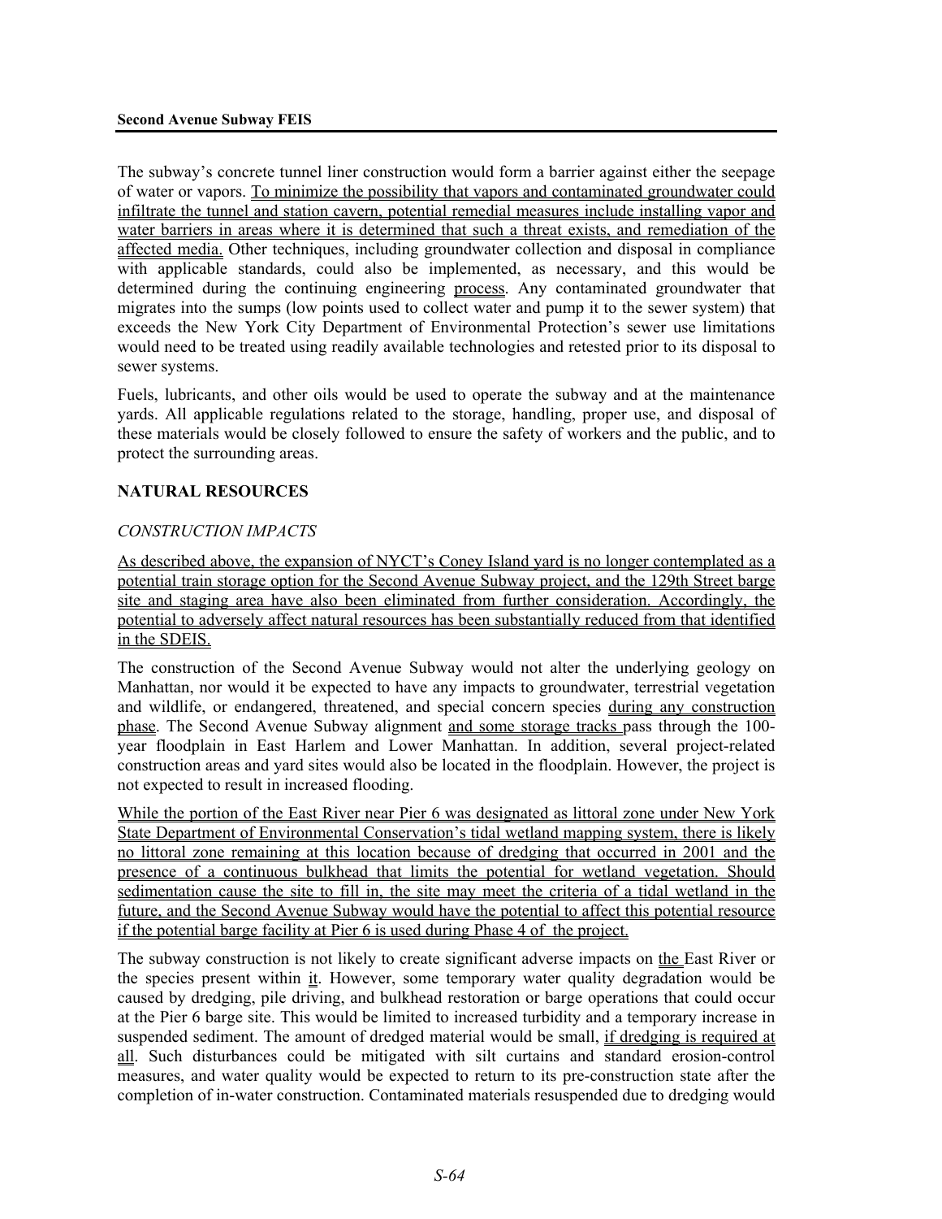The subway's concrete tunnel liner construction would form a barrier against either the seepage of water or vapors. To minimize the possibility that vapors and contaminated groundwater could infiltrate the tunnel and station cavern, potential remedial measures include installing vapor and water barriers in areas where it is determined that such a threat exists, and remediation of the affected media. Other techniques, including groundwater collection and disposal in compliance with applicable standards, could also be implemented, as necessary, and this would be determined during the continuing engineering process. Any contaminated groundwater that migrates into the sumps (low points used to collect water and pump it to the sewer system) that exceeds the New York City Department of Environmental Protection's sewer use limitations would need to be treated using readily available technologies and retested prior to its disposal to sewer systems.

Fuels, lubricants, and other oils would be used to operate the subway and at the maintenance yards. All applicable regulations related to the storage, handling, proper use, and disposal of these materials would be closely followed to ensure the safety of workers and the public, and to protect the surrounding areas.

## NATURAL RESOURCES

### *CONSTRUCTION IMPACTS*

As described above, the expansion of NYCT's Coney Island yard is no longer contemplated as a potential train storage option for the Second Avenue Subway project, and the 129th Street barge site and staging area have also been eliminated from further consideration. Accordingly, the potential to adversely affect natural resources has been substantially reduced from that identified in the SDEIS.

The construction of the Second Avenue Subway would not alter the underlying geology on Manhattan, nor would it be expected to have any impacts to groundwater, terrestrial vegetation and wildlife, or endangered, threatened, and special concern species during any construction phase. The Second Avenue Subway alignment and some storage tracks pass through the 100-year floodplain in East Harlem and Lower Manhattan. In addition, several project-related construction areas and yard sites would also be located in the floodplain. However, the project is not expected to result in increased flooding.

While the portion of the East River near Pier 6 was designated as littoral zone under New York State Department of Environmental Conservation's tidal wetland mapping system, there is likely no littoral zone remaining at this location because of dredging that occurred in 2001 and the presence of a continuous bulkhead that limits the potential for wetland vegetation. Should sedimentation cause the site to fill in, the site may meet the criteria of a tidal wetland in the future, and the Second Avenue Subway would have the potential to affect this potential resource if the potential barge facility at Pier 6 is used during Phase 4 of the project.

The subway construction is not likely to create significant adverse impacts on the East River or the species present within it. However, some temporary water quality degradation would be caused by dredging, pile driving, and bulkhead restoration or barge operations that could occur at the Pier 6 barge site. This would be limited to increased turbidity and a temporary increase in suspended sediment. The amount of dredged material would be small, if dredging is required at all. Such disturbances could be mitigated with silt curtains and standard erosion-control measures, and water quality would be expected to return to its pre-construction state after the completion of in-water construction. Contaminated materials resuspended due to dredging would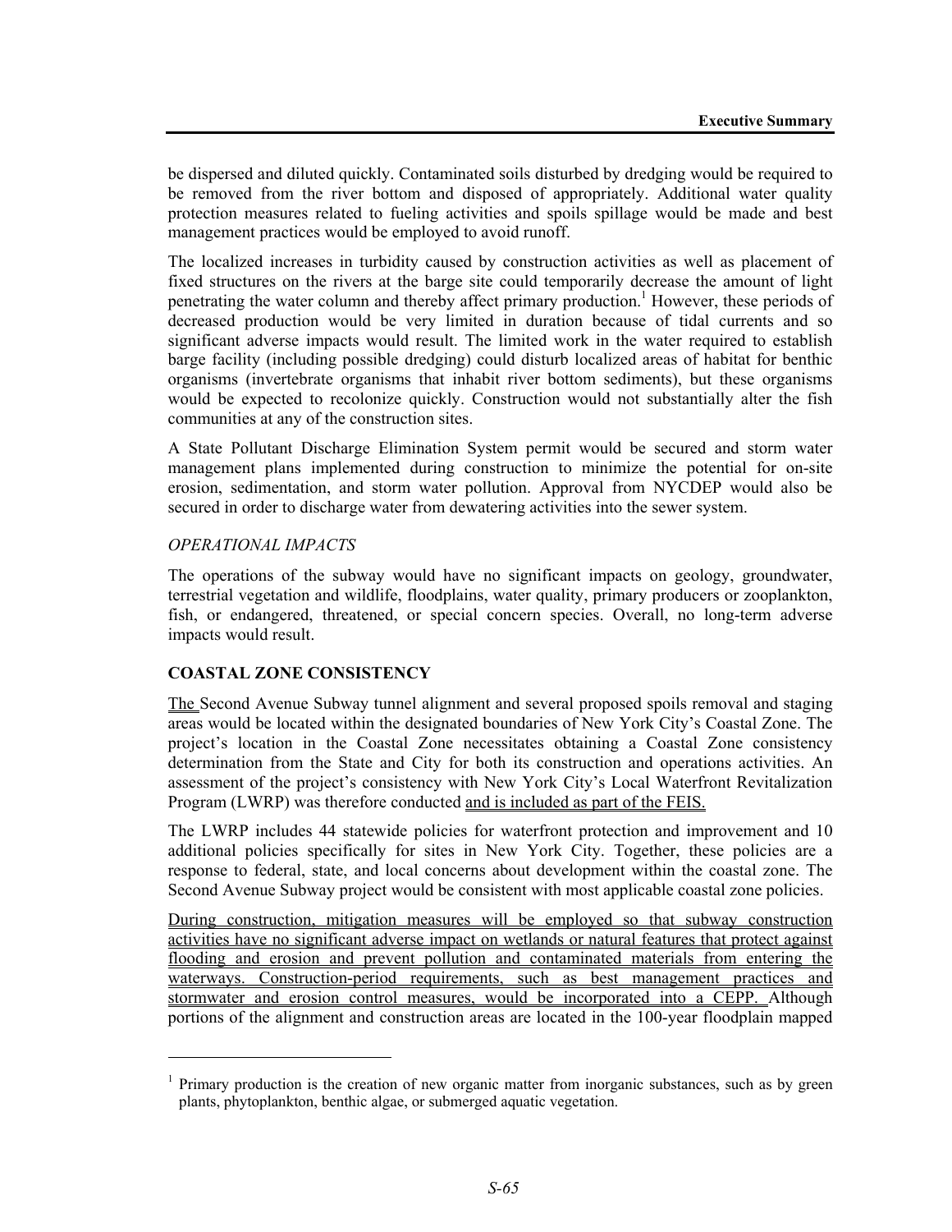be dispersed and diluted quickly. Contaminated soils disturbed by dredging would be required to be removed from the river bottom and disposed of appropriately. Additional water quality protection measures related to fueling activities and spoils spillage would be made and best management practices would be employed to avoid runoff.

The localized increases in turbidity caused by construction activities as well as placement of fixed structures on the rivers at the barge site could temporarily decrease the amount of light penetrating the water column and thereby affect primary production.[1] However, these periods of decreased production would be very limited in duration because of tidal currents and so significant adverse impacts would result. The limited work in the water required to establish barge facility (including possible dredging) could disturb localized areas of habitat for benthic organisms (invertebrate organisms that inhabit river bottom sediments), but these organisms would be expected to recolonize quickly. Construction would not substantially alter the fish communities at any of the construction sites.

A State Pollutant Discharge Elimination System permit would be secured and storm water management plans implemented during construction to minimize the potential for on-site erosion, sedimentation, and storm water pollution. Approval from NYCDEP would also be secured in order to discharge water from dewatering activities into the sewer system.

*OPERATIONAL IMPACTS*

The operations of the subway would have no significant impacts on geology, groundwater, terrestrial vegetation and wildlife, floodplains, water quality, primary producers or zooplankton, fish, or endangered, threatened, or special concern species. Overall, no long-term adverse impacts would result.

### COASTAL ZONE CONSISTENCY

The Second Avenue Subway tunnel alignment and several proposed spoils removal and staging areas would be located within the designated boundaries of New York City's Coastal Zone. The project's location in the Coastal Zone necessitates obtaining a Coastal Zone consistency determination from the State and City for both its construction and operations activities. An assessment of the project's consistency with New York City's Local Waterfront Revitalization Program (LWRP) was therefore conducted and is included as part of the FEIS.

The LWRP includes 44 statewide policies for waterfront protection and improvement and 10 additional policies specifically for sites in New York City. Together, these policies are a response to federal, state, and local concerns about development within the coastal zone. The Second Avenue Subway project would be consistent with most applicable coastal zone policies.

During construction, mitigation measures will be employed so that subway construction activities have no significant adverse impact on wetlands or natural features that protect against flooding and erosion and prevent pollution and contaminated materials from entering the waterways. Construction-period requirements, such as best management practices and stormwater and erosion control measures, would be incorporated into a CEPP. Although portions of the alignment and construction areas are located in the 100-year floodplain mapped

[1] Primary production is the creation of new organic matter from inorganic substances, such as by green plants, phytoplankton, benthic algae, or submerged aquatic vegetation.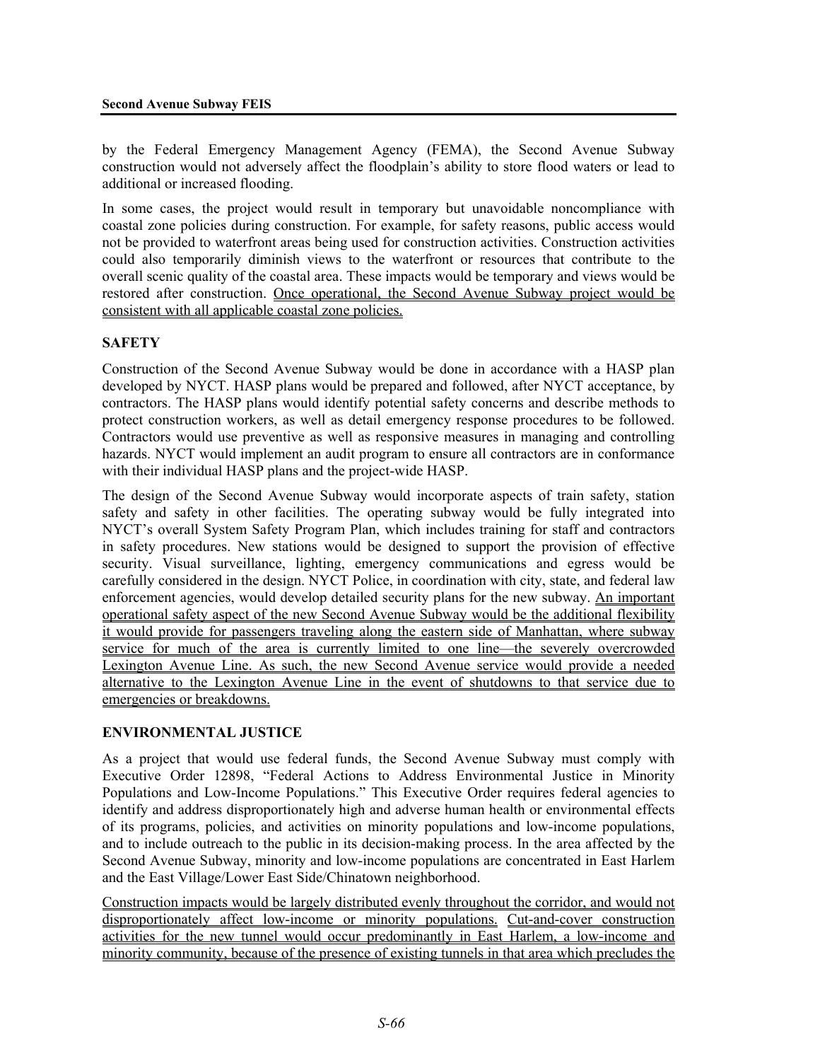by the Federal Emergency Management Agency (FEMA), the Second Avenue Subway construction would not adversely affect the floodplain's ability to store flood waters or lead to additional or increased flooding.

In some cases, the project would result in temporary but unavoidable noncompliance with coastal zone policies during construction. For example, for safety reasons, public access would not be provided to waterfront areas being used for construction activities. Construction activities could also temporarily diminish views to the waterfront or resources that contribute to the overall scenic quality of the coastal area. These impacts would be temporary and views would be restored after construction. Once operational, the Second Avenue Subway project would be consistent with all applicable coastal zone policies.

## SAFETY

Construction of the Second Avenue Subway would be done in accordance with a HASP plan developed by NYCT. HASP plans would be prepared and followed, after NYCT acceptance, by contractors. The HASP plans would identify potential safety concerns and describe methods to protect construction workers, as well as detail emergency response procedures to be followed. Contractors would use preventive as well as responsive measures in managing and controlling hazards. NYCT would implement an audit program to ensure all contractors are in conformance with their individual HASP plans and the project-wide HASP.

The design of the Second Avenue Subway would incorporate aspects of train safety, station safety and safety in other facilities. The operating subway would be fully integrated into NYCT's overall System Safety Program Plan, which includes training for staff and contractors in safety procedures. New stations would be designed to support the provision of effective security. Visual surveillance, lighting, emergency communications and egress would be carefully considered in the design. NYCT Police, in coordination with city, state, and federal law enforcement agencies, would develop detailed security plans for the new subway. An important operational safety aspect of the new Second Avenue Subway would be the additional flexibility it would provide for passengers traveling along the eastern side of Manhattan, where subway service for much of the area is currently limited to one line—the severely overcrowded Lexington Avenue Line. As such, the new Second Avenue service would provide a needed alternative to the Lexington Avenue Line in the event of shutdowns to that service due to emergencies or breakdowns.

## ENVIRONMENTAL JUSTICE

As a project that would use federal funds, the Second Avenue Subway must comply with Executive Order 12898, "Federal Actions to Address Environmental Justice in Minority Populations and Low-Income Populations." This Executive Order requires federal agencies to identify and address disproportionately high and adverse human health or environmental effects of its programs, policies, and activities on minority populations and low-income populations, and to include outreach to the public in its decision-making process. In the area affected by the Second Avenue Subway, minority and low-income populations are concentrated in East Harlem and the East Village/Lower East Side/Chinatown neighborhood.

Construction impacts would be largely distributed evenly throughout the corridor, and would not disproportionately affect low-income or minority populations. Cut-and-cover construction activities for the new tunnel would occur predominantly in East Harlem, a low-income and minority community, because of the presence of existing tunnels in that area which precludes the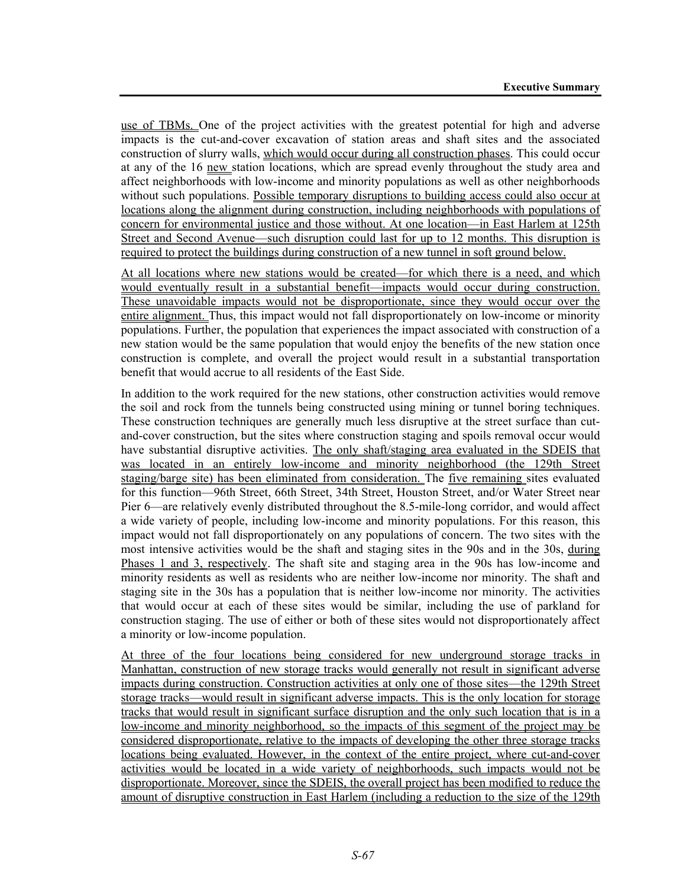use of TBMs. One of the project activities with the greatest potential for high and adverse impacts is the cut-and-cover excavation of station areas and shaft sites and the associated construction of slurry walls, which would occur during all construction phases. This could occur at any of the 16 new station locations, which are spread evenly throughout the study area and affect neighborhoods with low-income and minority populations as well as other neighborhoods without such populations. Possible temporary disruptions to building access could also occur at locations along the alignment during construction, including neighborhoods with populations of concern for environmental justice and those without. At one location—in East Harlem at 125th Street and Second Avenue—such disruption could last for up to 12 months. This disruption is required to protect the buildings during construction of a new tunnel in soft ground below.

At all locations where new stations would be created—for which there is a need, and which would eventually result in a substantial benefit—impacts would occur during construction. These unavoidable impacts would not be disproportionate, since they would occur over the entire alignment. Thus, this impact would not fall disproportionately on low-income or minority populations. Further, the population that experiences the impact associated with construction of a new station would be the same population that would enjoy the benefits of the new station once construction is complete, and overall the project would result in a substantial transportation benefit that would accrue to all residents of the East Side.

In addition to the work required for the new stations, other construction activities would remove the soil and rock from the tunnels being constructed using mining or tunnel boring techniques. These construction techniques are generally much less disruptive at the street surface than cut-and-cover construction, but the sites where construction staging and spoils removal occur would have substantial disruptive activities. The only shaft/staging area evaluated in the SDEIS that was located in an entirely low-income and minority neighborhood (the 129th Street staging/barge site) has been eliminated from consideration. The five remaining sites evaluated for this function—96th Street, 66th Street, 34th Street, Houston Street, and/or Water Street near Pier 6—are relatively evenly distributed throughout the 8.5-mile-long corridor, and would affect a wide variety of people, including low-income and minority populations. For this reason, this impact would not fall disproportionately on any populations of concern. The two sites with the most intensive activities would be the shaft and staging sites in the 90s and in the 30s, during Phases 1 and 3, respectively. The shaft site and staging area in the 90s has low-income and minority residents as well as residents who are neither low-income nor minority. The shaft and staging site in the 30s has a population that is neither low-income nor minority. The activities that would occur at each of these sites would be similar, including the use of parkland for construction staging. The use of either or both of these sites would not disproportionately affect a minority or low-income population.

At three of the four locations being considered for new underground storage tracks in Manhattan, construction of new storage tracks would generally not result in significant adverse impacts during construction. Construction activities at only one of those sites—the 129th Street storage tracks—would result in significant adverse impacts. This is the only location for storage tracks that would result in significant surface disruption and the only such location that is in a low-income and minority neighborhood, so the impacts of this segment of the project may be considered disproportionate, relative to the impacts of developing the other three storage tracks locations being evaluated. However, in the context of the entire project, where cut-and-cover activities would be located in a wide variety of neighborhoods, such impacts would not be disproportionate. Moreover, since the SDEIS, the overall project has been modified to reduce the amount of disruptive construction in East Harlem (including a reduction to the size of the 129th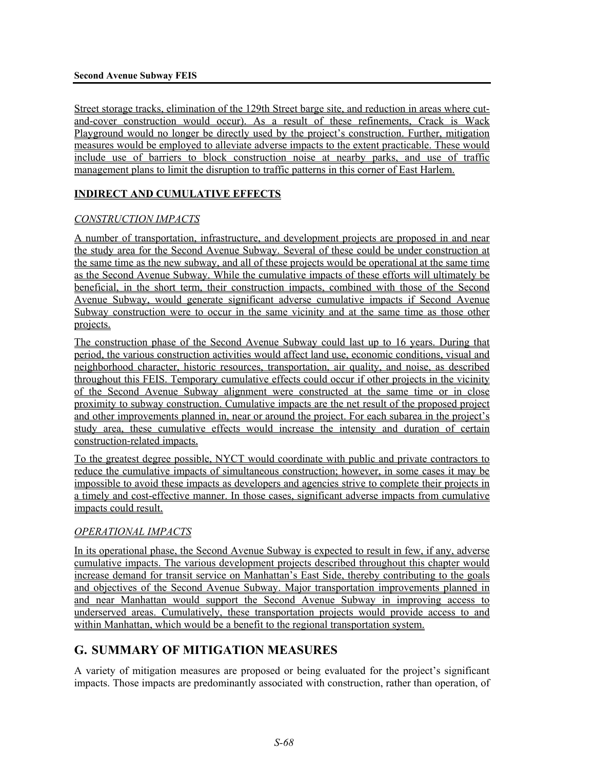Street storage tracks, elimination of the 129th Street barge site, and reduction in areas where cut-and-cover construction would occur). As a result of these refinements, Crack is Wack Playground would no longer be directly used by the project's construction. Further, mitigation measures would be employed to alleviate adverse impacts to the extent practicable. These would include use of barriers to block construction noise at nearby parks, and use of traffic management plans to limit the disruption to traffic patterns in this corner of East Harlem.

### INDIRECT AND CUMULATIVE EFFECTS

#### *CONSTRUCTION IMPACTS*

A number of transportation, infrastructure, and development projects are proposed in and near the study area for the Second Avenue Subway. Several of these could be under construction at the same time as the new subway, and all of these projects would be operational at the same time as the Second Avenue Subway. While the cumulative impacts of these efforts will ultimately be beneficial, in the short term, their construction impacts, combined with those of the Second Avenue Subway, would generate significant adverse cumulative impacts if Second Avenue Subway construction were to occur in the same vicinity and at the same time as those other projects.

The construction phase of the Second Avenue Subway could last up to 16 years. During that period, the various construction activities would affect land use, economic conditions, visual and neighborhood character, historic resources, transportation, air quality, and noise, as described throughout this FEIS. Temporary cumulative effects could occur if other projects in the vicinity of the Second Avenue Subway alignment were constructed at the same time or in close proximity to subway construction. Cumulative impacts are the net result of the proposed project and other improvements planned in, near or around the project. For each subarea in the project's study area, these cumulative effects would increase the intensity and duration of certain construction-related impacts.

To the greatest degree possible, NYCT would coordinate with public and private contractors to reduce the cumulative impacts of simultaneous construction; however, in some cases it may be impossible to avoid these impacts as developers and agencies strive to complete their projects in a timely and cost-effective manner. In those cases, significant adverse impacts from cumulative impacts could result.

#### *OPERATIONAL IMPACTS*

In its operational phase, the Second Avenue Subway is expected to result in few, if any, adverse cumulative impacts. The various development projects described throughout this chapter would increase demand for transit service on Manhattan's East Side, thereby contributing to the goals and objectives of the Second Avenue Subway. Major transportation improvements planned in and near Manhattan would support the Second Avenue Subway in improving access to underserved areas. Cumulatively, these transportation projects would provide access to and within Manhattan, which would be a benefit to the regional transportation system.

## G. SUMMARY OF MITIGATION MEASURES

A variety of mitigation measures are proposed or being evaluated for the project's significant impacts. Those impacts are predominantly associated with construction, rather than operation, of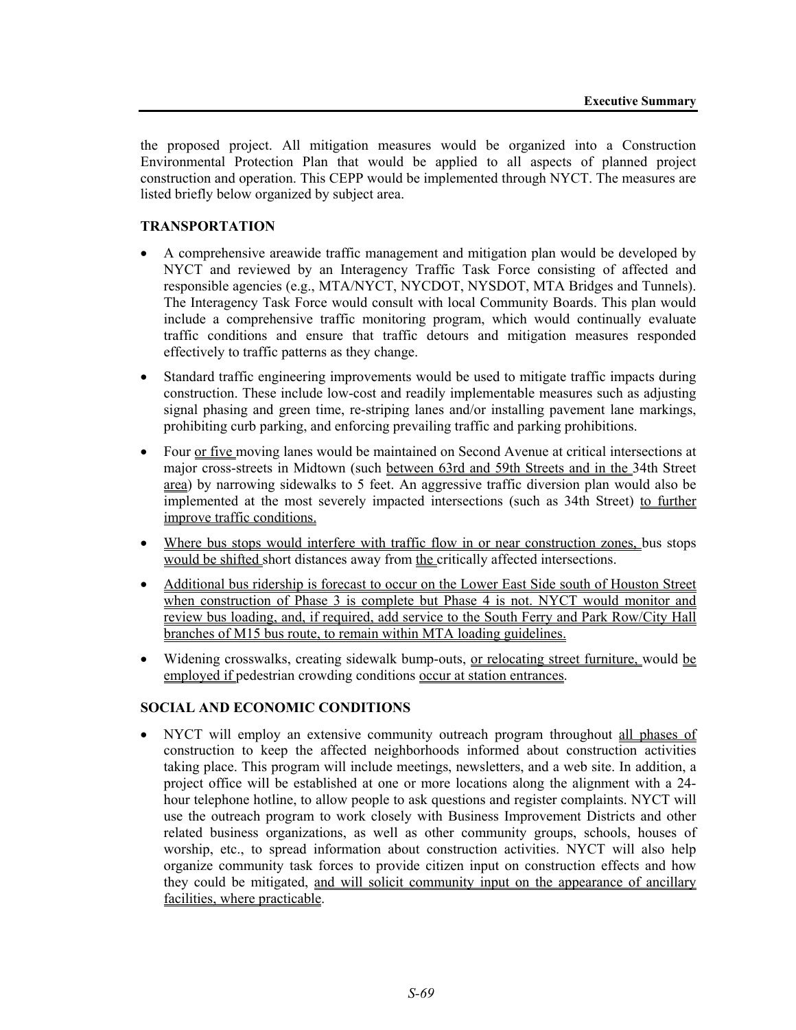the proposed project. All mitigation measures would be organized into a Construction Environmental Protection Plan that would be applied to all aspects of planned project construction and operation. This CEPP would be implemented through NYCT. The measures are listed briefly below organized by subject area.

### TRANSPORTATION

- A comprehensive areawide traffic management and mitigation plan would be developed by NYCT and reviewed by an Interagency Traffic Task Force consisting of affected and responsible agencies (e.g., MTA/NYCT, NYCDOT, NYSDOT, MTA Bridges and Tunnels). The Interagency Task Force would consult with local Community Boards. This plan would include a comprehensive traffic monitoring program, which would continually evaluate traffic conditions and ensure that traffic detours and mitigation measures responded effectively to traffic patterns as they change.
- Standard traffic engineering improvements would be used to mitigate traffic impacts during construction. These include low-cost and readily implementable measures such as adjusting signal phasing and green time, re-striping lanes and/or installing pavement lane markings, prohibiting curb parking, and enforcing prevailing traffic and parking prohibitions.
- Four or five moving lanes would be maintained on Second Avenue at critical intersections at major cross-streets in Midtown (such between 63rd and 59th Streets and in the 34th Street area) by narrowing sidewalks to 5 feet. An aggressive traffic diversion plan would also be implemented at the most severely impacted intersections (such as 34th Street) to further improve traffic conditions.
- Where bus stops would interfere with traffic flow in or near construction zones, bus stops would be shifted short distances away from the critically affected intersections.
- Additional bus ridership is forecast to occur on the Lower East Side south of Houston Street when construction of Phase 3 is complete but Phase 4 is not. NYCT would monitor and review bus loading, and, if required, add service to the South Ferry and Park Row/City Hall branches of M15 bus route, to remain within MTA loading guidelines.
- Widening crosswalks, creating sidewalk bump-outs, or relocating street furniture, would be employed if pedestrian crowding conditions occur at station entrances.

### SOCIAL AND ECONOMIC CONDITIONS

- NYCT will employ an extensive community outreach program throughout all phases of construction to keep the affected neighborhoods informed about construction activities taking place. This program will include meetings, newsletters, and a web site. In addition, a project office will be established at one or more locations along the alignment with a 24-hour telephone hotline, to allow people to ask questions and register complaints. NYCT will use the outreach program to work closely with Business Improvement Districts and other related business organizations, as well as other community groups, schools, houses of worship, etc., to spread information about construction activities. NYCT will also help organize community task forces to provide citizen input on construction effects and how they could be mitigated, and will solicit community input on the appearance of ancillary facilities, where practicable.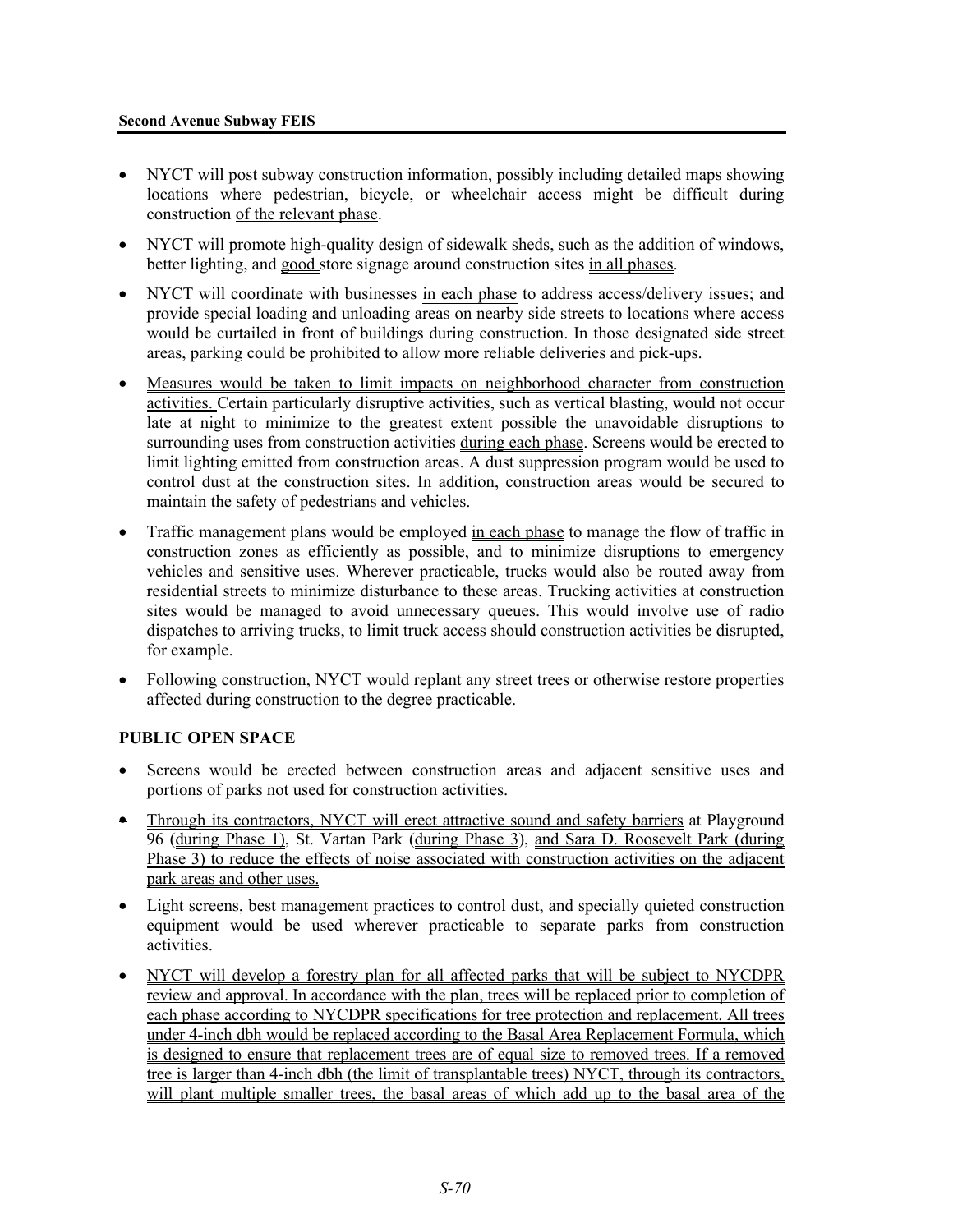- NYCT will post subway construction information, possibly including detailed maps showing locations where pedestrian, bicycle, or wheelchair access might be difficult during construction of the relevant phase.
- NYCT will promote high-quality design of sidewalk sheds, such as the addition of windows, better lighting, and good store signage around construction sites in all phases.
- NYCT will coordinate with businesses in each phase to address access/delivery issues; and provide special loading and unloading areas on nearby side streets to locations where access would be curtailed in front of buildings during construction. In those designated side street areas, parking could be prohibited to allow more reliable deliveries and pick-ups.
- Measures would be taken to limit impacts on neighborhood character from construction activities. Certain particularly disruptive activities, such as vertical blasting, would not occur late at night to minimize to the greatest extent possible the unavoidable disruptions to surrounding uses from construction activities during each phase. Screens would be erected to limit lighting emitted from construction areas. A dust suppression program would be used to control dust at the construction sites. In addition, construction areas would be secured to maintain the safety of pedestrians and vehicles.
- Traffic management plans would be employed in each phase to manage the flow of traffic in construction zones as efficiently as possible, and to minimize disruptions to emergency vehicles and sensitive uses. Wherever practicable, trucks would also be routed away from residential streets to minimize disturbance to these areas. Trucking activities at construction sites would be managed to avoid unnecessary queues. This would involve use of radio dispatches to arriving trucks, to limit truck access should construction activities be disrupted, for example.
- Following construction, NYCT would replant any street trees or otherwise restore properties affected during construction to the degree practicable.

**PUBLIC OPEN SPACE**

- Screens would be erected between construction areas and adjacent sensitive uses and portions of parks not used for construction activities.
- Through its contractors, NYCT will erect attractive sound and safety barriers at Playground 96 (during Phase 1), St. Vartan Park (during Phase 3), and Sara D. Roosevelt Park (during Phase 3) to reduce the effects of noise associated with construction activities on the adjacent park areas and other uses.
- Light screens, best management practices to control dust, and specially quieted construction equipment would be used wherever practicable to separate parks from construction activities.
- NYCT will develop a forestry plan for all affected parks that will be subject to NYCDPR review and approval. In accordance with the plan, trees will be replaced prior to completion of each phase according to NYCDPR specifications for tree protection and replacement. All trees under 4-inch dbh would be replaced according to the Basal Area Replacement Formula, which is designed to ensure that replacement trees are of equal size to removed trees. If a removed tree is larger than 4-inch dbh (the limit of transplantable trees) NYCT, through its contractors, will plant multiple smaller trees, the basal areas of which add up to the basal area of the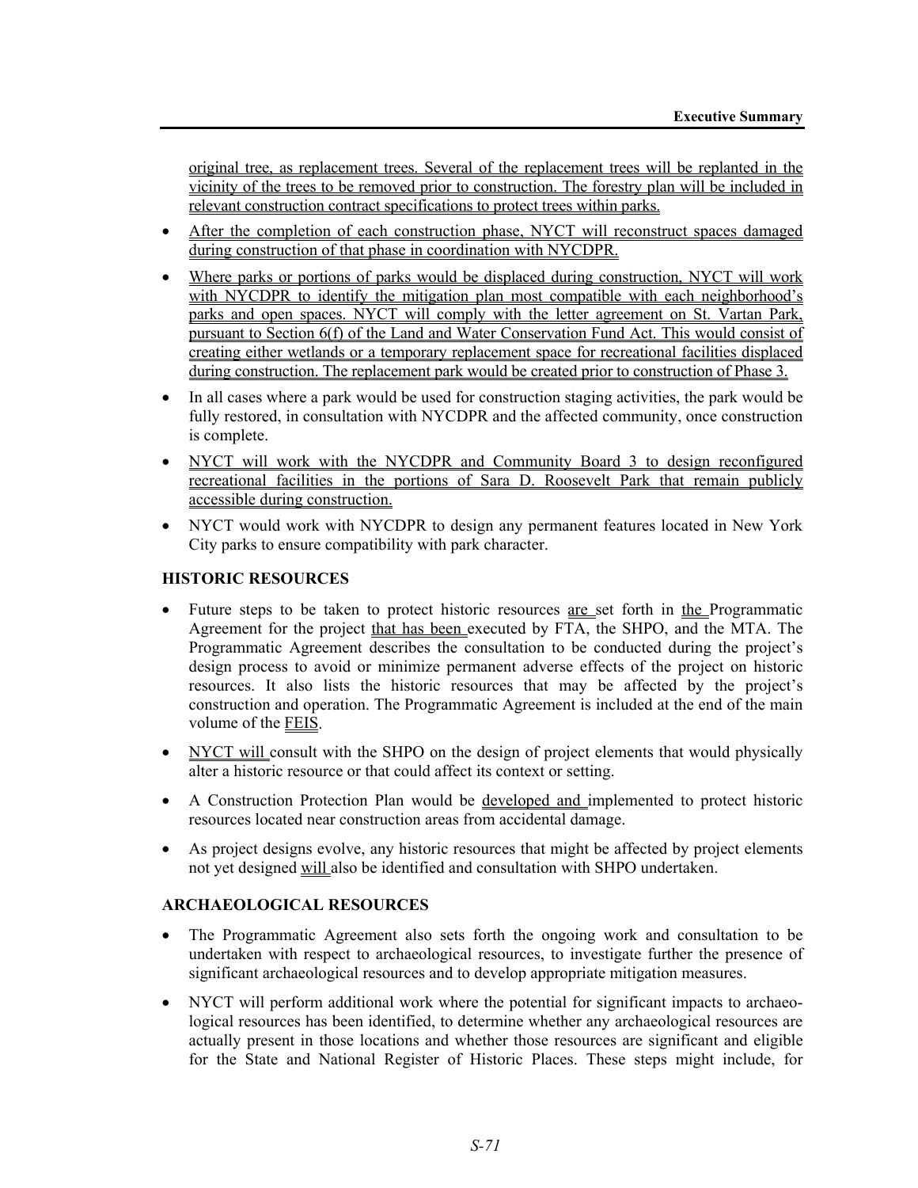original tree, as replacement trees. Several of the replacement trees will be replanted in the vicinity of the trees to be removed prior to construction. The forestry plan will be included in relevant construction contract specifications to protect trees within parks.

- After the completion of each construction phase, NYCT will reconstruct spaces damaged during construction of that phase in coordination with NYCDPR.
- Where parks or portions of parks would be displaced during construction, NYCT will work with NYCDPR to identify the mitigation plan most compatible with each neighborhood's parks and open spaces. NYCT will comply with the letter agreement on St. Vartan Park, pursuant to Section 6(f) of the Land and Water Conservation Fund Act. This would consist of creating either wetlands or a temporary replacement space for recreational facilities displaced during construction. The replacement park would be created prior to construction of Phase 3.
- In all cases where a park would be used for construction staging activities, the park would be fully restored, in consultation with NYCDPR and the affected community, once construction is complete.
- NYCT will work with the NYCDPR and Community Board 3 to design reconfigured recreational facilities in the portions of Sara D. Roosevelt Park that remain publicly accessible during construction.
- NYCT would work with NYCDPR to design any permanent features located in New York City parks to ensure compatibility with park character.

## HISTORIC RESOURCES

- Future steps to be taken to protect historic resources are set forth in the Programmatic Agreement for the project that has been executed by FTA, the SHPO, and the MTA. The Programmatic Agreement describes the consultation to be conducted during the project's design process to avoid or minimize permanent adverse effects of the project on historic resources. It also lists the historic resources that may be affected by the project's construction and operation. The Programmatic Agreement is included at the end of the main volume of the FEIS.
- NYCT will consult with the SHPO on the design of project elements that would physically alter a historic resource or that could affect its context or setting.
- A Construction Protection Plan would be developed and implemented to protect historic resources located near construction areas from accidental damage.
- As project designs evolve, any historic resources that might be affected by project elements not yet designed will also be identified and consultation with SHPO undertaken.

## ARCHAEOLOGICAL RESOURCES

- The Programmatic Agreement also sets forth the ongoing work and consultation to be undertaken with respect to archaeological resources, to investigate further the presence of significant archaeological resources and to develop appropriate mitigation measures.
- NYCT will perform additional work where the potential for significant impacts to archaeological resources has been identified, to determine whether any archaeological resources are actually present in those locations and whether those resources are significant and eligible for the State and National Register of Historic Places. These steps might include, for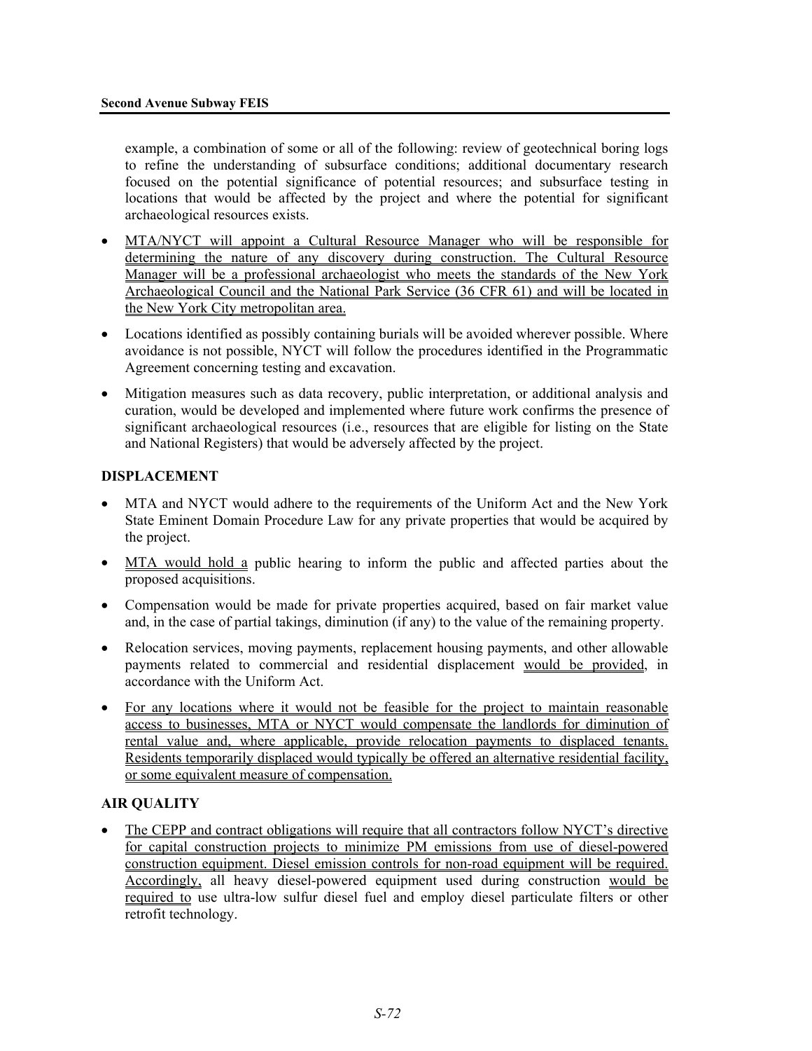example, a combination of some or all of the following: review of geotechnical boring logs to refine the understanding of subsurface conditions; additional documentary research focused on the potential significance of potential resources; and subsurface testing in locations that would be affected by the project and where the potential for significant archaeological resources exists.

- MTA/NYCT will appoint a Cultural Resource Manager who will be responsible for determining the nature of any discovery during construction. The Cultural Resource Manager will be a professional archaeologist who meets the standards of the New York Archaeological Council and the National Park Service (36 CFR 61) and will be located in the New York City metropolitan area.
- Locations identified as possibly containing burials will be avoided wherever possible. Where avoidance is not possible, NYCT will follow the procedures identified in the Programmatic Agreement concerning testing and excavation.
- Mitigation measures such as data recovery, public interpretation, or additional analysis and curation, would be developed and implemented where future work confirms the presence of significant archaeological resources (i.e., resources that are eligible for listing on the State and National Registers) that would be adversely affected by the project.

## DISPLACEMENT

- MTA and NYCT would adhere to the requirements of the Uniform Act and the New York State Eminent Domain Procedure Law for any private properties that would be acquired by the project.
- MTA would hold a public hearing to inform the public and affected parties about the proposed acquisitions.
- Compensation would be made for private properties acquired, based on fair market value and, in the case of partial takings, diminution (if any) to the value of the remaining property.
- Relocation services, moving payments, replacement housing payments, and other allowable payments related to commercial and residential displacement would be provided, in accordance with the Uniform Act.
- For any locations where it would not be feasible for the project to maintain reasonable access to businesses, MTA or NYCT would compensate the landlords for diminution of rental value and, where applicable, provide relocation payments to displaced tenants. Residents temporarily displaced would typically be offered an alternative residential facility, or some equivalent measure of compensation.

## AIR QUALITY

- The CEPP and contract obligations will require that all contractors follow NYCT's directive for capital construction projects to minimize PM emissions from use of diesel-powered construction equipment. Diesel emission controls for non-road equipment will be required. Accordingly, all heavy diesel-powered equipment used during construction would be required to use ultra-low sulfur diesel fuel and employ diesel particulate filters or other retrofit technology.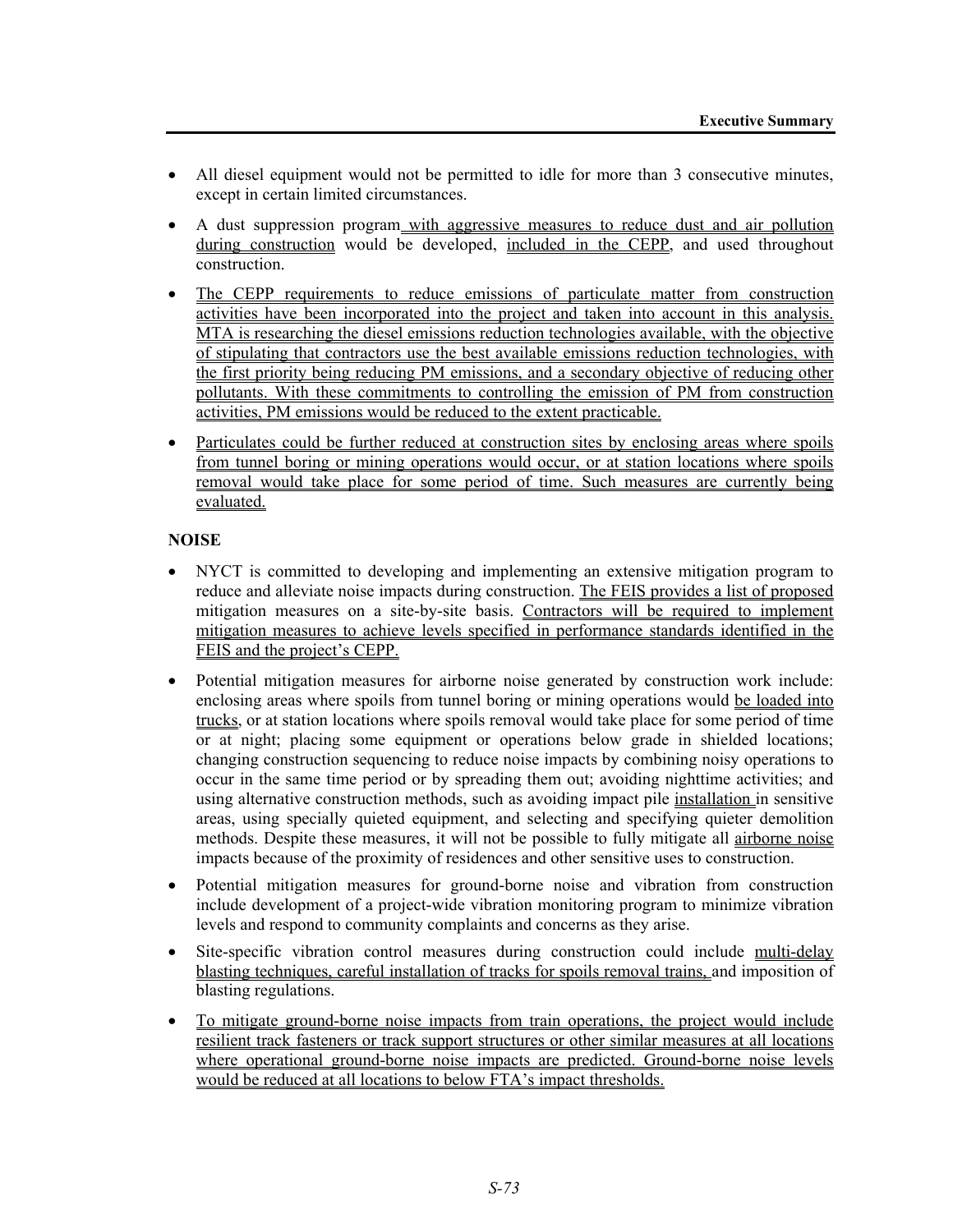- All diesel equipment would not be permitted to idle for more than 3 consecutive minutes, except in certain limited circumstances.
- A dust suppression program with aggressive measures to reduce dust and air pollution during construction would be developed, included in the CEPP, and used throughout construction.
- The CEPP requirements to reduce emissions of particulate matter from construction activities have been incorporated into the project and taken into account in this analysis. MTA is researching the diesel emissions reduction technologies available, with the objective of stipulating that contractors use the best available emissions reduction technologies, with the first priority being reducing PM emissions, and a secondary objective of reducing other pollutants. With these commitments to controlling the emission of PM from construction activities, PM emissions would be reduced to the extent practicable.
- Particulates could be further reduced at construction sites by enclosing areas where spoils from tunnel boring or mining operations would occur, or at station locations where spoils removal would take place for some period of time. Such measures are currently being evaluated.

**NOISE**

- NYCT is committed to developing and implementing an extensive mitigation program to reduce and alleviate noise impacts during construction. The FEIS provides a list of proposed mitigation measures on a site-by-site basis. Contractors will be required to implement mitigation measures to achieve levels specified in performance standards identified in the FEIS and the project's CEPP.
- Potential mitigation measures for airborne noise generated by construction work include: enclosing areas where spoils from tunnel boring or mining operations would be loaded into trucks, or at station locations where spoils removal would take place for some period of time or at night; placing some equipment or operations below grade in shielded locations; changing construction sequencing to reduce noise impacts by combining noisy operations to occur in the same time period or by spreading them out; avoiding nighttime activities; and using alternative construction methods, such as avoiding impact pile installation in sensitive areas, using specially quieted equipment, and selecting and specifying quieter demolition methods. Despite these measures, it will not be possible to fully mitigate all airborne noise impacts because of the proximity of residences and other sensitive uses to construction.
- Potential mitigation measures for ground-borne noise and vibration from construction include development of a project-wide vibration monitoring program to minimize vibration levels and respond to community complaints and concerns as they arise.
- Site-specific vibration control measures during construction could include multi-delay blasting techniques, careful installation of tracks for spoils removal trains, and imposition of blasting regulations.
- To mitigate ground-borne noise impacts from train operations, the project would include resilient track fasteners or track support structures or other similar measures at all locations where operational ground-borne noise impacts are predicted. Ground-borne noise levels would be reduced at all locations to below FTA's impact thresholds.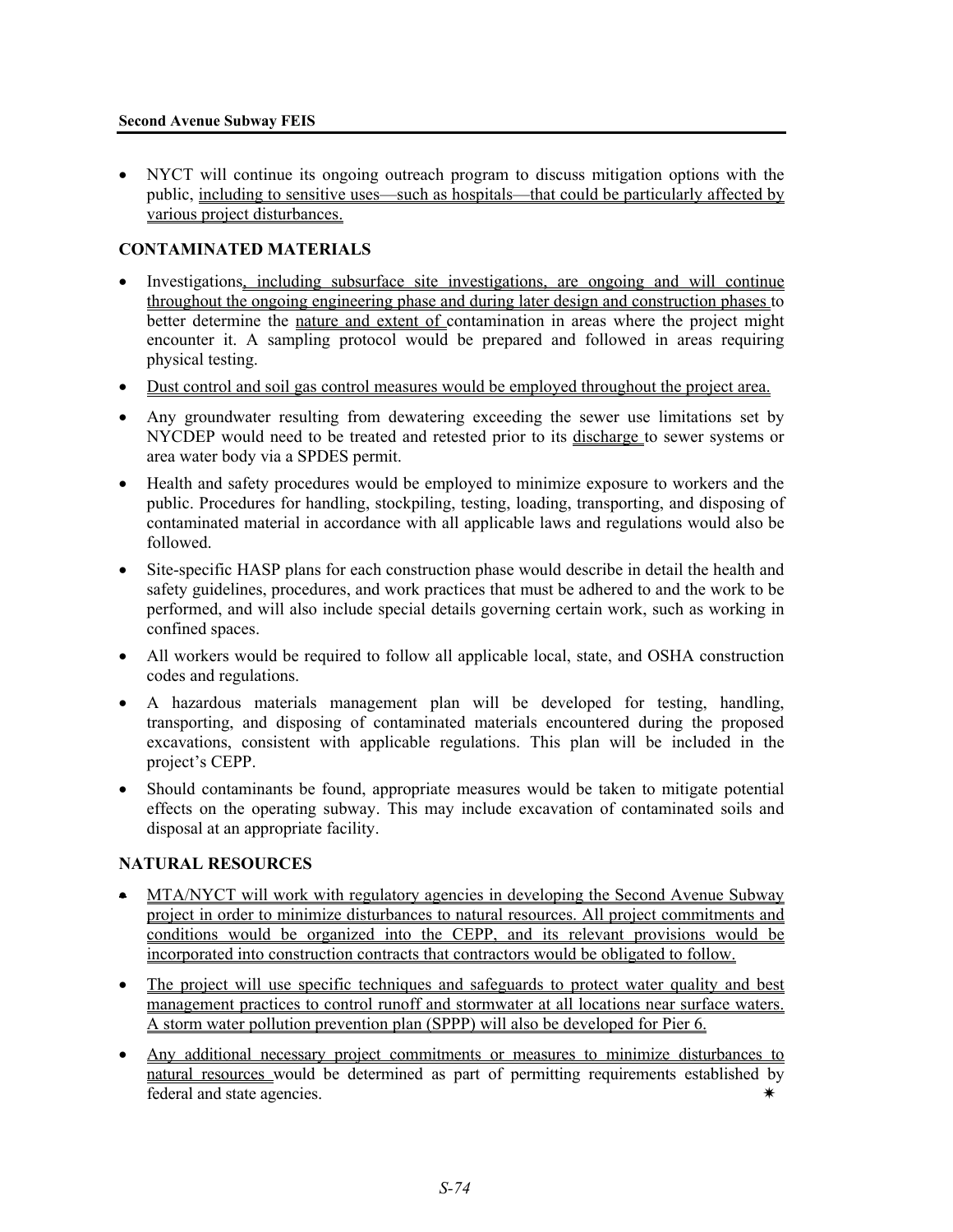- NYCT will continue its ongoing outreach program to discuss mitigation options with the public, including to sensitive uses—such as hospitals—that could be particularly affected by various project disturbances.

## CONTAMINATED MATERIALS

- Investigations, including subsurface site investigations, are ongoing and will continue throughout the ongoing engineering phase and during later design and construction phases to better determine the nature and extent of contamination in areas where the project might encounter it. A sampling protocol would be prepared and followed in areas requiring physical testing.
- Dust control and soil gas control measures would be employed throughout the project area.
- Any groundwater resulting from dewatering exceeding the sewer use limitations set by NYCDEP would need to be treated and retested prior to its discharge to sewer systems or area water body via a SPDES permit.
- Health and safety procedures would be employed to minimize exposure to workers and the public. Procedures for handling, stockpiling, testing, loading, transporting, and disposing of contaminated material in accordance with all applicable laws and regulations would also be followed.
- Site-specific HASP plans for each construction phase would describe in detail the health and safety guidelines, procedures, and work practices that must be adhered to and the work to be performed, and will also include special details governing certain work, such as working in confined spaces.
- All workers would be required to follow all applicable local, state, and OSHA construction codes and regulations.
- A hazardous materials management plan will be developed for testing, handling, transporting, and disposing of contaminated materials encountered during the proposed excavations, consistent with applicable regulations. This plan will be included in the project's CEPP.
- Should contaminants be found, appropriate measures would be taken to mitigate potential effects on the operating subway. This may include excavation of contaminated soils and disposal at an appropriate facility.

## NATURAL RESOURCES

- MTA/NYCT will work with regulatory agencies in developing the Second Avenue Subway project in order to minimize disturbances to natural resources. All project commitments and conditions would be organized into the CEPP, and its relevant provisions would be incorporated into construction contracts that contractors would be obligated to follow.
- The project will use specific techniques and safeguards to protect water quality and best management practices to control runoff and stormwater at all locations near surface waters. A storm water pollution prevention plan (SPPP) will also be developed for Pier 6.
- Any additional necessary project commitments or measures to minimize disturbances to natural resources would be determined as part of permitting requirements established by federal and state agencies. ✷